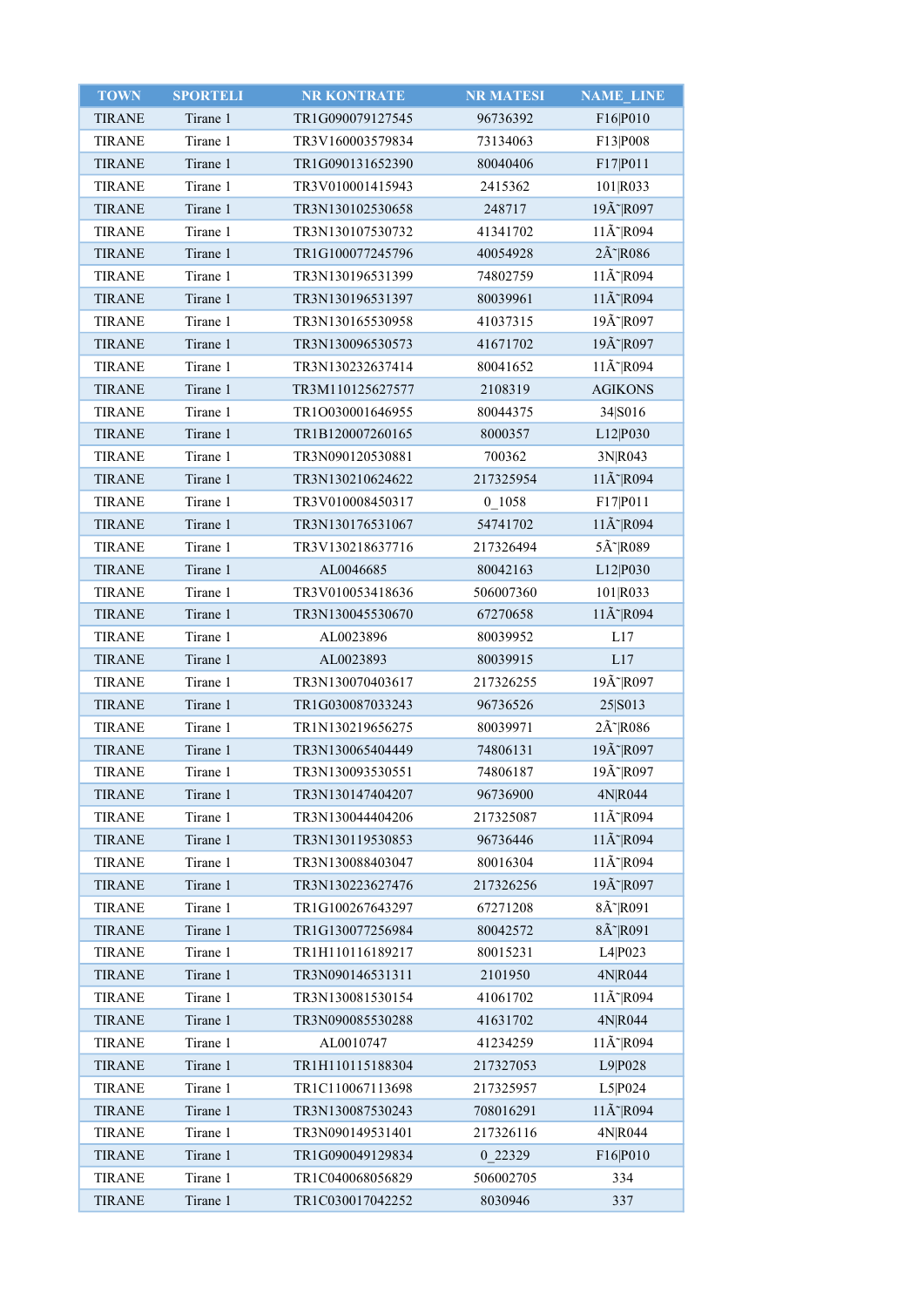| TOWN | SPORTELI | NR KONTRATE | NR MATESI | NAME_LINE |
|---|---|---|---|---|
| TIRANE | Tirane 1 | TR1G090079127545 | 96736392 | F16\|P010 |
| TIRANE | Tirane 1 | TR3V160003579834 | 73134063 | F13\|P008 |
| TIRANE | Tirane 1 | TR1G090131652390 | 80040406 | F17\|P011 |
| TIRANE | Tirane 1 | TR3V010001415943 | 2415362 | 101\|R033 |
| TIRANE | Tirane 1 | TR3N130102530658 | 248717 | 19Ã˜\|R097 |
| TIRANE | Tirane 1 | TR3N130107530732 | 41341702 | 11Ã˜\|R094 |
| TIRANE | Tirane 1 | TR1G100077245796 | 40054928 | 2Ã˜\|R086 |
| TIRANE | Tirane 1 | TR3N130196531399 | 74802759 | 11Ã˜\|R094 |
| TIRANE | Tirane 1 | TR3N130196531397 | 80039961 | 11Ã˜\|R094 |
| TIRANE | Tirane 1 | TR3N130165530958 | 41037315 | 19Ã˜\|R097 |
| TIRANE | Tirane 1 | TR3N130096530573 | 41671702 | 19Ã˜\|R097 |
| TIRANE | Tirane 1 | TR3N130232637414 | 80041652 | 11Ã˜\|R094 |
| TIRANE | Tirane 1 | TR3M110125627577 | 2108319 | AGIKONS |
| TIRANE | Tirane 1 | TR1O030001646955 | 80044375 | 34\|S016 |
| TIRANE | Tirane 1 | TR1B120007260165 | 8000357 | L12\|P030 |
| TIRANE | Tirane 1 | TR3N090120530881 | 700362 | 3N\|R043 |
| TIRANE | Tirane 1 | TR3N130210624622 | 217325954 | 11Ã˜\|R094 |
| TIRANE | Tirane 1 | TR3V010008450317 | 0_1058 | F17\|P011 |
| TIRANE | Tirane 1 | TR3N130176531067 | 54741702 | 11Ã˜\|R094 |
| TIRANE | Tirane 1 | TR3V130218637716 | 217326494 | 5Ã˜\|R089 |
| TIRANE | Tirane 1 | AL0046685 | 80042163 | L12\|P030 |
| TIRANE | Tirane 1 | TR3V010053418636 | 506007360 | 101\|R033 |
| TIRANE | Tirane 1 | TR3N130045530670 | 67270658 | 11Ã˜\|R094 |
| TIRANE | Tirane 1 | AL0023896 | 80039952 | L17 |
| TIRANE | Tirane 1 | AL0023893 | 80039915 | L17 |
| TIRANE | Tirane 1 | TR3N130070403617 | 217326255 | 19Ã˜\|R097 |
| TIRANE | Tirane 1 | TR1G030087033243 | 96736526 | 25\|S013 |
| TIRANE | Tirane 1 | TR1N130219656275 | 80039971 | 2Ã˜\|R086 |
| TIRANE | Tirane 1 | TR3N130065404449 | 74806131 | 19Ã˜\|R097 |
| TIRANE | Tirane 1 | TR3N130093530551 | 74806187 | 19Ã˜\|R097 |
| TIRANE | Tirane 1 | TR3N130147404207 | 96736900 | 4N\|R044 |
| TIRANE | Tirane 1 | TR3N130044404206 | 217325087 | 11Ã˜\|R094 |
| TIRANE | Tirane 1 | TR3N130119530853 | 96736446 | 11Ã˜\|R094 |
| TIRANE | Tirane 1 | TR3N130088403047 | 80016304 | 11Ã˜\|R094 |
| TIRANE | Tirane 1 | TR3N130223627476 | 217326256 | 19Ã˜\|R097 |
| TIRANE | Tirane 1 | TR1G100267643297 | 67271208 | 8Ã˜\|R091 |
| TIRANE | Tirane 1 | TR1G130077256984 | 80042572 | 8Ã˜\|R091 |
| TIRANE | Tirane 1 | TR1H110116189217 | 80015231 | L4\|P023 |
| TIRANE | Tirane 1 | TR3N090146531311 | 2101950 | 4N\|R044 |
| TIRANE | Tirane 1 | TR3N130081530154 | 41061702 | 11Ã˜\|R094 |
| TIRANE | Tirane 1 | TR3N090085530288 | 41631702 | 4N\|R044 |
| TIRANE | Tirane 1 | AL0010747 | 41234259 | 11Ã˜\|R094 |
| TIRANE | Tirane 1 | TR1H110115188304 | 217327053 | L9\|P028 |
| TIRANE | Tirane 1 | TR1C110067113698 | 217325957 | L5\|P024 |
| TIRANE | Tirane 1 | TR3N130087530243 | 708016291 | 11Ã˜\|R094 |
| TIRANE | Tirane 1 | TR3N090149531401 | 217326116 | 4N\|R044 |
| TIRANE | Tirane 1 | TR1G090049129834 | 0_22329 | F16\|P010 |
| TIRANE | Tirane 1 | TR1C040068056829 | 506002705 | 334 |
| TIRANE | Tirane 1 | TR1C030017042252 | 8030946 | 337 |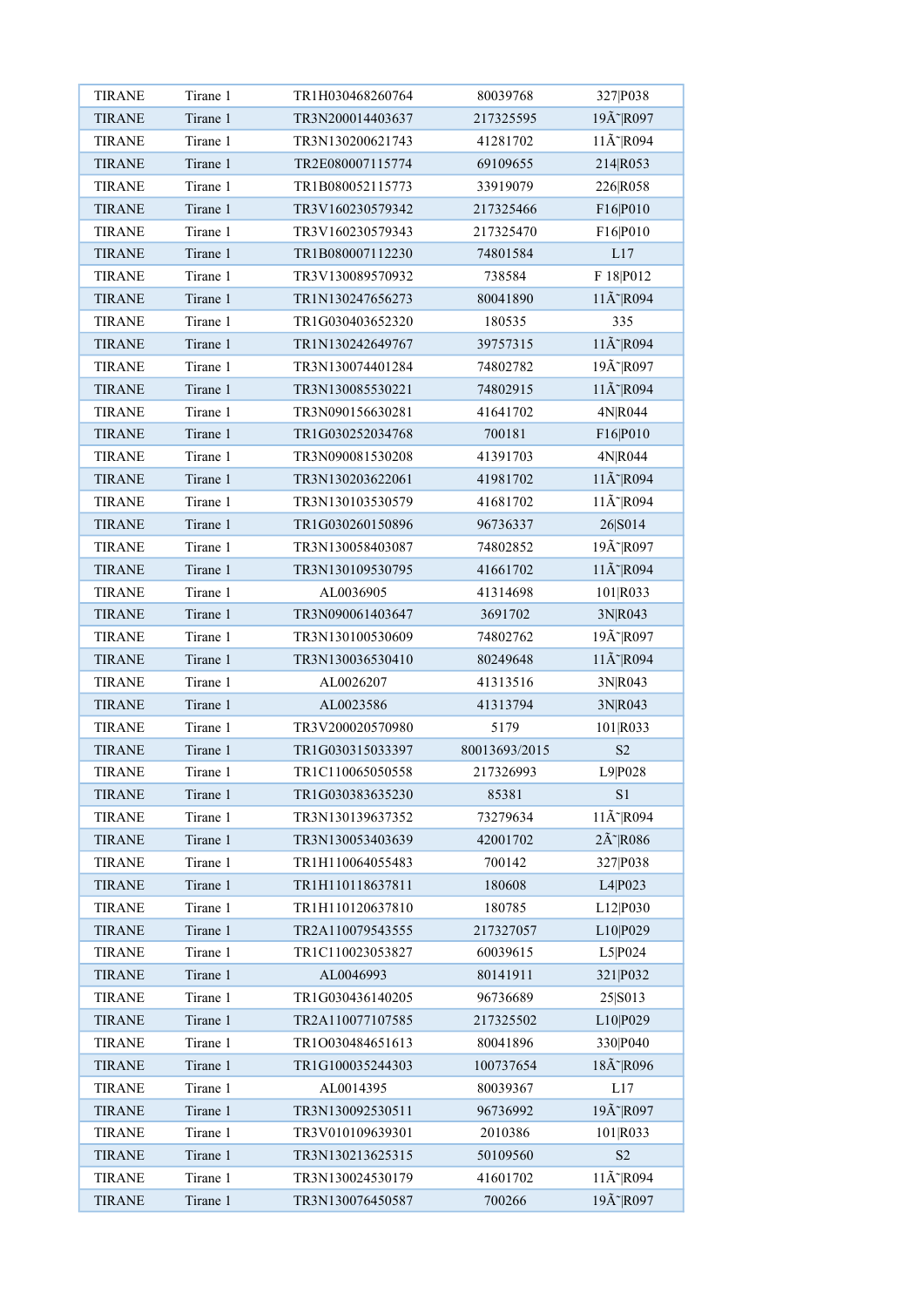| TIRANE | Tirane 1 | TR1H030468260764 | 80039768 | 327|P038 |
|---|---|---|---|---|
| TIRANE | Tirane 1 | TR3N200014403637 | 217325595 | 19Ã˜|R097 |
| TIRANE | Tirane 1 | TR3N130200621743 | 41281702 | 11Ã˜|R094 |
| TIRANE | Tirane 1 | TR2E080007115774 | 69109655 | 214|R053 |
| TIRANE | Tirane 1 | TR1B080052115773 | 33919079 | 226|R058 |
| TIRANE | Tirane 1 | TR3V160230579342 | 217325466 | F16|P010 |
| TIRANE | Tirane 1 | TR3V160230579343 | 217325470 | F16|P010 |
| TIRANE | Tirane 1 | TR1B080007112230 | 74801584 | L17 |
| TIRANE | Tirane 1 | TR3V130089570932 | 738584 | F 18|P012 |
| TIRANE | Tirane 1 | TR1N130247656273 | 80041890 | 11Ã˜|R094 |
| TIRANE | Tirane 1 | TR1G030403652320 | 180535 | 335 |
| TIRANE | Tirane 1 | TR1N130242649767 | 39757315 | 11Ã˜|R094 |
| TIRANE | Tirane 1 | TR3N130074401284 | 74802782 | 19Ã˜|R097 |
| TIRANE | Tirane 1 | TR3N130085530221 | 74802915 | 11Ã˜|R094 |
| TIRANE | Tirane 1 | TR3N090156630281 | 41641702 | 4N|R044 |
| TIRANE | Tirane 1 | TR1G030252034768 | 700181 | F16|P010 |
| TIRANE | Tirane 1 | TR3N090081530208 | 41391703 | 4N|R044 |
| TIRANE | Tirane 1 | TR3N130203622061 | 41981702 | 11Ã˜|R094 |
| TIRANE | Tirane 1 | TR3N130103530579 | 41681702 | 11Ã˜|R094 |
| TIRANE | Tirane 1 | TR1G030260150896 | 96736337 | 26|S014 |
| TIRANE | Tirane 1 | TR3N130058403087 | 74802852 | 19Ã˜|R097 |
| TIRANE | Tirane 1 | TR3N130109530795 | 41661702 | 11Ã˜|R094 |
| TIRANE | Tirane 1 | AL0036905 | 41314698 | 101|R033 |
| TIRANE | Tirane 1 | TR3N090061403647 | 3691702 | 3N|R043 |
| TIRANE | Tirane 1 | TR3N130100530609 | 74802762 | 19Ã˜|R097 |
| TIRANE | Tirane 1 | TR3N130036530410 | 80249648 | 11Ã˜|R094 |
| TIRANE | Tirane 1 | AL0026207 | 41313516 | 3N|R043 |
| TIRANE | Tirane 1 | AL0023586 | 41313794 | 3N|R043 |
| TIRANE | Tirane 1 | TR3V200020570980 | 5179 | 101|R033 |
| TIRANE | Tirane 1 | TR1G030315033397 | 80013693/2015 | S2 |
| TIRANE | Tirane 1 | TR1C110065050558 | 217326993 | L9|P028 |
| TIRANE | Tirane 1 | TR1G030383635230 | 85381 | S1 |
| TIRANE | Tirane 1 | TR3N130139637352 | 73279634 | 11Ã˜|R094 |
| TIRANE | Tirane 1 | TR3N130053403639 | 42001702 | 2Ã˜|R086 |
| TIRANE | Tirane 1 | TR1H110064055483 | 700142 | 327|P038 |
| TIRANE | Tirane 1 | TR1H110118637811 | 180608 | L4|P023 |
| TIRANE | Tirane 1 | TR1H110120637810 | 180785 | L12|P030 |
| TIRANE | Tirane 1 | TR2A110079543555 | 217327057 | L10|P029 |
| TIRANE | Tirane 1 | TR1C110023053827 | 60039615 | L5|P024 |
| TIRANE | Tirane 1 | AL0046993 | 80141911 | 321|P032 |
| TIRANE | Tirane 1 | TR1G030436140205 | 96736689 | 25|S013 |
| TIRANE | Tirane 1 | TR2A110077107585 | 217325502 | L10|P029 |
| TIRANE | Tirane 1 | TR1O030484651613 | 80041896 | 330|P040 |
| TIRANE | Tirane 1 | TR1G100035244303 | 100737654 | 18Ã˜|R096 |
| TIRANE | Tirane 1 | AL0014395 | 80039367 | L17 |
| TIRANE | Tirane 1 | TR3N130092530511 | 96736992 | 19Ã˜|R097 |
| TIRANE | Tirane 1 | TR3V010109639301 | 2010386 | 101|R033 |
| TIRANE | Tirane 1 | TR3N130213625315 | 50109560 | S2 |
| TIRANE | Tirane 1 | TR3N130024530179 | 41601702 | 11Ã˜|R094 |
| TIRANE | Tirane 1 | TR3N130076450587 | 700266 | 19Ã˜|R097 |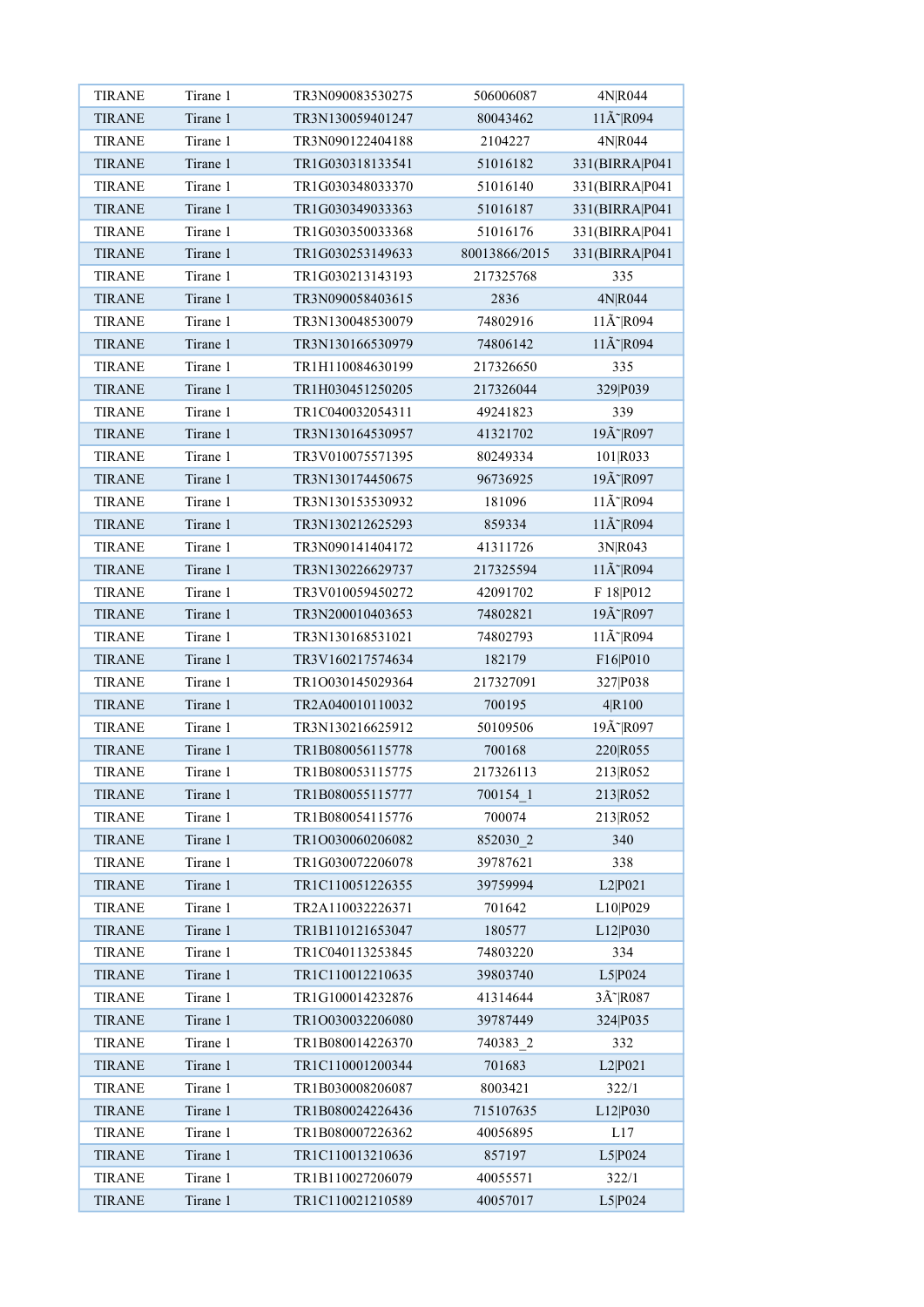| TIRANE | Tirane 1 | TR3N090083530275 | 506006087 | 4N|R044 |
|---|---|---|---|---|
| TIRANE | Tirane 1 | TR3N130059401247 | 80043462 | 11Ã˜|R094 |
| TIRANE | Tirane 1 | TR3N090122404188 | 2104227 | 4N|R044 |
| TIRANE | Tirane 1 | TR1G030318133541 | 51016182 | 331(BIRRA|P041 |
| TIRANE | Tirane 1 | TR1G030348033370 | 51016140 | 331(BIRRA|P041 |
| TIRANE | Tirane 1 | TR1G030349033363 | 51016187 | 331(BIRRA|P041 |
| TIRANE | Tirane 1 | TR1G030350033368 | 51016176 | 331(BIRRA|P041 |
| TIRANE | Tirane 1 | TR1G030253149633 | 80013866/2015 | 331(BIRRA|P041 |
| TIRANE | Tirane 1 | TR1G030213143193 | 217325768 | 335 |
| TIRANE | Tirane 1 | TR3N090058403615 | 2836 | 4N|R044 |
| TIRANE | Tirane 1 | TR3N130048530079 | 74802916 | 11Ã˜|R094 |
| TIRANE | Tirane 1 | TR3N130166530979 | 74806142 | 11Ã˜|R094 |
| TIRANE | Tirane 1 | TR1H110084630199 | 217326650 | 335 |
| TIRANE | Tirane 1 | TR1H030451250205 | 217326044 | 329|P039 |
| TIRANE | Tirane 1 | TR1C040032054311 | 49241823 | 339 |
| TIRANE | Tirane 1 | TR3N130164530957 | 41321702 | 19Ã˜|R097 |
| TIRANE | Tirane 1 | TR3V010075571395 | 80249334 | 101|R033 |
| TIRANE | Tirane 1 | TR3N130174450675 | 96736925 | 19Ã˜|R097 |
| TIRANE | Tirane 1 | TR3N130153530932 | 181096 | 11Ã˜|R094 |
| TIRANE | Tirane 1 | TR3N130212625293 | 859334 | 11Ã˜|R094 |
| TIRANE | Tirane 1 | TR3N090141404172 | 41311726 | 3N|R043 |
| TIRANE | Tirane 1 | TR3N130226629737 | 217325594 | 11Ã˜|R094 |
| TIRANE | Tirane 1 | TR3V010059450272 | 42091702 | F 18|P012 |
| TIRANE | Tirane 1 | TR3N200010403653 | 74802821 | 19Ã˜|R097 |
| TIRANE | Tirane 1 | TR3N130168531021 | 74802793 | 11Ã˜|R094 |
| TIRANE | Tirane 1 | TR3V160217574634 | 182179 | F16|P010 |
| TIRANE | Tirane 1 | TR1O030145029364 | 217327091 | 327|P038 |
| TIRANE | Tirane 1 | TR2A040010110032 | 700195 | 4|R100 |
| TIRANE | Tirane 1 | TR3N130216625912 | 50109506 | 19Ã˜|R097 |
| TIRANE | Tirane 1 | TR1B080056115778 | 700168 | 220|R055 |
| TIRANE | Tirane 1 | TR1B080053115775 | 217326113 | 213|R052 |
| TIRANE | Tirane 1 | TR1B080055115777 | 700154_1 | 213|R052 |
| TIRANE | Tirane 1 | TR1B080054115776 | 700074 | 213|R052 |
| TIRANE | Tirane 1 | TR1O030060206082 | 852030_2 | 340 |
| TIRANE | Tirane 1 | TR1G030072206078 | 39787621 | 338 |
| TIRANE | Tirane 1 | TR1C110051226355 | 39759994 | L2|P021 |
| TIRANE | Tirane 1 | TR2A110032226371 | 701642 | L10|P029 |
| TIRANE | Tirane 1 | TR1B110121653047 | 180577 | L12|P030 |
| TIRANE | Tirane 1 | TR1C040113253845 | 74803220 | 334 |
| TIRANE | Tirane 1 | TR1C110012210635 | 39803740 | L5|P024 |
| TIRANE | Tirane 1 | TR1G100014232876 | 41314644 | 3Ã˜|R087 |
| TIRANE | Tirane 1 | TR1O030032206080 | 39787449 | 324|P035 |
| TIRANE | Tirane 1 | TR1B080014226370 | 740383_2 | 332 |
| TIRANE | Tirane 1 | TR1C110001200344 | 701683 | L2|P021 |
| TIRANE | Tirane 1 | TR1B030008206087 | 8003421 | 322/1 |
| TIRANE | Tirane 1 | TR1B080024226436 | 715107635 | L12|P030 |
| TIRANE | Tirane 1 | TR1B080007226362 | 40056895 | L17 |
| TIRANE | Tirane 1 | TR1C110013210636 | 857197 | L5|P024 |
| TIRANE | Tirane 1 | TR1B110027206079 | 40055571 | 322/1 |
| TIRANE | Tirane 1 | TR1C110021210589 | 40057017 | L5|P024 |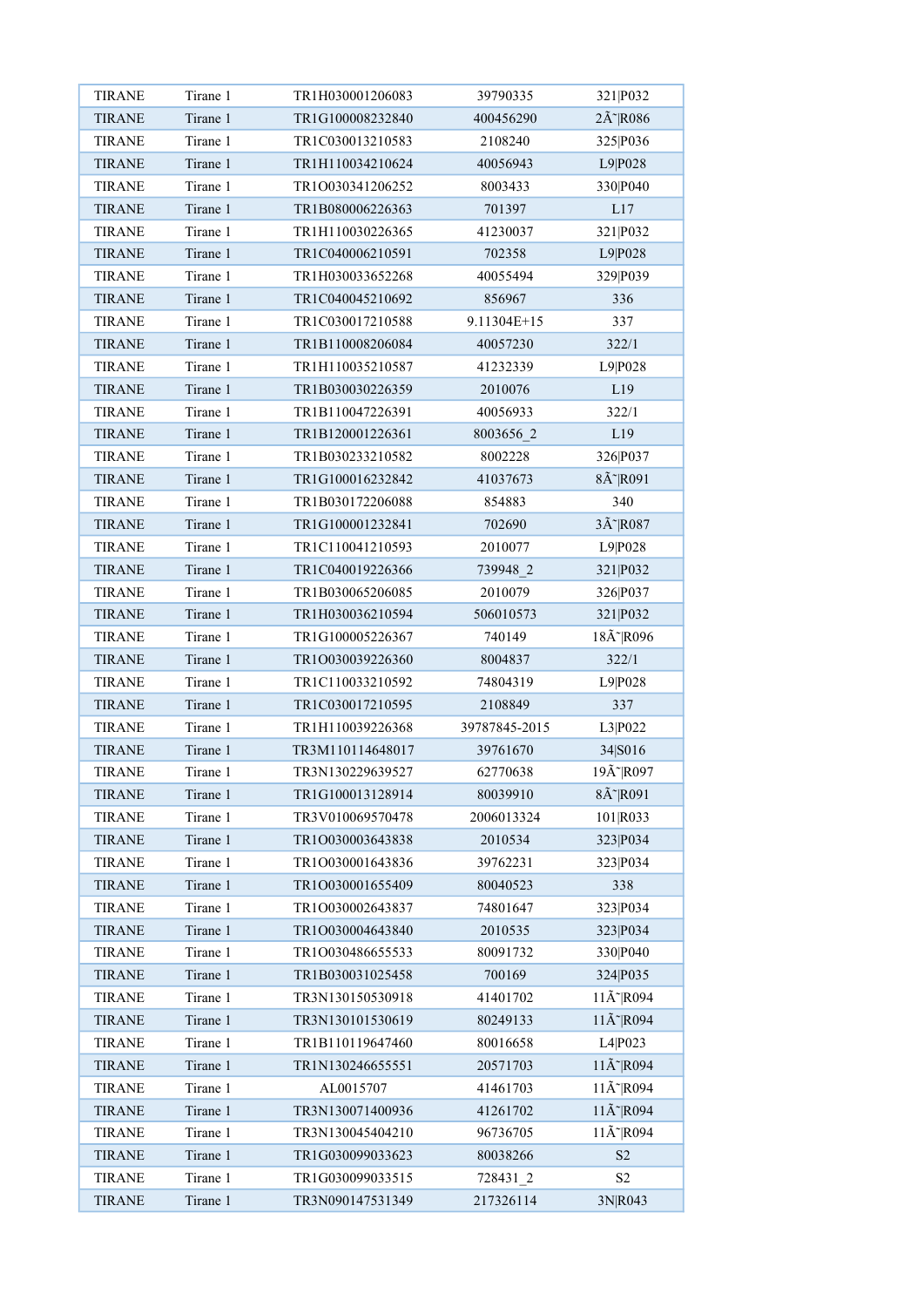| | | | | |
|---|---|---|---|---|
| TIRANE | Tirane 1 | TR1H030001206083 | 39790335 | 321\|P032 |
| TIRANE | Tirane 1 | TR1G100008232840 | 400456290 | 2Ã˜\|R086 |
| TIRANE | Tirane 1 | TR1C030013210583 | 2108240 | 325\|P036 |
| TIRANE | Tirane 1 | TR1H110034210624 | 40056943 | L9\|P028 |
| TIRANE | Tirane 1 | TR1O030341206252 | 8003433 | 330\|P040 |
| TIRANE | Tirane 1 | TR1B080006226363 | 701397 | L17 |
| TIRANE | Tirane 1 | TR1H110030226365 | 41230037 | 321\|P032 |
| TIRANE | Tirane 1 | TR1C040006210591 | 702358 | L9\|P028 |
| TIRANE | Tirane 1 | TR1H030033652268 | 40055494 | 329\|P039 |
| TIRANE | Tirane 1 | TR1C040045210692 | 856967 | 336 |
| TIRANE | Tirane 1 | TR1C030017210588 | 9.11304E+15 | 337 |
| TIRANE | Tirane 1 | TR1B110008206084 | 40057230 | 322/1 |
| TIRANE | Tirane 1 | TR1H110035210587 | 41232339 | L9\|P028 |
| TIRANE | Tirane 1 | TR1B030030226359 | 2010076 | L19 |
| TIRANE | Tirane 1 | TR1B110047226391 | 40056933 | 322/1 |
| TIRANE | Tirane 1 | TR1B120001226361 | 8003656_2 | L19 |
| TIRANE | Tirane 1 | TR1B030233210582 | 8002228 | 326\|P037 |
| TIRANE | Tirane 1 | TR1G100016232842 | 41037673 | 8Ã˜\|R091 |
| TIRANE | Tirane 1 | TR1B030172206088 | 854883 | 340 |
| TIRANE | Tirane 1 | TR1G100001232841 | 702690 | 3Ã˜\|R087 |
| TIRANE | Tirane 1 | TR1C110041210593 | 2010077 | L9\|P028 |
| TIRANE | Tirane 1 | TR1C040019226366 | 739948_2 | 321\|P032 |
| TIRANE | Tirane 1 | TR1B030065206085 | 2010079 | 326\|P037 |
| TIRANE | Tirane 1 | TR1H030036210594 | 506010573 | 321\|P032 |
| TIRANE | Tirane 1 | TR1G100005226367 | 740149 | 18Ã˜\|R096 |
| TIRANE | Tirane 1 | TR1O030039226360 | 8004837 | 322/1 |
| TIRANE | Tirane 1 | TR1C110033210592 | 74804319 | L9\|P028 |
| TIRANE | Tirane 1 | TR1C030017210595 | 2108849 | 337 |
| TIRANE | Tirane 1 | TR1H110039226368 | 39787845-2015 | L3\|P022 |
| TIRANE | Tirane 1 | TR3M110114648017 | 39761670 | 34\|S016 |
| TIRANE | Tirane 1 | TR3N130229639527 | 62770638 | 19Ã˜\|R097 |
| TIRANE | Tirane 1 | TR1G100013128914 | 80039910 | 8Ã˜\|R091 |
| TIRANE | Tirane 1 | TR3V010069570478 | 2006013324 | 101\|R033 |
| TIRANE | Tirane 1 | TR1O030003643838 | 2010534 | 323\|P034 |
| TIRANE | Tirane 1 | TR1O030001643836 | 39762231 | 323\|P034 |
| TIRANE | Tirane 1 | TR1O030001655409 | 80040523 | 338 |
| TIRANE | Tirane 1 | TR1O030002643837 | 74801647 | 323\|P034 |
| TIRANE | Tirane 1 | TR1O030004643840 | 2010535 | 323\|P034 |
| TIRANE | Tirane 1 | TR1O030486655533 | 80091732 | 330\|P040 |
| TIRANE | Tirane 1 | TR1B030031025458 | 700169 | 324\|P035 |
| TIRANE | Tirane 1 | TR3N130150530918 | 41401702 | 11Ã˜\|R094 |
| TIRANE | Tirane 1 | TR3N130101530619 | 80249133 | 11Ã˜\|R094 |
| TIRANE | Tirane 1 | TR1B110119647460 | 80016658 | L4\|P023 |
| TIRANE | Tirane 1 | TR1N130246655551 | 20571703 | 11Ã˜\|R094 |
| TIRANE | Tirane 1 | AL0015707 | 41461703 | 11Ã˜\|R094 |
| TIRANE | Tirane 1 | TR3N130071400936 | 41261702 | 11Ã˜\|R094 |
| TIRANE | Tirane 1 | TR3N130045404210 | 96736705 | 11Ã˜\|R094 |
| TIRANE | Tirane 1 | TR1G030099033623 | 80038266 | S2 |
| TIRANE | Tirane 1 | TR1G030099033515 | 728431_2 | S2 |
| TIRANE | Tirane 1 | TR3N090147531349 | 217326114 | 3N\|R043 |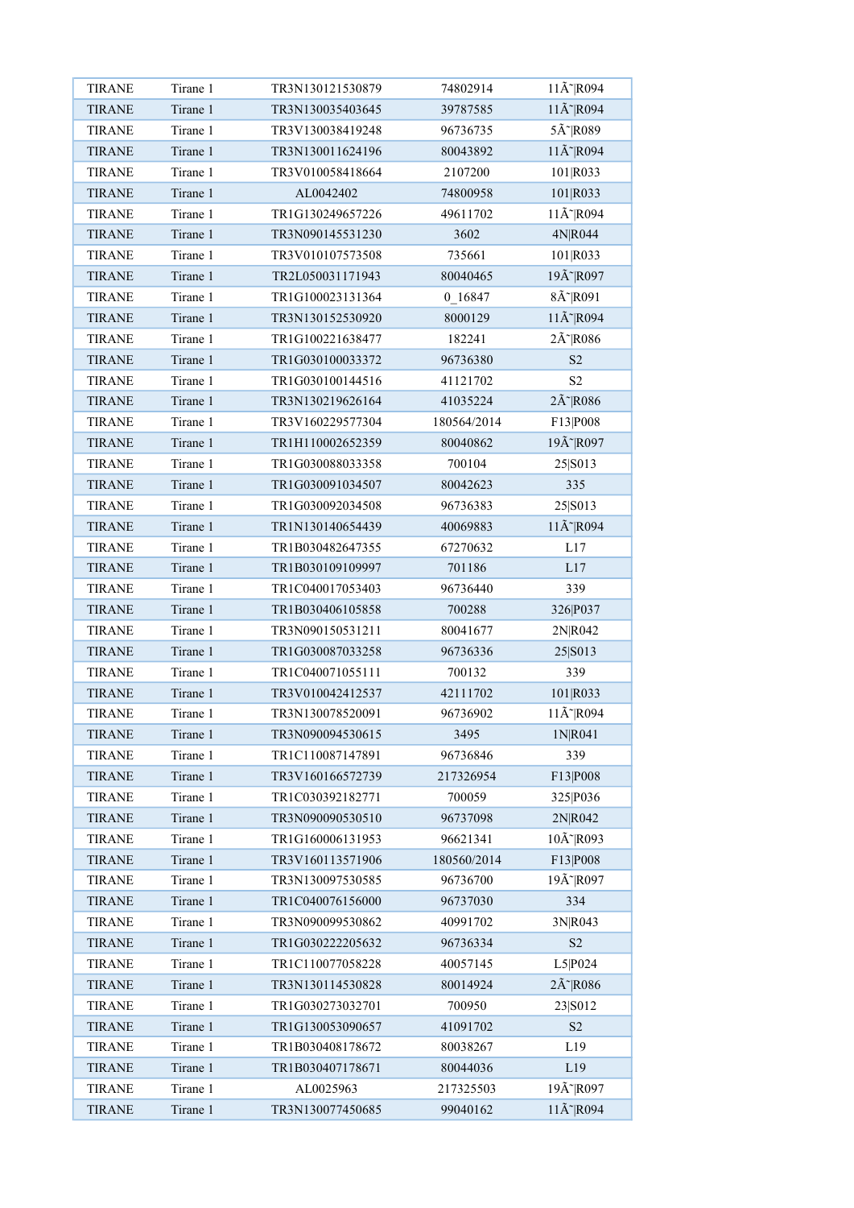| TIRANE | Tirane 1 | TR3N130121530879 | 74802914 | 11Ã˜R094 |
|---|---|---|---|---|
| TIRANE | Tirane 1 | TR3N130035403645 | 39787585 | 11Ã˜R094 |
| TIRANE | Tirane 1 | TR3V130038419248 | 96736735 | 5Ã˜R089 |
| TIRANE | Tirane 1 | TR3N130011624196 | 80043892 | 11Ã˜R094 |
| TIRANE | Tirane 1 | TR3V010058418664 | 2107200 | 101\|R033 |
| TIRANE | Tirane 1 | AL0042402 | 74800958 | 101\|R033 |
| TIRANE | Tirane 1 | TR1G130249657226 | 49611702 | 11Ã˜R094 |
| TIRANE | Tirane 1 | TR3N090145531230 | 3602 | 4N\|R044 |
| TIRANE | Tirane 1 | TR3V010107573508 | 735661 | 101\|R033 |
| TIRANE | Tirane 1 | TR2L050031171943 | 80040465 | 19Ã˜R097 |
| TIRANE | Tirane 1 | TR1G100023131364 | 0_16847 | 8Ã˜R091 |
| TIRANE | Tirane 1 | TR3N130152530920 | 8000129 | 11Ã˜R094 |
| TIRANE | Tirane 1 | TR1G100221638477 | 182241 | 2Ã˜R086 |
| TIRANE | Tirane 1 | TR1G030100033372 | 96736380 | S2 |
| TIRANE | Tirane 1 | TR1G030100144516 | 41121702 | S2 |
| TIRANE | Tirane 1 | TR3N130219626164 | 41035224 | 2Ã˜R086 |
| TIRANE | Tirane 1 | TR3V160229577304 | 180564/2014 | F13\|P008 |
| TIRANE | Tirane 1 | TR1H110002652359 | 80040862 | 19Ã˜R097 |
| TIRANE | Tirane 1 | TR1G030088033358 | 700104 | 25\|S013 |
| TIRANE | Tirane 1 | TR1G030091034507 | 80042623 | 335 |
| TIRANE | Tirane 1 | TR1G030092034508 | 96736383 | 25\|S013 |
| TIRANE | Tirane 1 | TR1N130140654439 | 40069883 | 11Ã˜R094 |
| TIRANE | Tirane 1 | TR1B030482647355 | 67270632 | L17 |
| TIRANE | Tirane 1 | TR1B030109109997 | 701186 | L17 |
| TIRANE | Tirane 1 | TR1C040017053403 | 96736440 | 339 |
| TIRANE | Tirane 1 | TR1B030406105858 | 700288 | 326\|P037 |
| TIRANE | Tirane 1 | TR3N090150531211 | 80041677 | 2N\|R042 |
| TIRANE | Tirane 1 | TR1G030087033258 | 96736336 | 25\|S013 |
| TIRANE | Tirane 1 | TR1C040071055111 | 700132 | 339 |
| TIRANE | Tirane 1 | TR3V010042412537 | 42111702 | 101\|R033 |
| TIRANE | Tirane 1 | TR3N130078520091 | 96736902 | 11Ã˜R094 |
| TIRANE | Tirane 1 | TR3N090094530615 | 3495 | 1N\|R041 |
| TIRANE | Tirane 1 | TR1C110087147891 | 96736846 | 339 |
| TIRANE | Tirane 1 | TR3V160166572739 | 217326954 | F13\|P008 |
| TIRANE | Tirane 1 | TR1C030392182771 | 700059 | 325\|P036 |
| TIRANE | Tirane 1 | TR3N090090530510 | 96737098 | 2N\|R042 |
| TIRANE | Tirane 1 | TR1G160006131953 | 96621341 | 10Ã˜R093 |
| TIRANE | Tirane 1 | TR3V160113571906 | 180560/2014 | F13\|P008 |
| TIRANE | Tirane 1 | TR3N130097530585 | 96736700 | 19Ã˜R097 |
| TIRANE | Tirane 1 | TR1C040076156000 | 96737030 | 334 |
| TIRANE | Tirane 1 | TR3N090099530862 | 40991702 | 3N\|R043 |
| TIRANE | Tirane 1 | TR1G030222205632 | 96736334 | S2 |
| TIRANE | Tirane 1 | TR1C110077058228 | 40057145 | L5\|P024 |
| TIRANE | Tirane 1 | TR3N130114530828 | 80014924 | 2Ã˜R086 |
| TIRANE | Tirane 1 | TR1G030273032701 | 700950 | 23\|S012 |
| TIRANE | Tirane 1 | TR1G130053090657 | 41091702 | S2 |
| TIRANE | Tirane 1 | TR1B030408178672 | 80038267 | L19 |
| TIRANE | Tirane 1 | TR1B030407178671 | 80044036 | L19 |
| TIRANE | Tirane 1 | AL0025963 | 217325503 | 19Ã˜R097 |
| TIRANE | Tirane 1 | TR3N130077450685 | 99040162 | 11Ã˜R094 |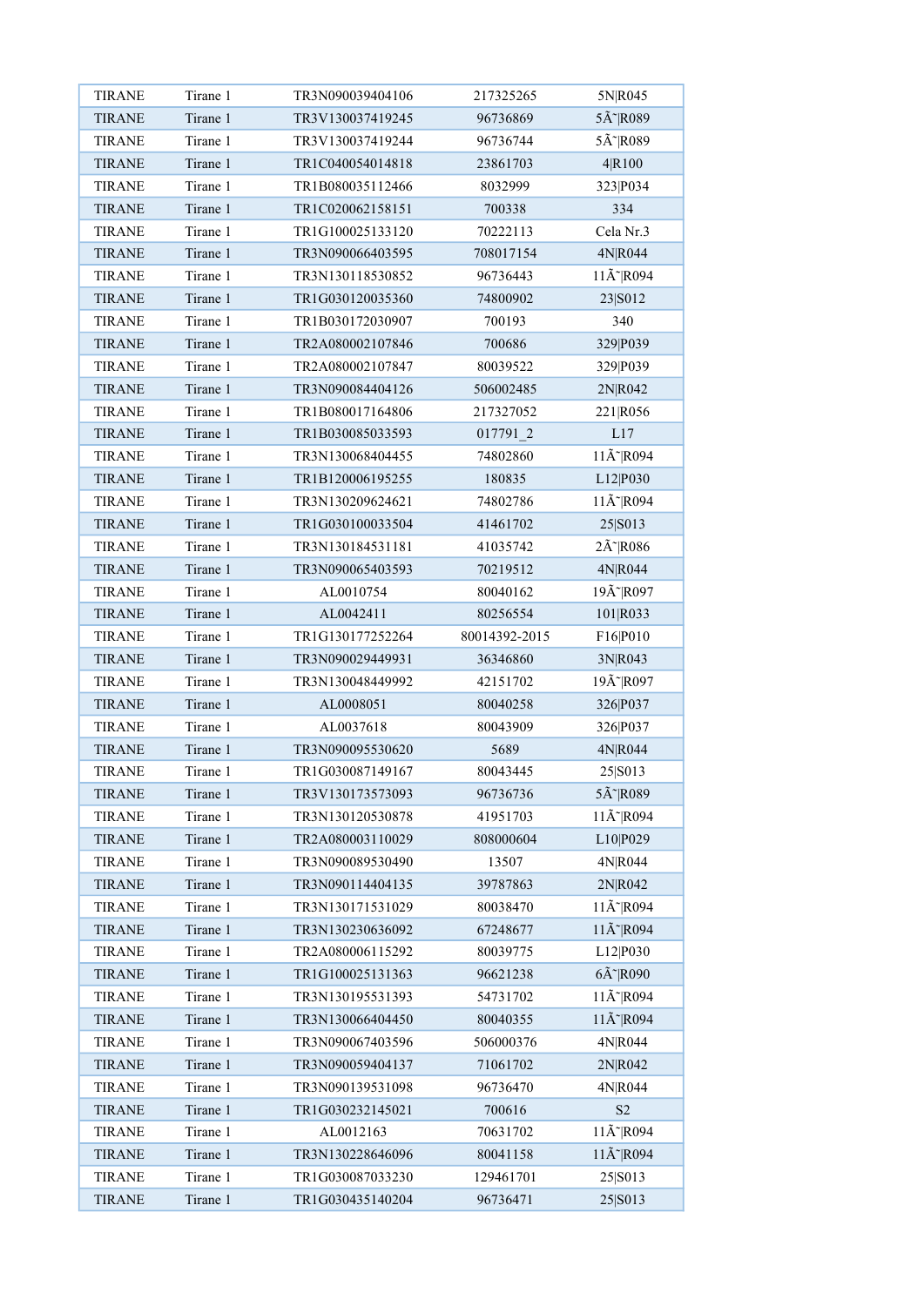| TIRANE | Tirane 1 | TR3N090039404106 | 217325265 | 5N\|R045 |
|---|---|---|---|---|
| TIRANE | Tirane 1 | TR3V130037419245 | 96736869 | 5Ã˜\|R089 |
| TIRANE | Tirane 1 | TR3V130037419244 | 96736744 | 5Ã˜\|R089 |
| TIRANE | Tirane 1 | TR1C040054014818 | 23861703 | 4\|R100 |
| TIRANE | Tirane 1 | TR1B080035112466 | 8032999 | 323\|P034 |
| TIRANE | Tirane 1 | TR1C020062158151 | 700338 | 334 |
| TIRANE | Tirane 1 | TR1G100025133120 | 70222113 | Cela Nr.3 |
| TIRANE | Tirane 1 | TR3N090066403595 | 708017154 | 4N\|R044 |
| TIRANE | Tirane 1 | TR3N130118530852 | 96736443 | 11Ã˜\|R094 |
| TIRANE | Tirane 1 | TR1G030120035360 | 74800902 | 23\|S012 |
| TIRANE | Tirane 1 | TR1B030172030907 | 700193 | 340 |
| TIRANE | Tirane 1 | TR2A080002107846 | 700686 | 329\|P039 |
| TIRANE | Tirane 1 | TR2A080002107847 | 80039522 | 329\|P039 |
| TIRANE | Tirane 1 | TR3N090084404126 | 506002485 | 2N\|R042 |
| TIRANE | Tirane 1 | TR1B080017164806 | 217327052 | 221\|R056 |
| TIRANE | Tirane 1 | TR1B030085033593 | 017791_2 | L17 |
| TIRANE | Tirane 1 | TR3N130068404455 | 74802860 | 11Ã˜\|R094 |
| TIRANE | Tirane 1 | TR1B120006195255 | 180835 | L12\|P030 |
| TIRANE | Tirane 1 | TR3N130209624621 | 74802786 | 11Ã˜\|R094 |
| TIRANE | Tirane 1 | TR1G030100033504 | 41461702 | 25\|S013 |
| TIRANE | Tirane 1 | TR3N130184531181 | 41035742 | 2Ã˜\|R086 |
| TIRANE | Tirane 1 | TR3N090065403593 | 70219512 | 4N\|R044 |
| TIRANE | Tirane 1 | AL0010754 | 80040162 | 19Ã˜\|R097 |
| TIRANE | Tirane 1 | AL0042411 | 80256554 | 101\|R033 |
| TIRANE | Tirane 1 | TR1G130177252264 | 80014392-2015 | F16\|P010 |
| TIRANE | Tirane 1 | TR3N090029449931 | 36346860 | 3N\|R043 |
| TIRANE | Tirane 1 | TR3N130048449992 | 42151702 | 19Ã˜\|R097 |
| TIRANE | Tirane 1 | AL0008051 | 80040258 | 326\|P037 |
| TIRANE | Tirane 1 | AL0037618 | 80043909 | 326\|P037 |
| TIRANE | Tirane 1 | TR3N090095530620 | 5689 | 4N\|R044 |
| TIRANE | Tirane 1 | TR1G030087149167 | 80043445 | 25\|S013 |
| TIRANE | Tirane 1 | TR3V130173573093 | 96736736 | 5Ã˜\|R089 |
| TIRANE | Tirane 1 | TR3N130120530878 | 41951703 | 11Ã˜\|R094 |
| TIRANE | Tirane 1 | TR2A080003110029 | 808000604 | L10\|P029 |
| TIRANE | Tirane 1 | TR3N090089530490 | 13507 | 4N\|R044 |
| TIRANE | Tirane 1 | TR3N090114404135 | 39787863 | 2N\|R042 |
| TIRANE | Tirane 1 | TR3N130171531029 | 80038470 | 11Ã˜\|R094 |
| TIRANE | Tirane 1 | TR3N130230636092 | 67248677 | 11Ã˜\|R094 |
| TIRANE | Tirane 1 | TR2A080006115292 | 80039775 | L12\|P030 |
| TIRANE | Tirane 1 | TR1G100025131363 | 96621238 | 6Ã˜\|R090 |
| TIRANE | Tirane 1 | TR3N130195531393 | 54731702 | 11Ã˜\|R094 |
| TIRANE | Tirane 1 | TR3N130066404450 | 80040355 | 11Ã˜\|R094 |
| TIRANE | Tirane 1 | TR3N090067403596 | 506000376 | 4N\|R044 |
| TIRANE | Tirane 1 | TR3N090059404137 | 71061702 | 2N\|R042 |
| TIRANE | Tirane 1 | TR3N090139531098 | 96736470 | 4N\|R044 |
| TIRANE | Tirane 1 | TR1G030232145021 | 700616 | S2 |
| TIRANE | Tirane 1 | AL0012163 | 70631702 | 11Ã˜\|R094 |
| TIRANE | Tirane 1 | TR3N130228646096 | 80041158 | 11Ã˜\|R094 |
| TIRANE | Tirane 1 | TR1G030087033230 | 129461701 | 25\|S013 |
| TIRANE | Tirane 1 | TR1G030435140204 | 96736471 | 25\|S013 |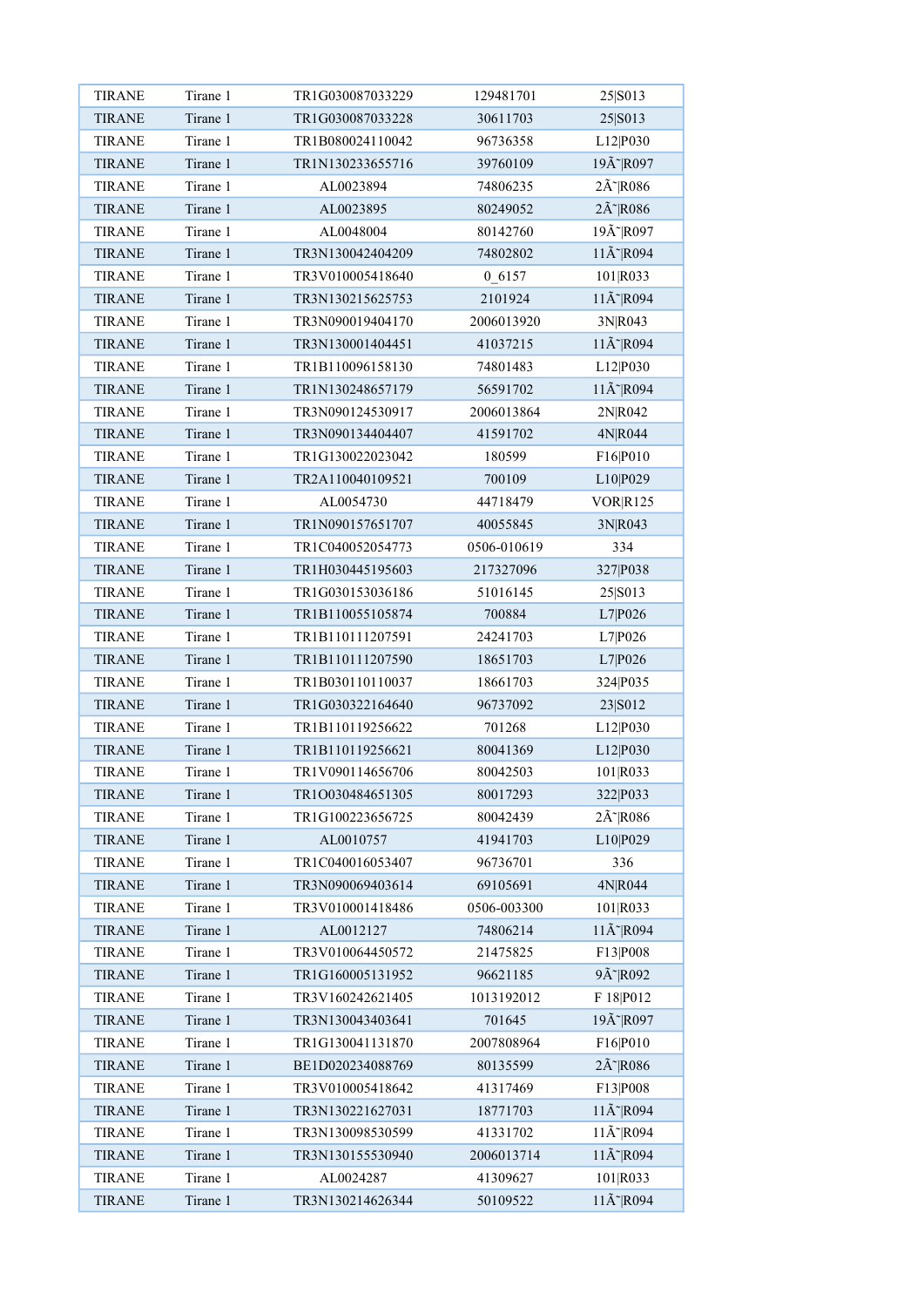| TIRANE | Tirane 1 | TR1G030087033229 | 129481701 | 25\|S013 |
|---|---|---|---|---|
| TIRANE | Tirane 1 | TR1G030087033228 | 30611703 | 25\|S013 |
| TIRANE | Tirane 1 | TR1B080024110042 | 96736358 | L12\|P030 |
| TIRANE | Tirane 1 | TR1N130233655716 | 39760109 | 19Ã˜\|R097 |
| TIRANE | Tirane 1 | AL0023894 | 74806235 | 2Ã˜\|R086 |
| TIRANE | Tirane 1 | AL0023895 | 80249052 | 2Ã˜\|R086 |
| TIRANE | Tirane 1 | AL0048004 | 80142760 | 19Ã˜\|R097 |
| TIRANE | Tirane 1 | TR3N130042404209 | 74802802 | 11Ã˜\|R094 |
| TIRANE | Tirane 1 | TR3V010005418640 | 0_6157 | 101\|R033 |
| TIRANE | Tirane 1 | TR3N130215625753 | 2101924 | 11Ã˜\|R094 |
| TIRANE | Tirane 1 | TR3N090019404170 | 2006013920 | 3N\|R043 |
| TIRANE | Tirane 1 | TR3N130001404451 | 41037215 | 11Ã˜\|R094 |
| TIRANE | Tirane 1 | TR1B110096158130 | 74801483 | L12\|P030 |
| TIRANE | Tirane 1 | TR1N130248657179 | 56591702 | 11Ã˜\|R094 |
| TIRANE | Tirane 1 | TR3N090124530917 | 2006013864 | 2N\|R042 |
| TIRANE | Tirane 1 | TR3N090134404407 | 41591702 | 4N\|R044 |
| TIRANE | Tirane 1 | TR1G130022023042 | 180599 | F16\|P010 |
| TIRANE | Tirane 1 | TR2A110040109521 | 700109 | L10\|P029 |
| TIRANE | Tirane 1 | AL0054730 | 44718479 | VOR\|R125 |
| TIRANE | Tirane 1 | TR1N090157651707 | 40055845 | 3N\|R043 |
| TIRANE | Tirane 1 | TR1C040052054773 | 0506-010619 | 334 |
| TIRANE | Tirane 1 | TR1H030445195603 | 217327096 | 327\|P038 |
| TIRANE | Tirane 1 | TR1G030153036186 | 51016145 | 25\|S013 |
| TIRANE | Tirane 1 | TR1B110055105874 | 700884 | L7\|P026 |
| TIRANE | Tirane 1 | TR1B110111207591 | 24241703 | L7\|P026 |
| TIRANE | Tirane 1 | TR1B110111207590 | 18651703 | L7\|P026 |
| TIRANE | Tirane 1 | TR1B030110110037 | 18661703 | 324\|P035 |
| TIRANE | Tirane 1 | TR1G030322164640 | 96737092 | 23\|S012 |
| TIRANE | Tirane 1 | TR1B110119256622 | 701268 | L12\|P030 |
| TIRANE | Tirane 1 | TR1B110119256621 | 80041369 | L12\|P030 |
| TIRANE | Tirane 1 | TR1V090114656706 | 80042503 | 101\|R033 |
| TIRANE | Tirane 1 | TR1O030484651305 | 80017293 | 322\|P033 |
| TIRANE | Tirane 1 | TR1G100223656725 | 80042439 | 2Ã˜\|R086 |
| TIRANE | Tirane 1 | AL0010757 | 41941703 | L10\|P029 |
| TIRANE | Tirane 1 | TR1C040016053407 | 96736701 | 336 |
| TIRANE | Tirane 1 | TR3N090069403614 | 69105691 | 4N\|R044 |
| TIRANE | Tirane 1 | TR3V010001418486 | 0506-003300 | 101\|R033 |
| TIRANE | Tirane 1 | AL0012127 | 74806214 | 11Ã˜\|R094 |
| TIRANE | Tirane 1 | TR3V010064450572 | 21475825 | F13\|P008 |
| TIRANE | Tirane 1 | TR1G160005131952 | 96621185 | 9Ã˜\|R092 |
| TIRANE | Tirane 1 | TR3V160242621405 | 1013192012 | F 18\|P012 |
| TIRANE | Tirane 1 | TR3N130043403641 | 701645 | 19Ã˜\|R097 |
| TIRANE | Tirane 1 | TR1G130041131870 | 2007808964 | F16\|P010 |
| TIRANE | Tirane 1 | BE1D020234088769 | 80135599 | 2Ã˜\|R086 |
| TIRANE | Tirane 1 | TR3V010005418642 | 41317469 | F13\|P008 |
| TIRANE | Tirane 1 | TR3N130221627031 | 18771703 | 11Ã˜\|R094 |
| TIRANE | Tirane 1 | TR3N130098530599 | 41331702 | 11Ã˜\|R094 |
| TIRANE | Tirane 1 | TR3N130155530940 | 2006013714 | 11Ã˜\|R094 |
| TIRANE | Tirane 1 | AL0024287 | 41309627 | 101\|R033 |
| TIRANE | Tirane 1 | TR3N130214626344 | 50109522 | 11Ã˜\|R094 |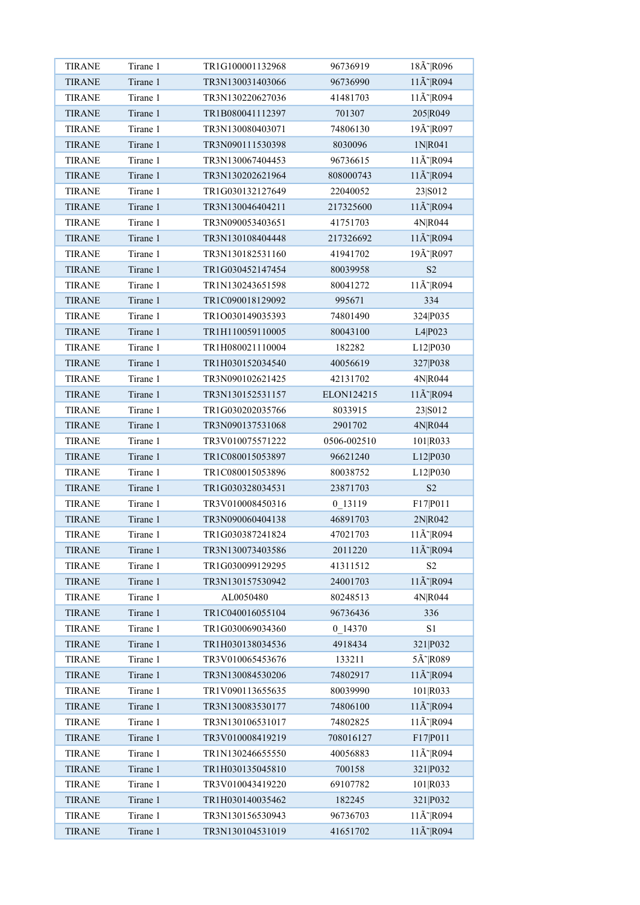| TIRANE | Tirane 1 | TR1G100001132968 | 96736919 | 18Ã˜R096 |
|---|---|---|---|---|
| TIRANE | Tirane 1 | TR3N130031403066 | 96736990 | 11Ã˜R094 |
| TIRANE | Tirane 1 | TR3N130220627036 | 41481703 | 11Ã˜R094 |
| TIRANE | Tirane 1 | TR1B080041112397 | 701307 | 205\|R049 |
| TIRANE | Tirane 1 | TR3N130080403071 | 74806130 | 19Ã˜R097 |
| TIRANE | Tirane 1 | TR3N090111530398 | 8030096 | 1N\|R041 |
| TIRANE | Tirane 1 | TR3N130067404453 | 96736615 | 11Ã˜R094 |
| TIRANE | Tirane 1 | TR3N130202621964 | 808000743 | 11Ã˜R094 |
| TIRANE | Tirane 1 | TR1G030132127649 | 22040052 | 23\|S012 |
| TIRANE | Tirane 1 | TR3N130046404211 | 217325600 | 11Ã˜R094 |
| TIRANE | Tirane 1 | TR3N090053403651 | 41751703 | 4N\|R044 |
| TIRANE | Tirane 1 | TR3N130108404448 | 217326692 | 11Ã˜R094 |
| TIRANE | Tirane 1 | TR3N130182531160 | 41941702 | 19Ã˜R097 |
| TIRANE | Tirane 1 | TR1G030452147454 | 80039958 | S2 |
| TIRANE | Tirane 1 | TR1N130243651598 | 80041272 | 11Ã˜R094 |
| TIRANE | Tirane 1 | TR1C090018129092 | 995671 | 334 |
| TIRANE | Tirane 1 | TR1O030149035393 | 74801490 | 324\|P035 |
| TIRANE | Tirane 1 | TR1H110059110005 | 80043100 | L4\|P023 |
| TIRANE | Tirane 1 | TR1H080021110004 | 182282 | L12\|P030 |
| TIRANE | Tirane 1 | TR1H030152034540 | 40056619 | 327\|P038 |
| TIRANE | Tirane 1 | TR3N090102621425 | 42131702 | 4N\|R044 |
| TIRANE | Tirane 1 | TR3N130152531157 | ELON124215 | 11Ã˜R094 |
| TIRANE | Tirane 1 | TR1G030202035766 | 8033915 | 23\|S012 |
| TIRANE | Tirane 1 | TR3N090137531068 | 2901702 | 4N\|R044 |
| TIRANE | Tirane 1 | TR3V010075571222 | 0506-002510 | 101\|R033 |
| TIRANE | Tirane 1 | TR1C080015053897 | 96621240 | L12\|P030 |
| TIRANE | Tirane 1 | TR1C080015053896 | 80038752 | L12\|P030 |
| TIRANE | Tirane 1 | TR1G030328034531 | 23871703 | S2 |
| TIRANE | Tirane 1 | TR3V010008450316 | 0_13119 | F17\|P011 |
| TIRANE | Tirane 1 | TR3N090060404138 | 46891703 | 2N\|R042 |
| TIRANE | Tirane 1 | TR1G030387241824 | 47021703 | 11Ã˜R094 |
| TIRANE | Tirane 1 | TR3N130073403586 | 2011220 | 11Ã˜R094 |
| TIRANE | Tirane 1 | TR1G030099129295 | 41311512 | S2 |
| TIRANE | Tirane 1 | TR3N130157530942 | 24001703 | 11Ã˜R094 |
| TIRANE | Tirane 1 | AL0050480 | 80248513 | 4N\|R044 |
| TIRANE | Tirane 1 | TR1C040016055104 | 96736436 | 336 |
| TIRANE | Tirane 1 | TR1G030069034360 | 0_14370 | S1 |
| TIRANE | Tirane 1 | TR1H030138034536 | 4918434 | 321\|P032 |
| TIRANE | Tirane 1 | TR3V010065453676 | 133211 | 5Ã˜R089 |
| TIRANE | Tirane 1 | TR3N130084530206 | 74802917 | 11Ã˜R094 |
| TIRANE | Tirane 1 | TR1V090113655635 | 80039990 | 101\|R033 |
| TIRANE | Tirane 1 | TR3N130083530177 | 74806100 | 11Ã˜R094 |
| TIRANE | Tirane 1 | TR3N130106531017 | 74802825 | 11Ã˜R094 |
| TIRANE | Tirane 1 | TR3V010008419219 | 708016127 | F17\|P011 |
| TIRANE | Tirane 1 | TR1N130246655550 | 40056883 | 11Ã˜R094 |
| TIRANE | Tirane 1 | TR1H030135045810 | 700158 | 321\|P032 |
| TIRANE | Tirane 1 | TR3V010043419220 | 69107782 | 101\|R033 |
| TIRANE | Tirane 1 | TR1H030140035462 | 182245 | 321\|P032 |
| TIRANE | Tirane 1 | TR3N130156530943 | 96736703 | 11Ã˜R094 |
| TIRANE | Tirane 1 | TR3N130104531019 | 41651702 | 11Ã˜R094 |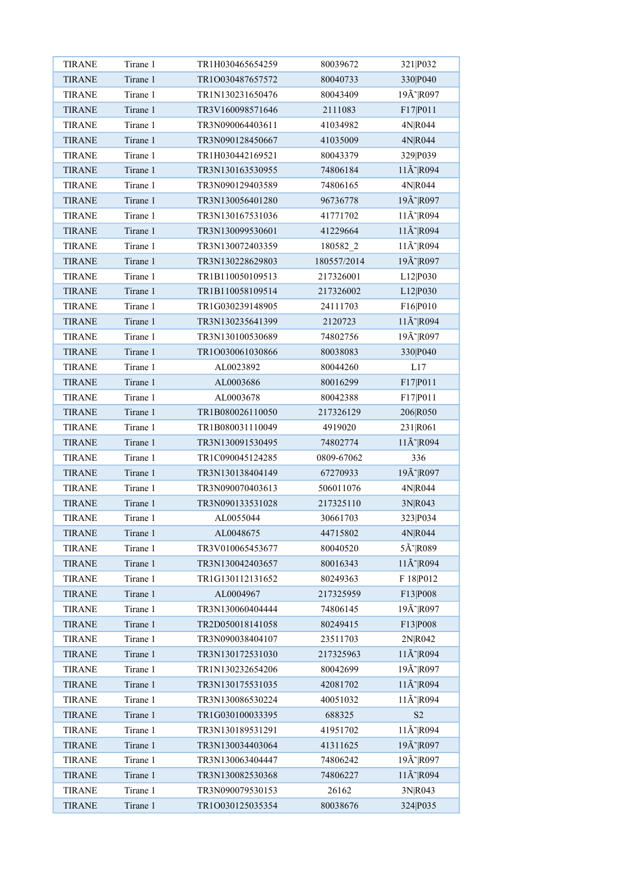| TIRANE | Tirane 1 | TR1H030465654259 | 80039672 | 321\|P032 |
|---|---|---|---|---|
| TIRANE | Tirane 1 | TR1O030487657572 | 80040733 | 330\|P040 |
| TIRANE | Tirane 1 | TR1N130231650476 | 80043409 | 19Ã˜\|R097 |
| TIRANE | Tirane 1 | TR3V160098571646 | 2111083 | F17\|P011 |
| TIRANE | Tirane 1 | TR3N090064403611 | 41034982 | 4N\|R044 |
| TIRANE | Tirane 1 | TR3N090128450667 | 41035009 | 4N\|R044 |
| TIRANE | Tirane 1 | TR1H030442169521 | 80043379 | 329\|P039 |
| TIRANE | Tirane 1 | TR3N130163530955 | 74806184 | 11Ã˜\|R094 |
| TIRANE | Tirane 1 | TR3N090129403589 | 74806165 | 4N\|R044 |
| TIRANE | Tirane 1 | TR3N130056401280 | 96736778 | 19Ã˜\|R097 |
| TIRANE | Tirane 1 | TR3N130167531036 | 41771702 | 11Ã˜\|R094 |
| TIRANE | Tirane 1 | TR3N130099530601 | 41229664 | 11Ã˜\|R094 |
| TIRANE | Tirane 1 | TR3N130072403359 | 180582_2 | 11Ã˜\|R094 |
| TIRANE | Tirane 1 | TR3N130228629803 | 180557/2014 | 19Ã˜\|R097 |
| TIRANE | Tirane 1 | TR1B110050109513 | 217326001 | L12\|P030 |
| TIRANE | Tirane 1 | TR1B110058109514 | 217326002 | L12\|P030 |
| TIRANE | Tirane 1 | TR1G030239148905 | 24111703 | F16\|P010 |
| TIRANE | Tirane 1 | TR3N130235641399 | 2120723 | 11Ã˜\|R094 |
| TIRANE | Tirane 1 | TR3N130100530689 | 74802756 | 19Ã˜\|R097 |
| TIRANE | Tirane 1 | TR1O030061030866 | 80038083 | 330\|P040 |
| TIRANE | Tirane 1 | AL0023892 | 80044260 | L17 |
| TIRANE | Tirane 1 | AL0003686 | 80016299 | F17\|P011 |
| TIRANE | Tirane 1 | AL0003678 | 80042388 | F17\|P011 |
| TIRANE | Tirane 1 | TR1B080026110050 | 217326129 | 206\|R050 |
| TIRANE | Tirane 1 | TR1B080031110049 | 4919020 | 231\|R061 |
| TIRANE | Tirane 1 | TR3N130091530495 | 74802774 | 11Ã˜\|R094 |
| TIRANE | Tirane 1 | TR1C090045124285 | 0809-67062 | 336 |
| TIRANE | Tirane 1 | TR3N130138404149 | 67270933 | 19Ã˜\|R097 |
| TIRANE | Tirane 1 | TR3N090070403613 | 506011076 | 4N\|R044 |
| TIRANE | Tirane 1 | TR3N090133531028 | 217325110 | 3N\|R043 |
| TIRANE | Tirane 1 | AL0055044 | 30661703 | 323\|P034 |
| TIRANE | Tirane 1 | AL0048675 | 44715802 | 4N\|R044 |
| TIRANE | Tirane 1 | TR3V010065453677 | 80040520 | 5Ã˜\|R089 |
| TIRANE | Tirane 1 | TR3N130042403657 | 80016343 | 11Ã˜\|R094 |
| TIRANE | Tirane 1 | TR1G130112131652 | 80249363 | F 18\|P012 |
| TIRANE | Tirane 1 | AL0004967 | 217325959 | F13\|P008 |
| TIRANE | Tirane 1 | TR3N130060404444 | 74806145 | 19Ã˜\|R097 |
| TIRANE | Tirane 1 | TR2D050018141058 | 80249415 | F13\|P008 |
| TIRANE | Tirane 1 | TR3N090038404107 | 23511703 | 2N\|R042 |
| TIRANE | Tirane 1 | TR3N130172531030 | 217325963 | 11Ã˜\|R094 |
| TIRANE | Tirane 1 | TR1N130232654206 | 80042699 | 19Ã˜\|R097 |
| TIRANE | Tirane 1 | TR3N130175531035 | 42081702 | 11Ã˜\|R094 |
| TIRANE | Tirane 1 | TR3N130086530224 | 40051032 | 11Ã˜\|R094 |
| TIRANE | Tirane 1 | TR1G030100033395 | 688325 | S2 |
| TIRANE | Tirane 1 | TR3N130189531291 | 41951702 | 11Ã˜\|R094 |
| TIRANE | Tirane 1 | TR3N130034403064 | 41311625 | 19Ã˜\|R097 |
| TIRANE | Tirane 1 | TR3N130063404447 | 74806242 | 19Ã˜\|R097 |
| TIRANE | Tirane 1 | TR3N130082530368 | 74806227 | 11Ã˜\|R094 |
| TIRANE | Tirane 1 | TR3N090079530153 | 26162 | 3N\|R043 |
| TIRANE | Tirane 1 | TR1O030125035354 | 80038676 | 324\|P035 |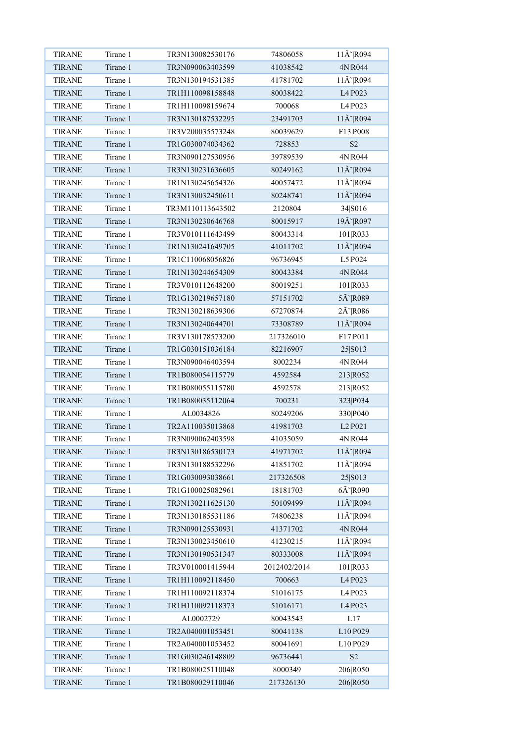| TIRANE | Tirane 1 | TR3N130082530176 | 74806058 | 11Ã˜\|R094 |
|---|---|---|---|---|
| TIRANE | Tirane 1 | TR3N090063403599 | 41038542 | 4N\|R044 |
| TIRANE | Tirane 1 | TR3N130194531385 | 41781702 | 11Ã˜\|R094 |
| TIRANE | Tirane 1 | TR1H110098158848 | 80038422 | L4\|P023 |
| TIRANE | Tirane 1 | TR1H110098159674 | 700068 | L4\|P023 |
| TIRANE | Tirane 1 | TR3N130187532295 | 23491703 | 11Ã˜\|R094 |
| TIRANE | Tirane 1 | TR3V200035573248 | 80039629 | F13\|P008 |
| TIRANE | Tirane 1 | TR1G030074034362 | 728853 | S2 |
| TIRANE | Tirane 1 | TR3N090127530956 | 39789539 | 4N\|R044 |
| TIRANE | Tirane 1 | TR3N130231636605 | 80249162 | 11Ã˜\|R094 |
| TIRANE | Tirane 1 | TR1N130245654326 | 40057472 | 11Ã˜\|R094 |
| TIRANE | Tirane 1 | TR3N130032450611 | 80248741 | 11Ã˜\|R094 |
| TIRANE | Tirane 1 | TR3M110113643502 | 2120804 | 34\|S016 |
| TIRANE | Tirane 1 | TR3N130230646768 | 80015917 | 19Ã˜\|R097 |
| TIRANE | Tirane 1 | TR3V010111643499 | 80043314 | 101\|R033 |
| TIRANE | Tirane 1 | TR1N130241649705 | 41011702 | 11Ã˜\|R094 |
| TIRANE | Tirane 1 | TR1C110068056826 | 96736945 | L5\|P024 |
| TIRANE | Tirane 1 | TR1N130244654309 | 80043384 | 4N\|R044 |
| TIRANE | Tirane 1 | TR3V010112648200 | 80019251 | 101\|R033 |
| TIRANE | Tirane 1 | TR1G130219657180 | 57151702 | 5Ã˜\|R089 |
| TIRANE | Tirane 1 | TR3N130218639306 | 67270874 | 2Ã˜\|R086 |
| TIRANE | Tirane 1 | TR3N130240644701 | 73308789 | 11Ã˜\|R094 |
| TIRANE | Tirane 1 | TR3V130178573200 | 217326010 | F17\|P011 |
| TIRANE | Tirane 1 | TR1G030151036184 | 82216907 | 25\|S013 |
| TIRANE | Tirane 1 | TR3N090046403594 | 8002234 | 4N\|R044 |
| TIRANE | Tirane 1 | TR1B080054115779 | 4592584 | 213\|R052 |
| TIRANE | Tirane 1 | TR1B080055115780 | 4592578 | 213\|R052 |
| TIRANE | Tirane 1 | TR1B080035112064 | 700231 | 323\|P034 |
| TIRANE | Tirane 1 | AL0034826 | 80249206 | 330\|P040 |
| TIRANE | Tirane 1 | TR2A110035013868 | 41981703 | L2\|P021 |
| TIRANE | Tirane 1 | TR3N090062403598 | 41035059 | 4N\|R044 |
| TIRANE | Tirane 1 | TR3N130186530173 | 41971702 | 11Ã˜\|R094 |
| TIRANE | Tirane 1 | TR3N130188532296 | 41851702 | 11Ã˜\|R094 |
| TIRANE | Tirane 1 | TR1G030093038661 | 217326508 | 25\|S013 |
| TIRANE | Tirane 1 | TR1G100025082961 | 18181703 | 6Ã˜\|R090 |
| TIRANE | Tirane 1 | TR3N130211625130 | 50109499 | 11Ã˜\|R094 |
| TIRANE | Tirane 1 | TR3N130185531186 | 74806238 | 11Ã˜\|R094 |
| TIRANE | Tirane 1 | TR3N090125530931 | 41371702 | 4N\|R044 |
| TIRANE | Tirane 1 | TR3N130023450610 | 41230215 | 11Ã˜\|R094 |
| TIRANE | Tirane 1 | TR3N130190531347 | 80333008 | 11Ã˜\|R094 |
| TIRANE | Tirane 1 | TR3V010001415944 | 2012402/2014 | 101\|R033 |
| TIRANE | Tirane 1 | TR1H110092118450 | 700663 | L4\|P023 |
| TIRANE | Tirane 1 | TR1H110092118374 | 51016175 | L4\|P023 |
| TIRANE | Tirane 1 | TR1H110092118373 | 51016171 | L4\|P023 |
| TIRANE | Tirane 1 | AL0002729 | 80043543 | L17 |
| TIRANE | Tirane 1 | TR2A040001053451 | 80041138 | L10\|P029 |
| TIRANE | Tirane 1 | TR2A040001053452 | 80041691 | L10\|P029 |
| TIRANE | Tirane 1 | TR1G030246148809 | 96736441 | S2 |
| TIRANE | Tirane 1 | TR1B080025110048 | 8000349 | 206\|R050 |
| TIRANE | Tirane 1 | TR1B080029110046 | 217326130 | 206\|R050 |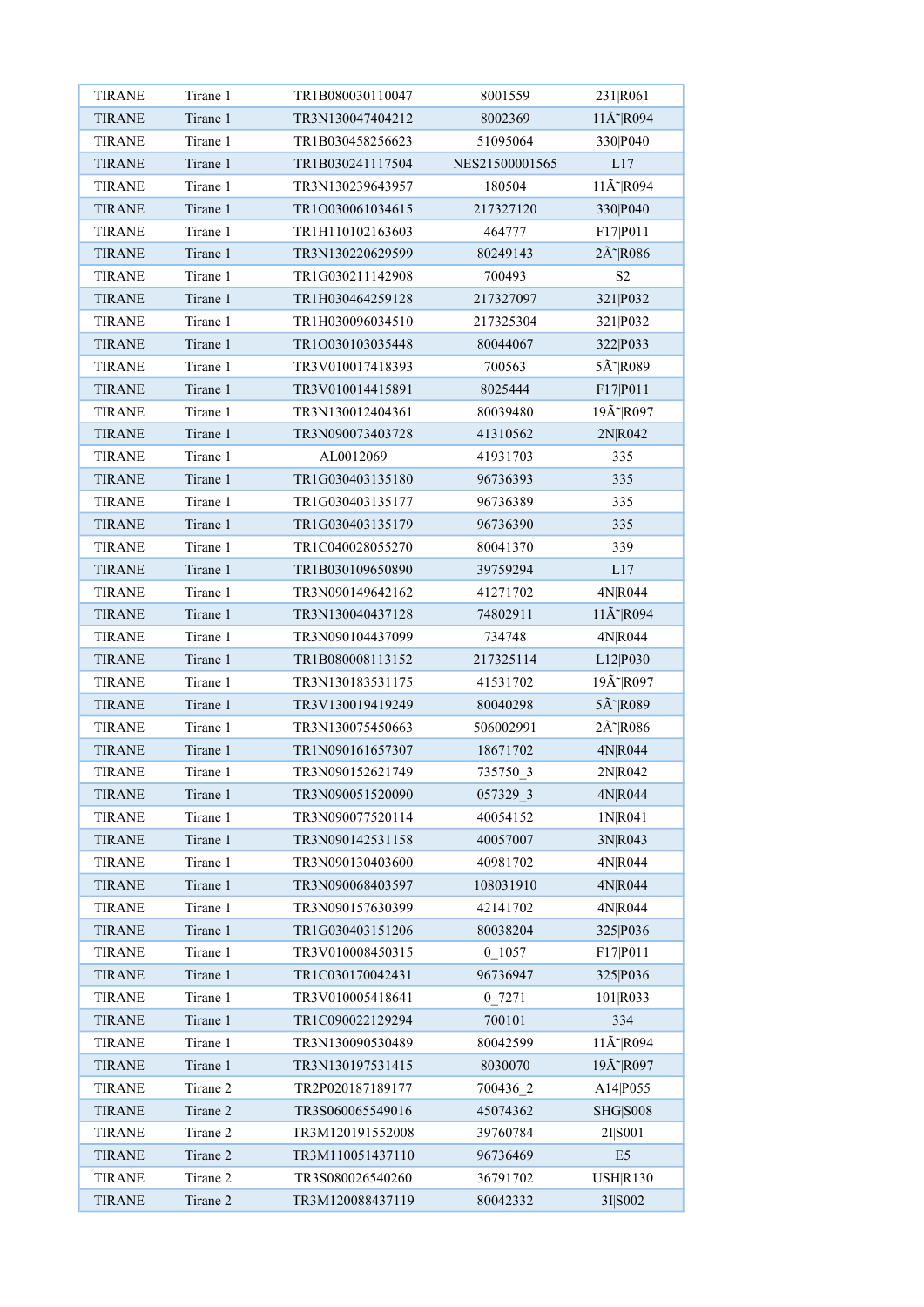| TIRANE | Tirane 1 | TR1B080030110047 | 8001559 | 231|R061 |
|---|---|---|---|---|
| TIRANE | Tirane 1 | TR3N130047404212 | 8002369 | 11Ã˜|R094 |
| TIRANE | Tirane 1 | TR1B030458256623 | 51095064 | 330|P040 |
| TIRANE | Tirane 1 | TR1B030241117504 | NES21500001565 | L17 |
| TIRANE | Tirane 1 | TR3N130239643957 | 180504 | 11Ã˜|R094 |
| TIRANE | Tirane 1 | TR1O030061034615 | 217327120 | 330|P040 |
| TIRANE | Tirane 1 | TR1H110102163603 | 464777 | F17|P011 |
| TIRANE | Tirane 1 | TR3N130220629599 | 80249143 | 2Ã˜|R086 |
| TIRANE | Tirane 1 | TR1G030211142908 | 700493 | S2 |
| TIRANE | Tirane 1 | TR1H030464259128 | 217327097 | 321|P032 |
| TIRANE | Tirane 1 | TR1H030096034510 | 217325304 | 321|P032 |
| TIRANE | Tirane 1 | TR1O030103035448 | 80044067 | 322|P033 |
| TIRANE | Tirane 1 | TR3V010017418393 | 700563 | 5Ã˜|R089 |
| TIRANE | Tirane 1 | TR3V010014415891 | 8025444 | F17|P011 |
| TIRANE | Tirane 1 | TR3N130012404361 | 80039480 | 19Ã˜|R097 |
| TIRANE | Tirane 1 | TR3N090073403728 | 41310562 | 2N|R042 |
| TIRANE | Tirane 1 | AL0012069 | 41931703 | 335 |
| TIRANE | Tirane 1 | TR1G030403135180 | 96736393 | 335 |
| TIRANE | Tirane 1 | TR1G030403135177 | 96736389 | 335 |
| TIRANE | Tirane 1 | TR1G030403135179 | 96736390 | 335 |
| TIRANE | Tirane 1 | TR1C040028055270 | 80041370 | 339 |
| TIRANE | Tirane 1 | TR1B030109650890 | 39759294 | L17 |
| TIRANE | Tirane 1 | TR3N090149642162 | 41271702 | 4N|R044 |
| TIRANE | Tirane 1 | TR3N130040437128 | 74802911 | 11Ã˜|R094 |
| TIRANE | Tirane 1 | TR3N090104437099 | 734748 | 4N|R044 |
| TIRANE | Tirane 1 | TR1B080008113152 | 217325114 | L12|P030 |
| TIRANE | Tirane 1 | TR3N130183531175 | 41531702 | 19Ã˜|R097 |
| TIRANE | Tirane 1 | TR3V130019419249 | 80040298 | 5Ã˜|R089 |
| TIRANE | Tirane 1 | TR3N130075450663 | 506002991 | 2Ã˜|R086 |
| TIRANE | Tirane 1 | TR1N090161657307 | 18671702 | 4N|R044 |
| TIRANE | Tirane 1 | TR3N090152621749 | 735750_3 | 2N|R042 |
| TIRANE | Tirane 1 | TR3N090051520090 | 057329_3 | 4N|R044 |
| TIRANE | Tirane 1 | TR3N090077520114 | 40054152 | 1N|R041 |
| TIRANE | Tirane 1 | TR3N090142531158 | 40057007 | 3N|R043 |
| TIRANE | Tirane 1 | TR3N090130403600 | 40981702 | 4N|R044 |
| TIRANE | Tirane 1 | TR3N090068403597 | 108031910 | 4N|R044 |
| TIRANE | Tirane 1 | TR3N090157630399 | 42141702 | 4N|R044 |
| TIRANE | Tirane 1 | TR1G030403151206 | 80038204 | 325|P036 |
| TIRANE | Tirane 1 | TR3V010008450315 | 0_1057 | F17|P011 |
| TIRANE | Tirane 1 | TR1C030170042431 | 96736947 | 325|P036 |
| TIRANE | Tirane 1 | TR3V010005418641 | 0_7271 | 101|R033 |
| TIRANE | Tirane 1 | TR1C090022129294 | 700101 | 334 |
| TIRANE | Tirane 1 | TR3N130090530489 | 80042599 | 11Ã˜|R094 |
| TIRANE | Tirane 1 | TR3N130197531415 | 8030070 | 19Ã˜|R097 |
| TIRANE | Tirane 2 | TR2P020187189177 | 700436_2 | A14|P055 |
| TIRANE | Tirane 2 | TR3S060065549016 | 45074362 | SHG|S008 |
| TIRANE | Tirane 2 | TR3M120191552008 | 39760784 | 2I|S001 |
| TIRANE | Tirane 2 | TR3M110051437110 | 96736469 | E5 |
| TIRANE | Tirane 2 | TR3S080026540260 | 36791702 | USH|R130 |
| TIRANE | Tirane 2 | TR3M120088437119 | 80042332 | 3I|S002 |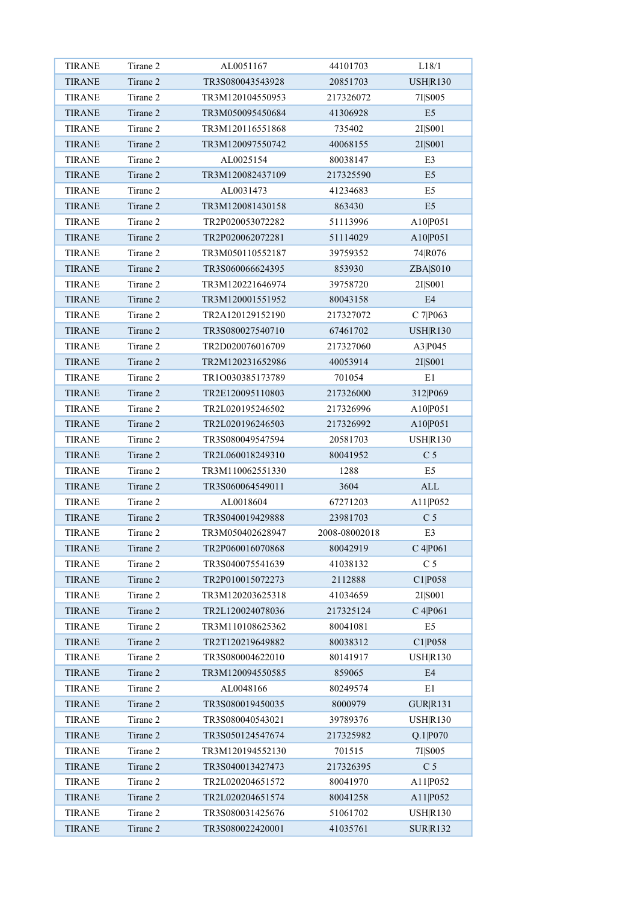| TIRANE | Tirane 2 | AL0051167 | 44101703 | L18/1 |
|---|---|---|---|---|
| TIRANE | Tirane 2 | TR3S080043543928 | 20851703 | USH\|R130 |
| TIRANE | Tirane 2 | TR3M120104550953 | 217326072 | 7I\|S005 |
| TIRANE | Tirane 2 | TR3M050095450684 | 41306928 | E5 |
| TIRANE | Tirane 2 | TR3M120116551868 | 735402 | 2I\|S001 |
| TIRANE | Tirane 2 | TR3M120097550742 | 40068155 | 2I\|S001 |
| TIRANE | Tirane 2 | AL0025154 | 80038147 | E3 |
| TIRANE | Tirane 2 | TR3M120082437109 | 217325590 | E5 |
| TIRANE | Tirane 2 | AL0031473 | 41234683 | E5 |
| TIRANE | Tirane 2 | TR3M120081430158 | 863430 | E5 |
| TIRANE | Tirane 2 | TR2P020053072282 | 51113996 | A10\|P051 |
| TIRANE | Tirane 2 | TR2P020062072281 | 51114029 | A10\|P051 |
| TIRANE | Tirane 2 | TR3M050110552187 | 39759352 | 74\|R076 |
| TIRANE | Tirane 2 | TR3S060066624395 | 853930 | ZBA\|S010 |
| TIRANE | Tirane 2 | TR3M120221646974 | 39758720 | 2I\|S001 |
| TIRANE | Tirane 2 | TR3M120001551952 | 80043158 | E4 |
| TIRANE | Tirane 2 | TR2A120129152190 | 217327072 | C 7\|P063 |
| TIRANE | Tirane 2 | TR3S080027540710 | 67461702 | USH\|R130 |
| TIRANE | Tirane 2 | TR2D020076016709 | 217327060 | A3\|P045 |
| TIRANE | Tirane 2 | TR2M120231652986 | 40053914 | 2I\|S001 |
| TIRANE | Tirane 2 | TR1O030385173789 | 701054 | E1 |
| TIRANE | Tirane 2 | TR2E120095110803 | 217326000 | 312\|P069 |
| TIRANE | Tirane 2 | TR2L020195246502 | 217326996 | A10\|P051 |
| TIRANE | Tirane 2 | TR2L020196246503 | 217326992 | A10\|P051 |
| TIRANE | Tirane 2 | TR3S080049547594 | 20581703 | USH\|R130 |
| TIRANE | Tirane 2 | TR2L060018249310 | 80041952 | C 5 |
| TIRANE | Tirane 2 | TR3M110062551330 | 1288 | E5 |
| TIRANE | Tirane 2 | TR3S060064549011 | 3604 | ALL |
| TIRANE | Tirane 2 | AL0018604 | 67271203 | A11\|P052 |
| TIRANE | Tirane 2 | TR3S040019429888 | 23981703 | C 5 |
| TIRANE | Tirane 2 | TR3M050402628947 | 2008-08002018 | E3 |
| TIRANE | Tirane 2 | TR2P060016070868 | 80042919 | C 4\|P061 |
| TIRANE | Tirane 2 | TR3S040075541639 | 41038132 | C 5 |
| TIRANE | Tirane 2 | TR2P010015072273 | 2112888 | C1\|P058 |
| TIRANE | Tirane 2 | TR3M120203625318 | 41034659 | 2I\|S001 |
| TIRANE | Tirane 2 | TR2L120024078036 | 217325124 | C 4\|P061 |
| TIRANE | Tirane 2 | TR3M110108625362 | 80041081 | E5 |
| TIRANE | Tirane 2 | TR2T120219649882 | 80038312 | C1\|P058 |
| TIRANE | Tirane 2 | TR3S080004622010 | 80141917 | USH\|R130 |
| TIRANE | Tirane 2 | TR3M120094550585 | 859065 | E4 |
| TIRANE | Tirane 2 | AL0048166 | 80249574 | E1 |
| TIRANE | Tirane 2 | TR3S080019450035 | 8000979 | GUR\|R131 |
| TIRANE | Tirane 2 | TR3S080040543021 | 39789376 | USH\|R130 |
| TIRANE | Tirane 2 | TR3S050124547674 | 217325982 | Q.1\|P070 |
| TIRANE | Tirane 2 | TR3M120194552130 | 701515 | 7I\|S005 |
| TIRANE | Tirane 2 | TR3S040013427473 | 217326395 | C 5 |
| TIRANE | Tirane 2 | TR2L020204651572 | 80041970 | A11\|P052 |
| TIRANE | Tirane 2 | TR2L020204651574 | 80041258 | A11\|P052 |
| TIRANE | Tirane 2 | TR3S080031425676 | 51061702 | USH\|R130 |
| TIRANE | Tirane 2 | TR3S080022420001 | 41035761 | SUR\|R132 |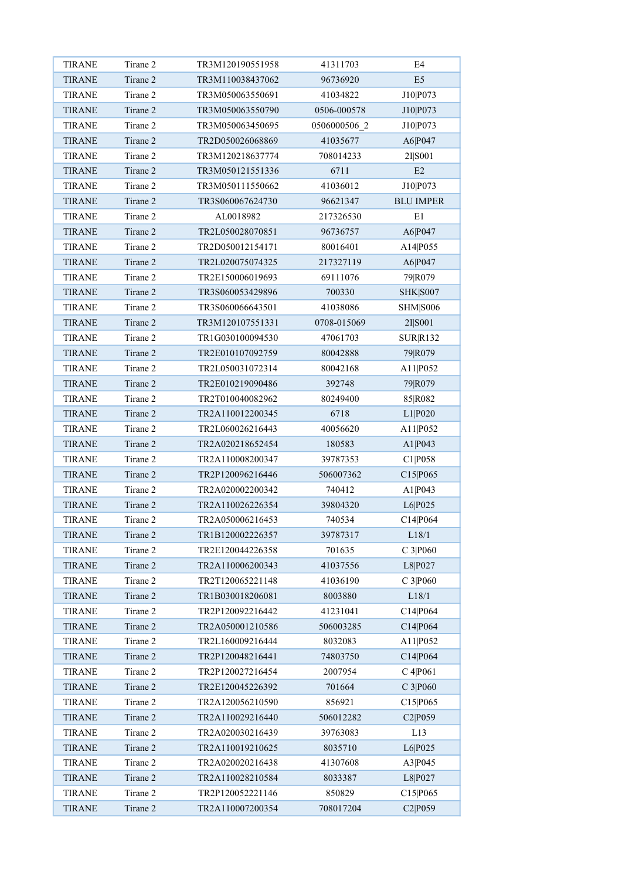| TIRANE | Tirane 2 | TR3M120190551958 | 41311703 | E4 |
|---|---|---|---|---|
| TIRANE | Tirane 2 | TR3M110038437062 | 96736920 | E5 |
| TIRANE | Tirane 2 | TR3M050063550691 | 41034822 | J10\|P073 |
| TIRANE | Tirane 2 | TR3M050063550790 | 0506-000578 | J10\|P073 |
| TIRANE | Tirane 2 | TR3M050063450695 | 0506000506_2 | J10\|P073 |
| TIRANE | Tirane 2 | TR2D050026068869 | 41035677 | A6\|P047 |
| TIRANE | Tirane 2 | TR3M120218637774 | 708014233 | 2I\|S001 |
| TIRANE | Tirane 2 | TR3M050121551336 | 6711 | E2 |
| TIRANE | Tirane 2 | TR3M050111550662 | 41036012 | J10\|P073 |
| TIRANE | Tirane 2 | TR3S060067624730 | 96621347 | BLU IMPER |
| TIRANE | Tirane 2 | AL0018982 | 217326530 | E1 |
| TIRANE | Tirane 2 | TR2L050028070851 | 96736757 | A6\|P047 |
| TIRANE | Tirane 2 | TR2D050012154171 | 80016401 | A14\|P055 |
| TIRANE | Tirane 2 | TR2L020075074325 | 217327119 | A6\|P047 |
| TIRANE | Tirane 2 | TR2E150006019693 | 69111076 | 79\|R079 |
| TIRANE | Tirane 2 | TR3S060053429896 | 700330 | SHK\|S007 |
| TIRANE | Tirane 2 | TR3S060066643501 | 41038086 | SHM\|S006 |
| TIRANE | Tirane 2 | TR3M120107551331 | 0708-015069 | 2I\|S001 |
| TIRANE | Tirane 2 | TR1G030100094530 | 47061703 | SUR\|R132 |
| TIRANE | Tirane 2 | TR2E010107092759 | 80042888 | 79\|R079 |
| TIRANE | Tirane 2 | TR2L050031072314 | 80042168 | A11\|P052 |
| TIRANE | Tirane 2 | TR2E010219090486 | 392748 | 79\|R079 |
| TIRANE | Tirane 2 | TR2T010040082962 | 80249400 | 85\|R082 |
| TIRANE | Tirane 2 | TR2A110012200345 | 6718 | L1\|P020 |
| TIRANE | Tirane 2 | TR2L060026216443 | 40056620 | A11\|P052 |
| TIRANE | Tirane 2 | TR2A020218652454 | 180583 | A1\|P043 |
| TIRANE | Tirane 2 | TR2A110008200347 | 39787353 | C1\|P058 |
| TIRANE | Tirane 2 | TR2P120096216446 | 506007362 | C15\|P065 |
| TIRANE | Tirane 2 | TR2A020002200342 | 740412 | A1\|P043 |
| TIRANE | Tirane 2 | TR2A110026226354 | 39804320 | L6\|P025 |
| TIRANE | Tirane 2 | TR2A050006216453 | 740534 | C14\|P064 |
| TIRANE | Tirane 2 | TR1B120002226357 | 39787317 | L18/1 |
| TIRANE | Tirane 2 | TR2E120044226358 | 701635 | C 3\|P060 |
| TIRANE | Tirane 2 | TR2A110006200343 | 41037556 | L8\|P027 |
| TIRANE | Tirane 2 | TR2T120065221148 | 41036190 | C 3\|P060 |
| TIRANE | Tirane 2 | TR1B030018206081 | 8003880 | L18/1 |
| TIRANE | Tirane 2 | TR2P120092216442 | 41231041 | C14\|P064 |
| TIRANE | Tirane 2 | TR2A050001210586 | 506003285 | C14\|P064 |
| TIRANE | Tirane 2 | TR2L160009216444 | 8032083 | A11\|P052 |
| TIRANE | Tirane 2 | TR2P120048216441 | 74803750 | C14\|P064 |
| TIRANE | Tirane 2 | TR2P120027216454 | 2007954 | C 4\|P061 |
| TIRANE | Tirane 2 | TR2E120045226392 | 701664 | C 3\|P060 |
| TIRANE | Tirane 2 | TR2A120056210590 | 856921 | C15\|P065 |
| TIRANE | Tirane 2 | TR2A110029216440 | 506012282 | C2\|P059 |
| TIRANE | Tirane 2 | TR2A020030216439 | 39763083 | L13 |
| TIRANE | Tirane 2 | TR2A110019210625 | 8035710 | L6\|P025 |
| TIRANE | Tirane 2 | TR2A020020216438 | 41307608 | A3\|P045 |
| TIRANE | Tirane 2 | TR2A110028210584 | 8033387 | L8\|P027 |
| TIRANE | Tirane 2 | TR2P120052221146 | 850829 | C15\|P065 |
| TIRANE | Tirane 2 | TR2A110007200354 | 708017204 | C2\|P059 |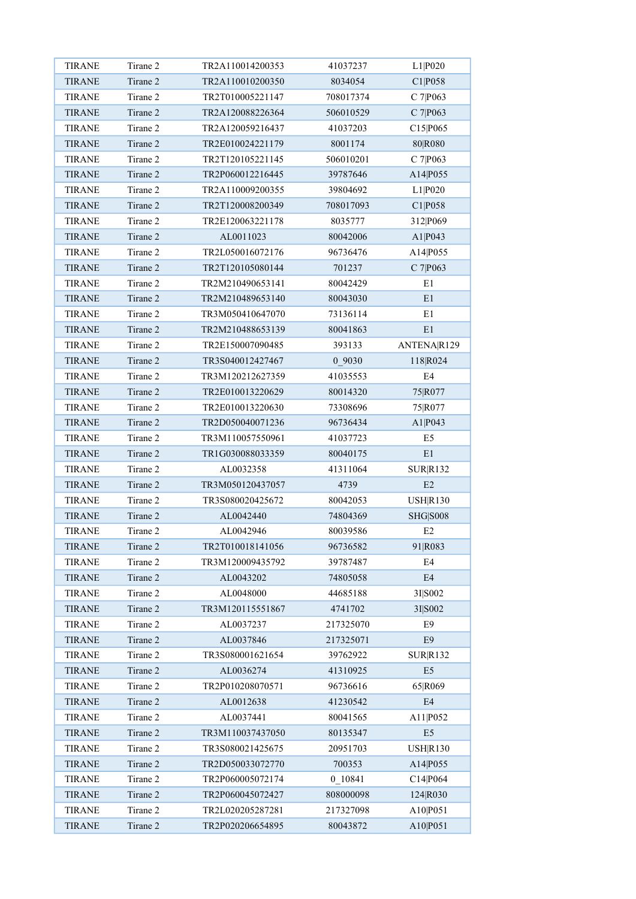| TIRANE | Tirane 2 | TR2A110014200353 | 41037237 | L1\|P020 |
|---|---|---|---|---|
| TIRANE | Tirane 2 | TR2A110010200350 | 8034054 | C1\|P058 |
| TIRANE | Tirane 2 | TR2T010005221147 | 708017374 | C 7\|P063 |
| TIRANE | Tirane 2 | TR2A120088226364 | 506010529 | C 7\|P063 |
| TIRANE | Tirane 2 | TR2A120059216437 | 41037203 | C15\|P065 |
| TIRANE | Tirane 2 | TR2E010024221179 | 8001174 | 80\|R080 |
| TIRANE | Tirane 2 | TR2T120105221145 | 506010201 | C 7\|P063 |
| TIRANE | Tirane 2 | TR2P060012216445 | 39787646 | A14\|P055 |
| TIRANE | Tirane 2 | TR2A110009200355 | 39804692 | L1\|P020 |
| TIRANE | Tirane 2 | TR2T120008200349 | 708017093 | C1\|P058 |
| TIRANE | Tirane 2 | TR2E120063221178 | 8035777 | 312\|P069 |
| TIRANE | Tirane 2 | AL0011023 | 80042006 | A1\|P043 |
| TIRANE | Tirane 2 | TR2L050016072176 | 96736476 | A14\|P055 |
| TIRANE | Tirane 2 | TR2T120105080144 | 701237 | C 7\|P063 |
| TIRANE | Tirane 2 | TR2M210490653141 | 80042429 | E1 |
| TIRANE | Tirane 2 | TR2M210489653140 | 80043030 | E1 |
| TIRANE | Tirane 2 | TR3M050410647070 | 73136114 | E1 |
| TIRANE | Tirane 2 | TR2M210488653139 | 80041863 | E1 |
| TIRANE | Tirane 2 | TR2E150007090485 | 393133 | ANTENA\|R129 |
| TIRANE | Tirane 2 | TR3S040012427467 | 0_9030 | 118\|R024 |
| TIRANE | Tirane 2 | TR3M120212627359 | 41035553 | E4 |
| TIRANE | Tirane 2 | TR2E010013220629 | 80014320 | 75\|R077 |
| TIRANE | Tirane 2 | TR2E010013220630 | 73308696 | 75\|R077 |
| TIRANE | Tirane 2 | TR2D050040071236 | 96736434 | A1\|P043 |
| TIRANE | Tirane 2 | TR3M110057550961 | 41037723 | E5 |
| TIRANE | Tirane 2 | TR1G030088033359 | 80040175 | E1 |
| TIRANE | Tirane 2 | AL0032358 | 41311064 | SUR\|R132 |
| TIRANE | Tirane 2 | TR3M050120437057 | 4739 | E2 |
| TIRANE | Tirane 2 | TR3S080020425672 | 80042053 | USH\|R130 |
| TIRANE | Tirane 2 | AL0042440 | 74804369 | SHG\|S008 |
| TIRANE | Tirane 2 | AL0042946 | 80039586 | E2 |
| TIRANE | Tirane 2 | TR2T010018141056 | 96736582 | 91\|R083 |
| TIRANE | Tirane 2 | TR3M120009435792 | 39787487 | E4 |
| TIRANE | Tirane 2 | AL0043202 | 74805058 | E4 |
| TIRANE | Tirane 2 | AL0048000 | 44685188 | 3I\|S002 |
| TIRANE | Tirane 2 | TR3M120115551867 | 4741702 | 3I\|S002 |
| TIRANE | Tirane 2 | AL0037237 | 217325070 | E9 |
| TIRANE | Tirane 2 | AL0037846 | 217325071 | E9 |
| TIRANE | Tirane 2 | TR3S080001621654 | 39762922 | SUR\|R132 |
| TIRANE | Tirane 2 | AL0036274 | 41310925 | E5 |
| TIRANE | Tirane 2 | TR2P010208070571 | 96736616 | 65\|R069 |
| TIRANE | Tirane 2 | AL0012638 | 41230542 | E4 |
| TIRANE | Tirane 2 | AL0037441 | 80041565 | A11\|P052 |
| TIRANE | Tirane 2 | TR3M110037437050 | 80135347 | E5 |
| TIRANE | Tirane 2 | TR3S080021425675 | 20951703 | USH\|R130 |
| TIRANE | Tirane 2 | TR2D050033072770 | 700353 | A14\|P055 |
| TIRANE | Tirane 2 | TR2P060005072174 | 0_10841 | C14\|P064 |
| TIRANE | Tirane 2 | TR2P060045072427 | 808000098 | 124\|R030 |
| TIRANE | Tirane 2 | TR2L020205287281 | 217327098 | A10\|P051 |
| TIRANE | Tirane 2 | TR2P020206654895 | 80043872 | A10\|P051 |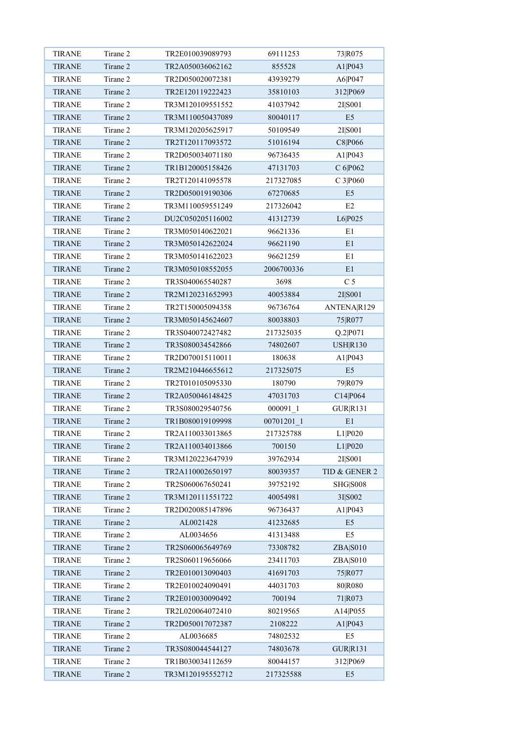| TIRANE | Tirane 2 | TR2E010039089793 | 69111253 | 73\|R075 |
|---|---|---|---|---|
| TIRANE | Tirane 2 | TR2A050036062162 | 855528 | A1\|P043 |
| TIRANE | Tirane 2 | TR2D050020072381 | 43939279 | A6\|P047 |
| TIRANE | Tirane 2 | TR2E120119222423 | 35810103 | 312\|P069 |
| TIRANE | Tirane 2 | TR3M120109551552 | 41037942 | 2I\|S001 |
| TIRANE | Tirane 2 | TR3M110050437089 | 80040117 | E5 |
| TIRANE | Tirane 2 | TR3M120205625917 | 50109549 | 2I\|S001 |
| TIRANE | Tirane 2 | TR2T120117093572 | 51016194 | C8\|P066 |
| TIRANE | Tirane 2 | TR2D050034071180 | 96736435 | A1\|P043 |
| TIRANE | Tirane 2 | TR1B120005158426 | 47131703 | C 6\|P062 |
| TIRANE | Tirane 2 | TR2T120141095578 | 217327085 | C 3\|P060 |
| TIRANE | Tirane 2 | TR2D050019190306 | 67270685 | E5 |
| TIRANE | Tirane 2 | TR3M110059551249 | 217326042 | E2 |
| TIRANE | Tirane 2 | DU2C050205116002 | 41312739 | L6\|P025 |
| TIRANE | Tirane 2 | TR3M050140622021 | 96621336 | E1 |
| TIRANE | Tirane 2 | TR3M050142622024 | 96621190 | E1 |
| TIRANE | Tirane 2 | TR3M050141622023 | 96621259 | E1 |
| TIRANE | Tirane 2 | TR3M050108552055 | 2006700336 | E1 |
| TIRANE | Tirane 2 | TR3S040065540287 | 3698 | C 5 |
| TIRANE | Tirane 2 | TR2M120231652993 | 40053884 | 2I\|S001 |
| TIRANE | Tirane 2 | TR2T150005094358 | 96736764 | ANTENA\|R129 |
| TIRANE | Tirane 2 | TR3M050145624607 | 80038803 | 75\|R077 |
| TIRANE | Tirane 2 | TR3S040072427482 | 217325035 | Q.2\|P071 |
| TIRANE | Tirane 2 | TR3S080034542866 | 74802607 | USH\|R130 |
| TIRANE | Tirane 2 | TR2D070015110011 | 180638 | A1\|P043 |
| TIRANE | Tirane 2 | TR2M210446655612 | 217325075 | E5 |
| TIRANE | Tirane 2 | TR2T010105095330 | 180790 | 79\|R079 |
| TIRANE | Tirane 2 | TR2A050046148425 | 47031703 | C14\|P064 |
| TIRANE | Tirane 2 | TR3S080029540756 | 000091_1 | GUR\|R131 |
| TIRANE | Tirane 2 | TR1B080019109998 | 00701201_1 | E1 |
| TIRANE | Tirane 2 | TR2A110033013865 | 217325788 | L1\|P020 |
| TIRANE | Tirane 2 | TR2A110034013866 | 700150 | L1\|P020 |
| TIRANE | Tirane 2 | TR3M120223647939 | 39762934 | 2I\|S001 |
| TIRANE | Tirane 2 | TR2A110002650197 | 80039357 | TID & GENER 2 |
| TIRANE | Tirane 2 | TR2S060067650241 | 39752192 | SHG\|S008 |
| TIRANE | Tirane 2 | TR3M120111551722 | 40054981 | 3I\|S002 |
| TIRANE | Tirane 2 | TR2D020085147896 | 96736437 | A1\|P043 |
| TIRANE | Tirane 2 | AL0021428 | 41232685 | E5 |
| TIRANE | Tirane 2 | AL0034656 | 41313488 | E5 |
| TIRANE | Tirane 2 | TR2S060065649769 | 73308782 | ZBA\|S010 |
| TIRANE | Tirane 2 | TR2S060119656066 | 23411703 | ZBA\|S010 |
| TIRANE | Tirane 2 | TR2E010013090403 | 41691703 | 75\|R077 |
| TIRANE | Tirane 2 | TR2E010024090491 | 44031703 | 80\|R080 |
| TIRANE | Tirane 2 | TR2E010030090492 | 700194 | 71\|R073 |
| TIRANE | Tirane 2 | TR2L020064072410 | 80219565 | A14\|P055 |
| TIRANE | Tirane 2 | TR2D050017072387 | 2108222 | A1\|P043 |
| TIRANE | Tirane 2 | AL0036685 | 74802532 | E5 |
| TIRANE | Tirane 2 | TR3S080044544127 | 74803678 | GUR\|R131 |
| TIRANE | Tirane 2 | TR1B030034112659 | 80044157 | 312\|P069 |
| TIRANE | Tirane 2 | TR3M120195552712 | 217325588 | E5 |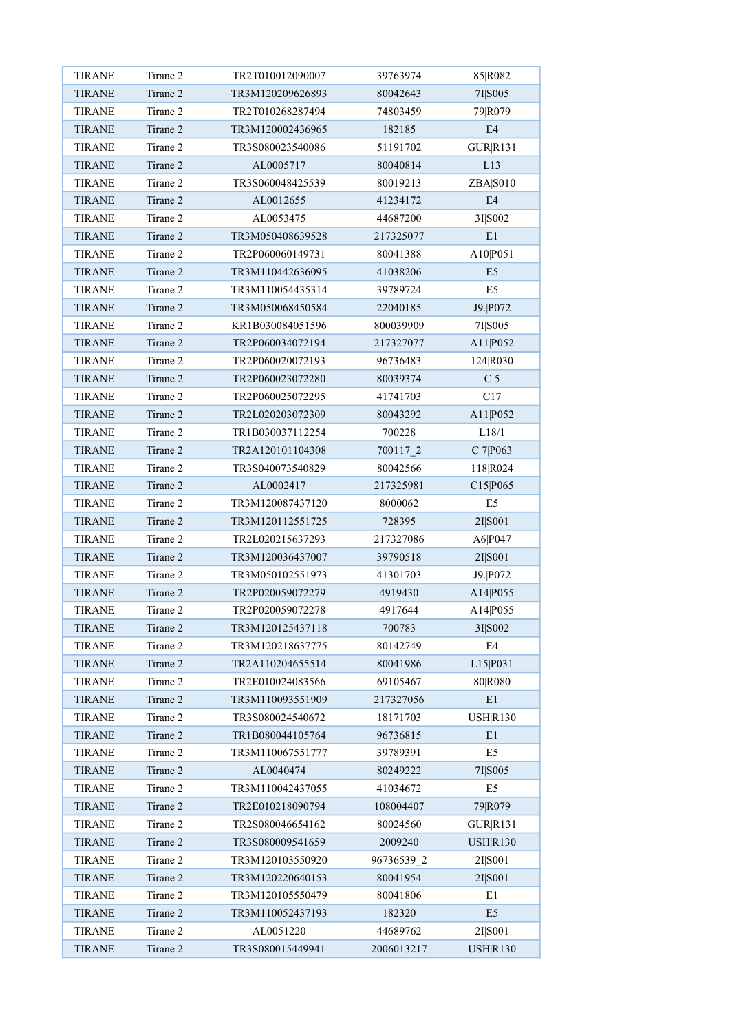| TIRANE | Tirane 2 | TR2T010012090007 | 39763974 | 85|R082 |
|---|---|---|---|---|
| TIRANE | Tirane 2 | TR3M120209626893 | 80042643 | 7I|S005 |
| TIRANE | Tirane 2 | TR2T010268287494 | 74803459 | 79|R079 |
| TIRANE | Tirane 2 | TR3M120002436965 | 182185 | E4 |
| TIRANE | Tirane 2 | TR3S080023540086 | 51191702 | GUR|R131 |
| TIRANE | Tirane 2 | AL0005717 | 80040814 | L13 |
| TIRANE | Tirane 2 | TR3S060048425539 | 80019213 | ZBA|S010 |
| TIRANE | Tirane 2 | AL0012655 | 41234172 | E4 |
| TIRANE | Tirane 2 | AL0053475 | 44687200 | 3I|S002 |
| TIRANE | Tirane 2 | TR3M050408639528 | 217325077 | E1 |
| TIRANE | Tirane 2 | TR2P060060149731 | 80041388 | A10|P051 |
| TIRANE | Tirane 2 | TR3M110442636095 | 41038206 | E5 |
| TIRANE | Tirane 2 | TR3M110054435314 | 39789724 | E5 |
| TIRANE | Tirane 2 | TR3M050068450584 | 22040185 | J9.|P072 |
| TIRANE | Tirane 2 | KR1B030084051596 | 800039909 | 7I|S005 |
| TIRANE | Tirane 2 | TR2P060034072194 | 217327077 | A11|P052 |
| TIRANE | Tirane 2 | TR2P060020072193 | 96736483 | 124|R030 |
| TIRANE | Tirane 2 | TR2P060023072280 | 80039374 | C 5 |
| TIRANE | Tirane 2 | TR2P060025072295 | 41741703 | C17 |
| TIRANE | Tirane 2 | TR2L020203072309 | 80043292 | A11|P052 |
| TIRANE | Tirane 2 | TR1B030037112254 | 700228 | L18/1 |
| TIRANE | Tirane 2 | TR2A120101104308 | 700117_2 | C 7|P063 |
| TIRANE | Tirane 2 | TR3S040073540829 | 80042566 | 118|R024 |
| TIRANE | Tirane 2 | AL0002417 | 217325981 | C15|P065 |
| TIRANE | Tirane 2 | TR3M120087437120 | 8000062 | E5 |
| TIRANE | Tirane 2 | TR3M120112551725 | 728395 | 2I|S001 |
| TIRANE | Tirane 2 | TR2L020215637293 | 217327086 | A6|P047 |
| TIRANE | Tirane 2 | TR3M120036437007 | 39790518 | 2I|S001 |
| TIRANE | Tirane 2 | TR3M050102551973 | 41301703 | J9.|P072 |
| TIRANE | Tirane 2 | TR2P020059072279 | 4919430 | A14|P055 |
| TIRANE | Tirane 2 | TR2P020059072278 | 4917644 | A14|P055 |
| TIRANE | Tirane 2 | TR3M120125437118 | 700783 | 3I|S002 |
| TIRANE | Tirane 2 | TR3M120218637775 | 80142749 | E4 |
| TIRANE | Tirane 2 | TR2A110204655514 | 80041986 | L15|P031 |
| TIRANE | Tirane 2 | TR2E010024083566 | 69105467 | 80|R080 |
| TIRANE | Tirane 2 | TR3M110093551909 | 217327056 | E1 |
| TIRANE | Tirane 2 | TR3S080024540672 | 18171703 | USH|R130 |
| TIRANE | Tirane 2 | TR1B080044105764 | 96736815 | E1 |
| TIRANE | Tirane 2 | TR3M110067551777 | 39789391 | E5 |
| TIRANE | Tirane 2 | AL0040474 | 80249222 | 7I|S005 |
| TIRANE | Tirane 2 | TR3M110042437055 | 41034672 | E5 |
| TIRANE | Tirane 2 | TR2E010218090794 | 108004407 | 79|R079 |
| TIRANE | Tirane 2 | TR2S080046654162 | 80024560 | GUR|R131 |
| TIRANE | Tirane 2 | TR3S080009541659 | 2009240 | USH|R130 |
| TIRANE | Tirane 2 | TR3M120103550920 | 96736539_2 | 2I|S001 |
| TIRANE | Tirane 2 | TR3M120220640153 | 80041954 | 2I|S001 |
| TIRANE | Tirane 2 | TR3M120105550479 | 80041806 | E1 |
| TIRANE | Tirane 2 | TR3M110052437193 | 182320 | E5 |
| TIRANE | Tirane 2 | AL0051220 | 44689762 | 2I|S001 |
| TIRANE | Tirane 2 | TR3S080015449941 | 2006013217 | USH|R130 |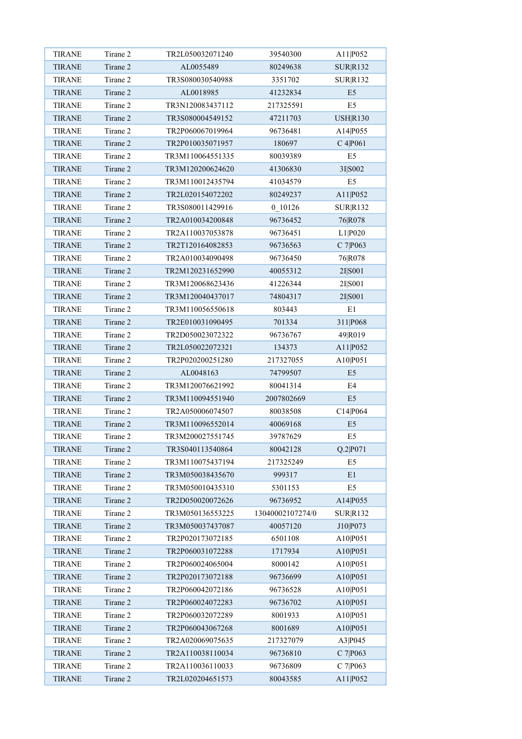| TIRANE | Tirane 2 | TR2L050032071240 | 39540300 | A11\|P052 |
|---|---|---|---|---|
| TIRANE | Tirane 2 | AL0055489 | 80249638 | SUR\|R132 |
| TIRANE | Tirane 2 | TR3S080030540988 | 3351702 | SUR\|R132 |
| TIRANE | Tirane 2 | AL0018985 | 41232834 | E5 |
| TIRANE | Tirane 2 | TR3N120083437112 | 217325591 | E5 |
| TIRANE | Tirane 2 | TR3S080004549152 | 47211703 | USH\|R130 |
| TIRANE | Tirane 2 | TR2P060067019964 | 96736481 | A14\|P055 |
| TIRANE | Tirane 2 | TR2P010035071957 | 180697 | C 4\|P061 |
| TIRANE | Tirane 2 | TR3M110064551335 | 80039389 | E5 |
| TIRANE | Tirane 2 | TR3M120200624620 | 41306830 | 3I\|S002 |
| TIRANE | Tirane 2 | TR3M110012435794 | 41034579 | E5 |
| TIRANE | Tirane 2 | TR2L020154072202 | 80249237 | A11\|P052 |
| TIRANE | Tirane 2 | TR3S080011429916 | 0_10126 | SUR\|R132 |
| TIRANE | Tirane 2 | TR2A010034200848 | 96736452 | 76\|R078 |
| TIRANE | Tirane 2 | TR2A110037053878 | 96736451 | L1\|P020 |
| TIRANE | Tirane 2 | TR2T120164082853 | 96736563 | C 7\|P063 |
| TIRANE | Tirane 2 | TR2A010034090498 | 96736450 | 76\|R078 |
| TIRANE | Tirane 2 | TR2M120231652990 | 40055312 | 2I\|S001 |
| TIRANE | Tirane 2 | TR3M120068623436 | 41226344 | 2I\|S001 |
| TIRANE | Tirane 2 | TR3M120040437017 | 74804317 | 2I\|S001 |
| TIRANE | Tirane 2 | TR3M110056550618 | 803443 | E1 |
| TIRANE | Tirane 2 | TR2E010031090495 | 701334 | 311\|P068 |
| TIRANE | Tirane 2 | TR2D050023072322 | 96736767 | 49\|R019 |
| TIRANE | Tirane 2 | TR2L050022072321 | 134373 | A11\|P052 |
| TIRANE | Tirane 2 | TR2P020200251280 | 217327055 | A10\|P051 |
| TIRANE | Tirane 2 | AL0048163 | 74799507 | E5 |
| TIRANE | Tirane 2 | TR3M120076621992 | 80041314 | E4 |
| TIRANE | Tirane 2 | TR3M110094551940 | 2007802669 | E5 |
| TIRANE | Tirane 2 | TR2A050006074507 | 80038508 | C14\|P064 |
| TIRANE | Tirane 2 | TR3M110096552014 | 40069168 | E5 |
| TIRANE | Tirane 2 | TR3M200027551745 | 39787629 | E5 |
| TIRANE | Tirane 2 | TR3S040113540864 | 80042128 | Q.2\|P071 |
| TIRANE | Tirane 2 | TR3M110075437194 | 217325249 | E5 |
| TIRANE | Tirane 2 | TR3M050038435670 | 999317 | E1 |
| TIRANE | Tirane 2 | TR3M050010435310 | 5301153 | E5 |
| TIRANE | Tirane 2 | TR2D050020072626 | 96736952 | A14\|P055 |
| TIRANE | Tirane 2 | TR3M050136553225 | 13040002107274/0 | SUR\|R132 |
| TIRANE | Tirane 2 | TR3M050037437087 | 40057120 | J10\|P073 |
| TIRANE | Tirane 2 | TR2P020173072185 | 6501108 | A10\|P051 |
| TIRANE | Tirane 2 | TR2P060031072288 | 1717934 | A10\|P051 |
| TIRANE | Tirane 2 | TR2P060024065004 | 8000142 | A10\|P051 |
| TIRANE | Tirane 2 | TR2P020173072188 | 96736699 | A10\|P051 |
| TIRANE | Tirane 2 | TR2P060042072186 | 96736528 | A10\|P051 |
| TIRANE | Tirane 2 | TR2P060024072283 | 96736702 | A10\|P051 |
| TIRANE | Tirane 2 | TR2P060032072289 | 8001933 | A10\|P051 |
| TIRANE | Tirane 2 | TR2P060043067268 | 8001689 | A10\|P051 |
| TIRANE | Tirane 2 | TR2A020069075635 | 217327079 | A3\|P045 |
| TIRANE | Tirane 2 | TR2A110038110034 | 96736810 | C 7\|P063 |
| TIRANE | Tirane 2 | TR2A110036110033 | 96736809 | C 7\|P063 |
| TIRANE | Tirane 2 | TR2L020204651573 | 80043585 | A11\|P052 |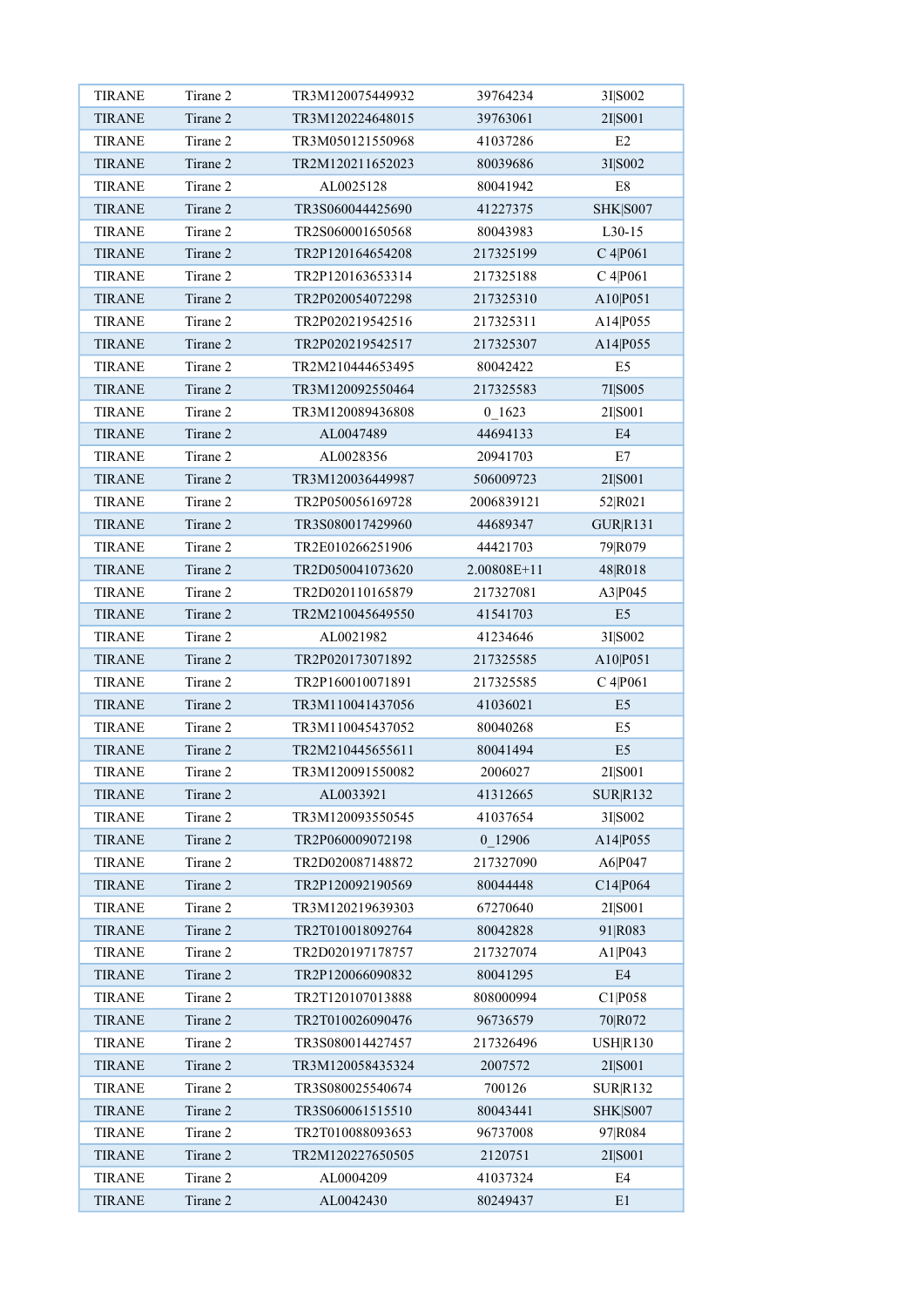| TIRANE | Tirane 2 | TR3M120075449932 | 39764234 | 3I|S002 |
|---|---|---|---|---|
| TIRANE | Tirane 2 | TR3M120224648015 | 39763061 | 2I|S001 |
| TIRANE | Tirane 2 | TR3M050121550968 | 41037286 | E2 |
| TIRANE | Tirane 2 | TR2M120211652023 | 80039686 | 3I|S002 |
| TIRANE | Tirane 2 | AL0025128 | 80041942 | E8 |
| TIRANE | Tirane 2 | TR3S060044425690 | 41227375 | SHK|S007 |
| TIRANE | Tirane 2 | TR2S060001650568 | 80043983 | L30-15 |
| TIRANE | Tirane 2 | TR2P120164654208 | 217325199 | C 4|P061 |
| TIRANE | Tirane 2 | TR2P120163653314 | 217325188 | C 4|P061 |
| TIRANE | Tirane 2 | TR2P020054072298 | 217325310 | A10|P051 |
| TIRANE | Tirane 2 | TR2P020219542516 | 217325311 | A14|P055 |
| TIRANE | Tirane 2 | TR2P020219542517 | 217325307 | A14|P055 |
| TIRANE | Tirane 2 | TR2M210444653495 | 80042422 | E5 |
| TIRANE | Tirane 2 | TR3M120092550464 | 217325583 | 7I|S005 |
| TIRANE | Tirane 2 | TR3M120089436808 | 0_1623 | 2I|S001 |
| TIRANE | Tirane 2 | AL0047489 | 44694133 | E4 |
| TIRANE | Tirane 2 | AL0028356 | 20941703 | E7 |
| TIRANE | Tirane 2 | TR3M120036449987 | 506009723 | 2I|S001 |
| TIRANE | Tirane 2 | TR2P050056169728 | 2006839121 | 52|R021 |
| TIRANE | Tirane 2 | TR3S080017429960 | 44689347 | GUR|R131 |
| TIRANE | Tirane 2 | TR2E010266251906 | 44421703 | 79|R079 |
| TIRANE | Tirane 2 | TR2D050041073620 | 2.00808E+11 | 48|R018 |
| TIRANE | Tirane 2 | TR2D020110165879 | 217327081 | A3|P045 |
| TIRANE | Tirane 2 | TR2M210045649550 | 41541703 | E5 |
| TIRANE | Tirane 2 | AL0021982 | 41234646 | 3I|S002 |
| TIRANE | Tirane 2 | TR2P020173071892 | 217325585 | A10|P051 |
| TIRANE | Tirane 2 | TR2P160010071891 | 217325585 | C 4|P061 |
| TIRANE | Tirane 2 | TR3M110041437056 | 41036021 | E5 |
| TIRANE | Tirane 2 | TR3M110045437052 | 80040268 | E5 |
| TIRANE | Tirane 2 | TR2M210445655611 | 80041494 | E5 |
| TIRANE | Tirane 2 | TR3M120091550082 | 2006027 | 2I|S001 |
| TIRANE | Tirane 2 | AL0033921 | 41312665 | SUR|R132 |
| TIRANE | Tirane 2 | TR3M120093550545 | 41037654 | 3I|S002 |
| TIRANE | Tirane 2 | TR2P060009072198 | 0_12906 | A14|P055 |
| TIRANE | Tirane 2 | TR2D020087148872 | 217327090 | A6|P047 |
| TIRANE | Tirane 2 | TR2P120092190569 | 80044448 | C14|P064 |
| TIRANE | Tirane 2 | TR3M120219639303 | 67270640 | 2I|S001 |
| TIRANE | Tirane 2 | TR2T010018092764 | 80042828 | 91|R083 |
| TIRANE | Tirane 2 | TR2D020197178757 | 217327074 | A1|P043 |
| TIRANE | Tirane 2 | TR2P120066090832 | 80041295 | E4 |
| TIRANE | Tirane 2 | TR2T120107013888 | 808000994 | C1|P058 |
| TIRANE | Tirane 2 | TR2T010026090476 | 96736579 | 70|R072 |
| TIRANE | Tirane 2 | TR3S080014427457 | 217326496 | USH|R130 |
| TIRANE | Tirane 2 | TR3M120058435324 | 2007572 | 2I|S001 |
| TIRANE | Tirane 2 | TR3S080025540674 | 700126 | SUR|R132 |
| TIRANE | Tirane 2 | TR3S060061515510 | 80043441 | SHK|S007 |
| TIRANE | Tirane 2 | TR2T010088093653 | 96737008 | 97|R084 |
| TIRANE | Tirane 2 | TR2M120227650505 | 2120751 | 2I|S001 |
| TIRANE | Tirane 2 | AL0004209 | 41037324 | E4 |
| TIRANE | Tirane 2 | AL0042430 | 80249437 | E1 |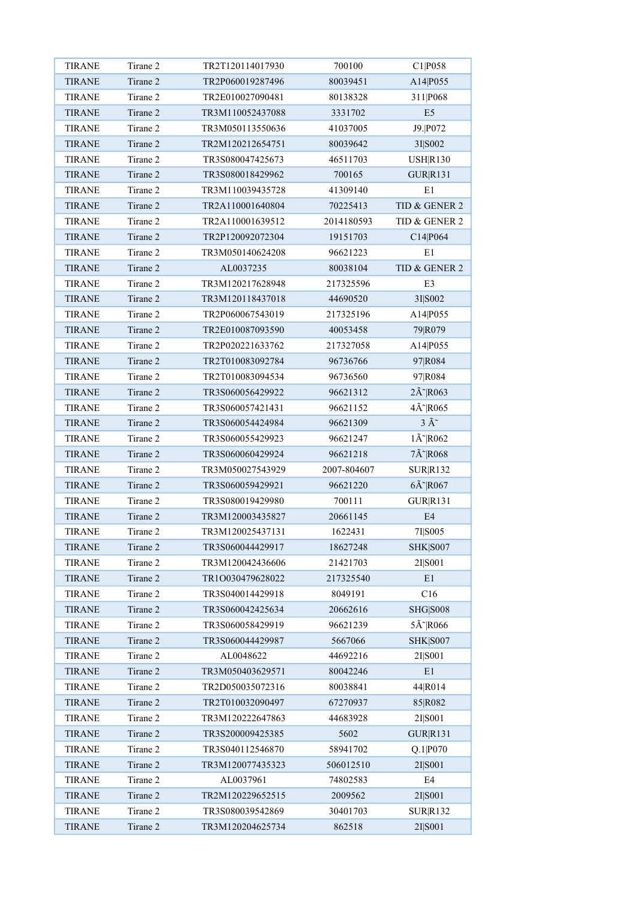| TIRANE | Tirane 2 | TR2T120114017930 | 700100 | C1\|P058 |
|---|---|---|---|---|
| TIRANE | Tirane 2 | TR2P060019287496 | 80039451 | A14\|P055 |
| TIRANE | Tirane 2 | TR2E010027090481 | 80138328 | 311\|P068 |
| TIRANE | Tirane 2 | TR3M110052437088 | 3331702 | E5 |
| TIRANE | Tirane 2 | TR3M050113550636 | 41037005 | J9.\|P072 |
| TIRANE | Tirane 2 | TR2M120212654751 | 80039642 | 3I\|S002 |
| TIRANE | Tirane 2 | TR3S080047425673 | 46511703 | USH\|R130 |
| TIRANE | Tirane 2 | TR3S080018429962 | 700165 | GUR\|R131 |
| TIRANE | Tirane 2 | TR3M110039435728 | 41309140 | E1 |
| TIRANE | Tirane 2 | TR2A110001640804 | 70225413 | TID & GENER 2 |
| TIRANE | Tirane 2 | TR2A110001639512 | 2014180593 | TID & GENER 2 |
| TIRANE | Tirane 2 | TR2P120092072304 | 19151703 | C14\|P064 |
| TIRANE | Tirane 2 | TR3M050140624208 | 96621223 | E1 |
| TIRANE | Tirane 2 | AL0037235 | 80038104 | TID & GENER 2 |
| TIRANE | Tirane 2 | TR3M120217628948 | 217325596 | E3 |
| TIRANE | Tirane 2 | TR3M120118437018 | 44690520 | 3I\|S002 |
| TIRANE | Tirane 2 | TR2P060067543019 | 217325196 | A14\|P055 |
| TIRANE | Tirane 2 | TR2E010087093590 | 40053458 | 79\|R079 |
| TIRANE | Tirane 2 | TR2P020221633762 | 217327058 | A14\|P055 |
| TIRANE | Tirane 2 | TR2T010083092784 | 96736766 | 97\|R084 |
| TIRANE | Tirane 2 | TR2T010083094534 | 96736560 | 97\|R084 |
| TIRANE | Tirane 2 | TR3S060056429922 | 96621312 | 2Ã˜\|R063 |
| TIRANE | Tirane 2 | TR3S060057421431 | 96621152 | 4Ã˜\|R065 |
| TIRANE | Tirane 2 | TR3S060054424984 | 96621309 | 3 Ã˜ |
| TIRANE | Tirane 2 | TR3S060055429923 | 96621247 | 1Ã˜\|R062 |
| TIRANE | Tirane 2 | TR3S060060429924 | 96621218 | 7Ã˜\|R068 |
| TIRANE | Tirane 2 | TR3M050027543929 | 2007-804607 | SUR\|R132 |
| TIRANE | Tirane 2 | TR3S060059429921 | 96621220 | 6Ã˜\|R067 |
| TIRANE | Tirane 2 | TR3S080019429980 | 700111 | GUR\|R131 |
| TIRANE | Tirane 2 | TR3M120003435827 | 20661145 | E4 |
| TIRANE | Tirane 2 | TR3M120025437131 | 1622431 | 7I\|S005 |
| TIRANE | Tirane 2 | TR3S060044429917 | 18627248 | SHK\|S007 |
| TIRANE | Tirane 2 | TR3M120042436606 | 21421703 | 2I\|S001 |
| TIRANE | Tirane 2 | TR1O030479628022 | 217325540 | E1 |
| TIRANE | Tirane 2 | TR3S040014429918 | 8049191 | C16 |
| TIRANE | Tirane 2 | TR3S060042425634 | 20662616 | SHG\|S008 |
| TIRANE | Tirane 2 | TR3S060058429919 | 96621239 | 5Ã˜\|R066 |
| TIRANE | Tirane 2 | TR3S060044429987 | 5667066 | SHK\|S007 |
| TIRANE | Tirane 2 | AL0048622 | 44692216 | 2I\|S001 |
| TIRANE | Tirane 2 | TR3M050403629571 | 80042246 | E1 |
| TIRANE | Tirane 2 | TR2D050035072316 | 80038841 | 44\|R014 |
| TIRANE | Tirane 2 | TR2T010032090497 | 67270937 | 85\|R082 |
| TIRANE | Tirane 2 | TR3M120222647863 | 44683928 | 2I\|S001 |
| TIRANE | Tirane 2 | TR3S200009425385 | 5602 | GUR\|R131 |
| TIRANE | Tirane 2 | TR3S040112546870 | 58941702 | Q.1\|P070 |
| TIRANE | Tirane 2 | TR3M120077435323 | 506012510 | 2I\|S001 |
| TIRANE | Tirane 2 | AL0037961 | 74802583 | E4 |
| TIRANE | Tirane 2 | TR2M120229652515 | 2009562 | 2I\|S001 |
| TIRANE | Tirane 2 | TR3S080039542869 | 30401703 | SUR\|R132 |
| TIRANE | Tirane 2 | TR3M120204625734 | 862518 | 2I\|S001 |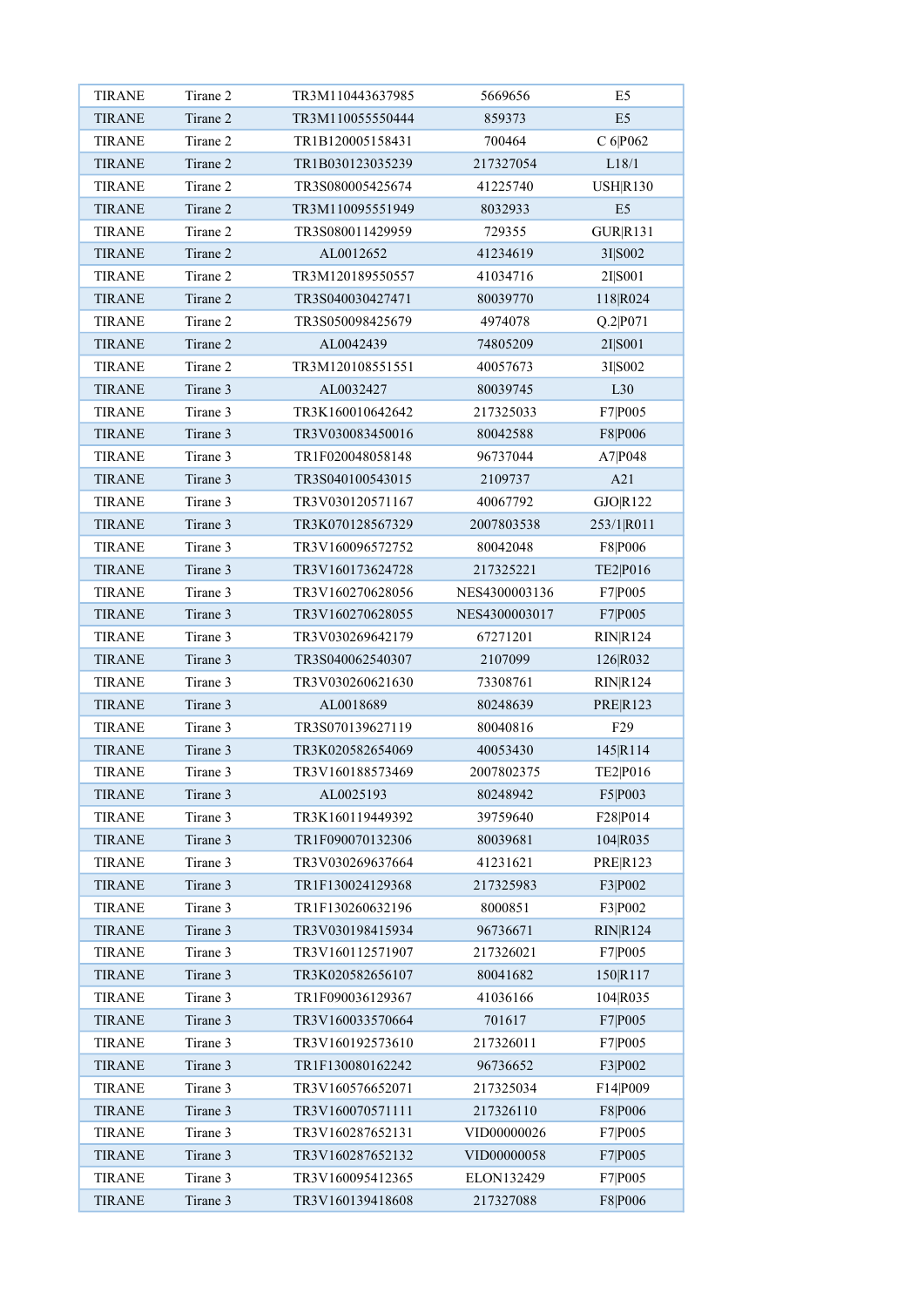| TIRANE | Tirane 2 | TR3M110443637985 | 5669656 | E5 |
|---|---|---|---|---|
| TIRANE | Tirane 2 | TR3M110055550444 | 859373 | E5 |
| TIRANE | Tirane 2 | TR1B120005158431 | 700464 | C 6\|P062 |
| TIRANE | Tirane 2 | TR1B030123035239 | 217327054 | L18/1 |
| TIRANE | Tirane 2 | TR3S080005425674 | 41225740 | USH\|R130 |
| TIRANE | Tirane 2 | TR3M110095551949 | 8032933 | E5 |
| TIRANE | Tirane 2 | TR3S080011429959 | 729355 | GUR\|R131 |
| TIRANE | Tirane 2 | AL0012652 | 41234619 | 3I\|S002 |
| TIRANE | Tirane 2 | TR3M120189550557 | 41034716 | 2I\|S001 |
| TIRANE | Tirane 2 | TR3S040030427471 | 80039770 | 118\|R024 |
| TIRANE | Tirane 2 | TR3S050098425679 | 4974078 | Q.2\|P071 |
| TIRANE | Tirane 2 | AL0042439 | 74805209 | 2I\|S001 |
| TIRANE | Tirane 2 | TR3M120108551551 | 40057673 | 3I\|S002 |
| TIRANE | Tirane 3 | AL0032427 | 80039745 | L30 |
| TIRANE | Tirane 3 | TR3K160010642642 | 217325033 | F7\|P005 |
| TIRANE | Tirane 3 | TR3V030083450016 | 80042588 | F8\|P006 |
| TIRANE | Tirane 3 | TR1F020048058148 | 96737044 | A7\|P048 |
| TIRANE | Tirane 3 | TR3S040100543015 | 2109737 | A21 |
| TIRANE | Tirane 3 | TR3V030120571167 | 40067792 | GJO\|R122 |
| TIRANE | Tirane 3 | TR3K070128567329 | 2007803538 | 253/1\|R011 |
| TIRANE | Tirane 3 | TR3V160096572752 | 80042048 | F8\|P006 |
| TIRANE | Tirane 3 | TR3V160173624728 | 217325221 | TE2\|P016 |
| TIRANE | Tirane 3 | TR3V160270628056 | NES4300003136 | F7\|P005 |
| TIRANE | Tirane 3 | TR3V160270628055 | NES4300003017 | F7\|P005 |
| TIRANE | Tirane 3 | TR3V030269642179 | 67271201 | RIN\|R124 |
| TIRANE | Tirane 3 | TR3S040062540307 | 2107099 | 126\|R032 |
| TIRANE | Tirane 3 | TR3V030260621630 | 73308761 | RIN\|R124 |
| TIRANE | Tirane 3 | AL0018689 | 80248639 | PRE\|R123 |
| TIRANE | Tirane 3 | TR3S070139627119 | 80040816 | F29 |
| TIRANE | Tirane 3 | TR3K020582654069 | 40053430 | 145\|R114 |
| TIRANE | Tirane 3 | TR3V160188573469 | 2007802375 | TE2\|P016 |
| TIRANE | Tirane 3 | AL0025193 | 80248942 | F5\|P003 |
| TIRANE | Tirane 3 | TR3K160119449392 | 39759640 | F28\|P014 |
| TIRANE | Tirane 3 | TR1F090070132306 | 80039681 | 104\|R035 |
| TIRANE | Tirane 3 | TR3V030269637664 | 41231621 | PRE\|R123 |
| TIRANE | Tirane 3 | TR1F130024129368 | 217325983 | F3\|P002 |
| TIRANE | Tirane 3 | TR1F130260632196 | 8000851 | F3\|P002 |
| TIRANE | Tirane 3 | TR3V030198415934 | 96736671 | RIN\|R124 |
| TIRANE | Tirane 3 | TR3V160112571907 | 217326021 | F7\|P005 |
| TIRANE | Tirane 3 | TR3K020582656107 | 80041682 | 150\|R117 |
| TIRANE | Tirane 3 | TR1F090036129367 | 41036166 | 104\|R035 |
| TIRANE | Tirane 3 | TR3V160033570664 | 701617 | F7\|P005 |
| TIRANE | Tirane 3 | TR3V160192573610 | 217326011 | F7\|P005 |
| TIRANE | Tirane 3 | TR1F130080162242 | 96736652 | F3\|P002 |
| TIRANE | Tirane 3 | TR3V160576652071 | 217325034 | F14\|P009 |
| TIRANE | Tirane 3 | TR3V160070571111 | 217326110 | F8\|P006 |
| TIRANE | Tirane 3 | TR3V160287652131 | VID00000026 | F7\|P005 |
| TIRANE | Tirane 3 | TR3V160287652132 | VID00000058 | F7\|P005 |
| TIRANE | Tirane 3 | TR3V160095412365 | ELON132429 | F7\|P005 |
| TIRANE | Tirane 3 | TR3V160139418608 | 217327088 | F8\|P006 |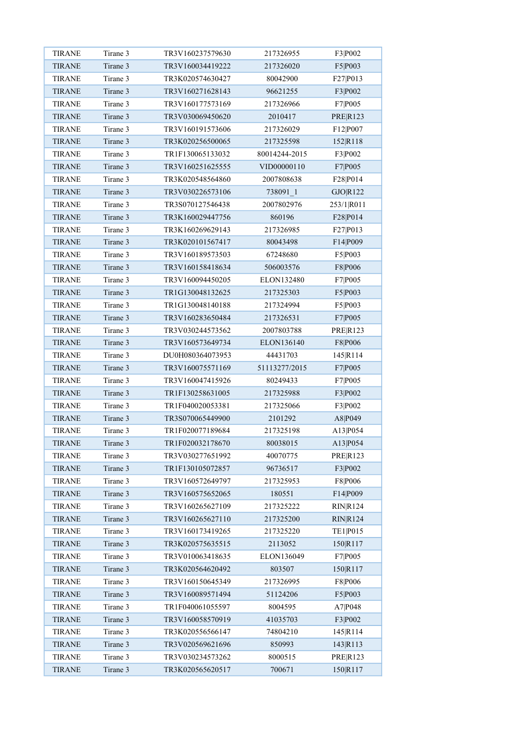| TIRANE | Tirane 3 | TR3V160237579630 | 217326955 | F3|P002 |
|---|---|---|---|---|
| TIRANE | Tirane 3 | TR3V160034419222 | 217326020 | F5|P003 |
| TIRANE | Tirane 3 | TR3K020574630427 | 80042900 | F27|P013 |
| TIRANE | Tirane 3 | TR3V160271628143 | 96621255 | F3|P002 |
| TIRANE | Tirane 3 | TR3V160177573169 | 217326966 | F7|P005 |
| TIRANE | Tirane 3 | TR3V030069450620 | 2010417 | PRE|R123 |
| TIRANE | Tirane 3 | TR3V160191573606 | 217326029 | F12|P007 |
| TIRANE | Tirane 3 | TR3K020256500065 | 217325598 | 152|R118 |
| TIRANE | Tirane 3 | TR1F130065133032 | 80014244-2015 | F3|P002 |
| TIRANE | Tirane 3 | TR3V160251625555 | VID00000110 | F7|P005 |
| TIRANE | Tirane 3 | TR3K020548564860 | 2007808638 | F28|P014 |
| TIRANE | Tirane 3 | TR3V030226573106 | 738091_1 | GJO|R122 |
| TIRANE | Tirane 3 | TR3S070127546438 | 2007802976 | 253/1|R011 |
| TIRANE | Tirane 3 | TR3K160029447756 | 860196 | F28|P014 |
| TIRANE | Tirane 3 | TR3K160269629143 | 217326985 | F27|P013 |
| TIRANE | Tirane 3 | TR3K020101567417 | 80043498 | F14|P009 |
| TIRANE | Tirane 3 | TR3V160189573503 | 67248680 | F5|P003 |
| TIRANE | Tirane 3 | TR3V160158418634 | 506003576 | F8|P006 |
| TIRANE | Tirane 3 | TR3V160094450205 | ELON132480 | F7|P005 |
| TIRANE | Tirane 3 | TR1G130048132625 | 217325303 | F5|P003 |
| TIRANE | Tirane 3 | TR1G130048140188 | 217324994 | F5|P003 |
| TIRANE | Tirane 3 | TR3V160283650484 | 217326531 | F7|P005 |
| TIRANE | Tirane 3 | TR3V030244573562 | 2007803788 | PRE|R123 |
| TIRANE | Tirane 3 | TR3V160573649734 | ELON136140 | F8|P006 |
| TIRANE | Tirane 3 | DU0H080364073953 | 44431703 | 145|R114 |
| TIRANE | Tirane 3 | TR3V160075571169 | 51113277/2015 | F7|P005 |
| TIRANE | Tirane 3 | TR3V160047415926 | 80249433 | F7|P005 |
| TIRANE | Tirane 3 | TR1F130258631005 | 217325988 | F3|P002 |
| TIRANE | Tirane 3 | TR1F040020053381 | 217325066 | F3|P002 |
| TIRANE | Tirane 3 | TR3S070065449900 | 2101292 | A8|P049 |
| TIRANE | Tirane 3 | TR1F020077189684 | 217325198 | A13|P054 |
| TIRANE | Tirane 3 | TR1F020032178670 | 80038015 | A13|P054 |
| TIRANE | Tirane 3 | TR3V030277651992 | 40070775 | PRE|R123 |
| TIRANE | Tirane 3 | TR1F130105072857 | 96736517 | F3|P002 |
| TIRANE | Tirane 3 | TR3V160572649797 | 217325953 | F8|P006 |
| TIRANE | Tirane 3 | TR3V160575652065 | 180551 | F14|P009 |
| TIRANE | Tirane 3 | TR3V160265627109 | 217325222 | RIN|R124 |
| TIRANE | Tirane 3 | TR3V160265627110 | 217325200 | RIN|R124 |
| TIRANE | Tirane 3 | TR3V160173419265 | 217325220 | TE1|P015 |
| TIRANE | Tirane 3 | TR3K020575635515 | 2113052 | 150|R117 |
| TIRANE | Tirane 3 | TR3V010063418635 | ELON136049 | F7|P005 |
| TIRANE | Tirane 3 | TR3K020564620492 | 803507 | 150|R117 |
| TIRANE | Tirane 3 | TR3V160150645349 | 217326995 | F8|P006 |
| TIRANE | Tirane 3 | TR3V160089571494 | 51124206 | F5|P003 |
| TIRANE | Tirane 3 | TR1F040061055597 | 8004595 | A7|P048 |
| TIRANE | Tirane 3 | TR3V160058570919 | 41035703 | F3|P002 |
| TIRANE | Tirane 3 | TR3K020556566147 | 74804210 | 145|R114 |
| TIRANE | Tirane 3 | TR3V020569621696 | 850993 | 143|R113 |
| TIRANE | Tirane 3 | TR3V030234573262 | 8000515 | PRE|R123 |
| TIRANE | Tirane 3 | TR3K020565620517 | 700671 | 150|R117 |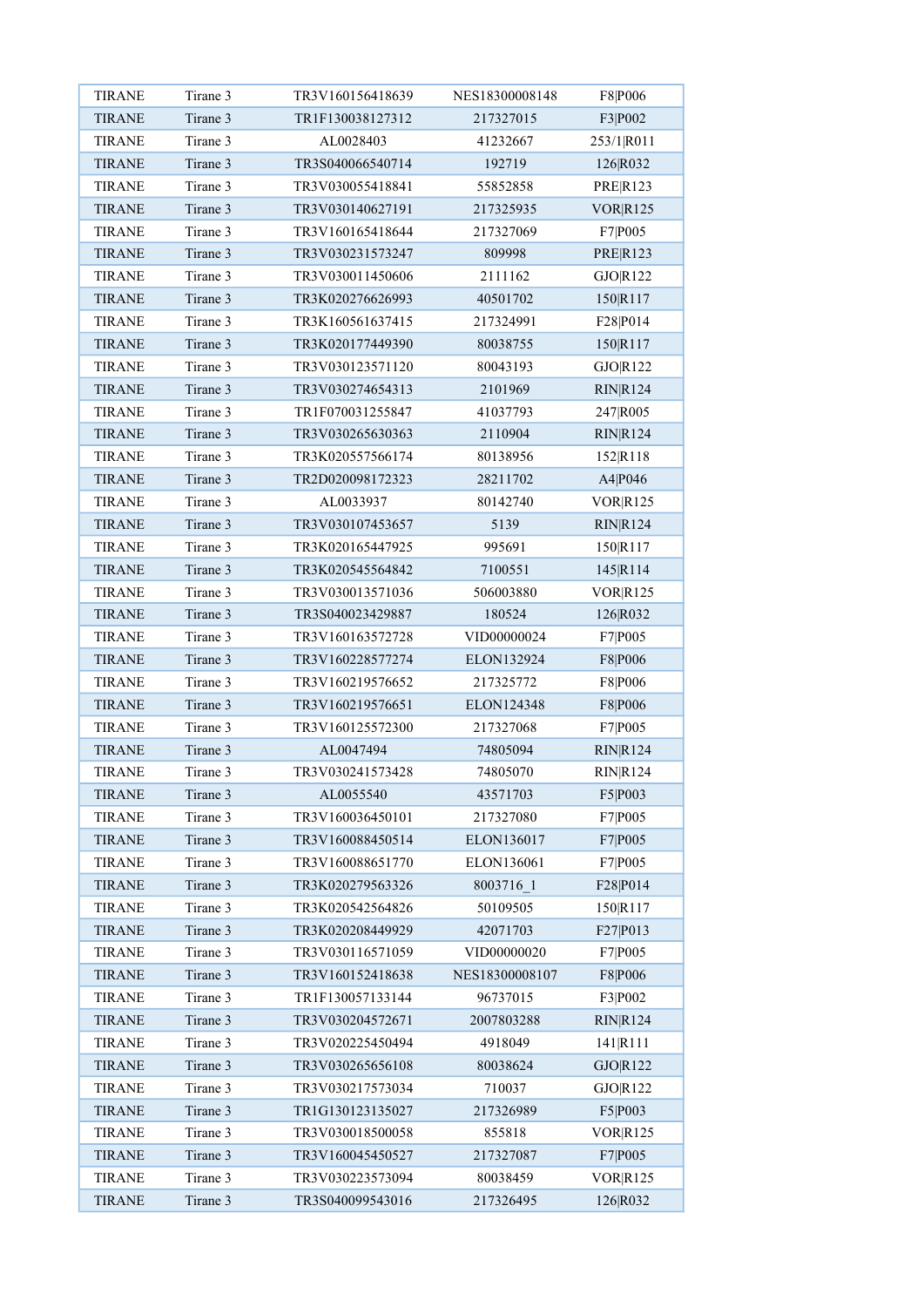| TIRANE | Tirane 3 | TR3V160156418639 | NES18300008148 | F8|P006 |
|---|---|---|---|---|
| TIRANE | Tirane 3 | TR1F130038127312 | 217327015 | F3|P002 |
| TIRANE | Tirane 3 | AL0028403 | 41232667 | 253/1|R011 |
| TIRANE | Tirane 3 | TR3S040066540714 | 192719 | 126|R032 |
| TIRANE | Tirane 3 | TR3V030055418841 | 55852858 | PRE|R123 |
| TIRANE | Tirane 3 | TR3V030140627191 | 217325935 | VOR|R125 |
| TIRANE | Tirane 3 | TR3V160165418644 | 217327069 | F7|P005 |
| TIRANE | Tirane 3 | TR3V030231573247 | 809998 | PRE|R123 |
| TIRANE | Tirane 3 | TR3V030011450606 | 2111162 | GJO|R122 |
| TIRANE | Tirane 3 | TR3K020276626993 | 40501702 | 150|R117 |
| TIRANE | Tirane 3 | TR3K160561637415 | 217324991 | F28|P014 |
| TIRANE | Tirane 3 | TR3K020177449390 | 80038755 | 150|R117 |
| TIRANE | Tirane 3 | TR3V030123571120 | 80043193 | GJO|R122 |
| TIRANE | Tirane 3 | TR3V030274654313 | 2101969 | RIN|R124 |
| TIRANE | Tirane 3 | TR1F070031255847 | 41037793 | 247|R005 |
| TIRANE | Tirane 3 | TR3V030265630363 | 2110904 | RIN|R124 |
| TIRANE | Tirane 3 | TR3K020557566174 | 80138956 | 152|R118 |
| TIRANE | Tirane 3 | TR2D020098172323 | 28211702 | A4|P046 |
| TIRANE | Tirane 3 | AL0033937 | 80142740 | VOR|R125 |
| TIRANE | Tirane 3 | TR3V030107453657 | 5139 | RIN|R124 |
| TIRANE | Tirane 3 | TR3K020165447925 | 995691 | 150|R117 |
| TIRANE | Tirane 3 | TR3K020545564842 | 7100551 | 145|R114 |
| TIRANE | Tirane 3 | TR3V030013571036 | 506003880 | VOR|R125 |
| TIRANE | Tirane 3 | TR3S040023429887 | 180524 | 126|R032 |
| TIRANE | Tirane 3 | TR3V160163572728 | VID00000024 | F7|P005 |
| TIRANE | Tirane 3 | TR3V160228577274 | ELON132924 | F8|P006 |
| TIRANE | Tirane 3 | TR3V160219576652 | 217325772 | F8|P006 |
| TIRANE | Tirane 3 | TR3V160219576651 | ELON124348 | F8|P006 |
| TIRANE | Tirane 3 | TR3V160125572300 | 217327068 | F7|P005 |
| TIRANE | Tirane 3 | AL0047494 | 74805094 | RIN|R124 |
| TIRANE | Tirane 3 | TR3V030241573428 | 74805070 | RIN|R124 |
| TIRANE | Tirane 3 | AL0055540 | 43571703 | F5|P003 |
| TIRANE | Tirane 3 | TR3V160036450101 | 217327080 | F7|P005 |
| TIRANE | Tirane 3 | TR3V160088450514 | ELON136017 | F7|P005 |
| TIRANE | Tirane 3 | TR3V160088651770 | ELON136061 | F7|P005 |
| TIRANE | Tirane 3 | TR3K020279563326 | 8003716_1 | F28|P014 |
| TIRANE | Tirane 3 | TR3K020542564826 | 50109505 | 150|R117 |
| TIRANE | Tirane 3 | TR3K020208449929 | 42071703 | F27|P013 |
| TIRANE | Tirane 3 | TR3V030116571059 | VID00000020 | F7|P005 |
| TIRANE | Tirane 3 | TR3V160152418638 | NES18300008107 | F8|P006 |
| TIRANE | Tirane 3 | TR1F130057133144 | 96737015 | F3|P002 |
| TIRANE | Tirane 3 | TR3V030204572671 | 2007803288 | RIN|R124 |
| TIRANE | Tirane 3 | TR3V020225450494 | 4918049 | 141|R111 |
| TIRANE | Tirane 3 | TR3V030265656108 | 80038624 | GJO|R122 |
| TIRANE | Tirane 3 | TR3V030217573034 | 710037 | GJO|R122 |
| TIRANE | Tirane 3 | TR1G130123135027 | 217326989 | F5|P003 |
| TIRANE | Tirane 3 | TR3V030018500058 | 855818 | VOR|R125 |
| TIRANE | Tirane 3 | TR3V160045450527 | 217327087 | F7|P005 |
| TIRANE | Tirane 3 | TR3V030223573094 | 80038459 | VOR|R125 |
| TIRANE | Tirane 3 | TR3S040099543016 | 217326495 | 126|R032 |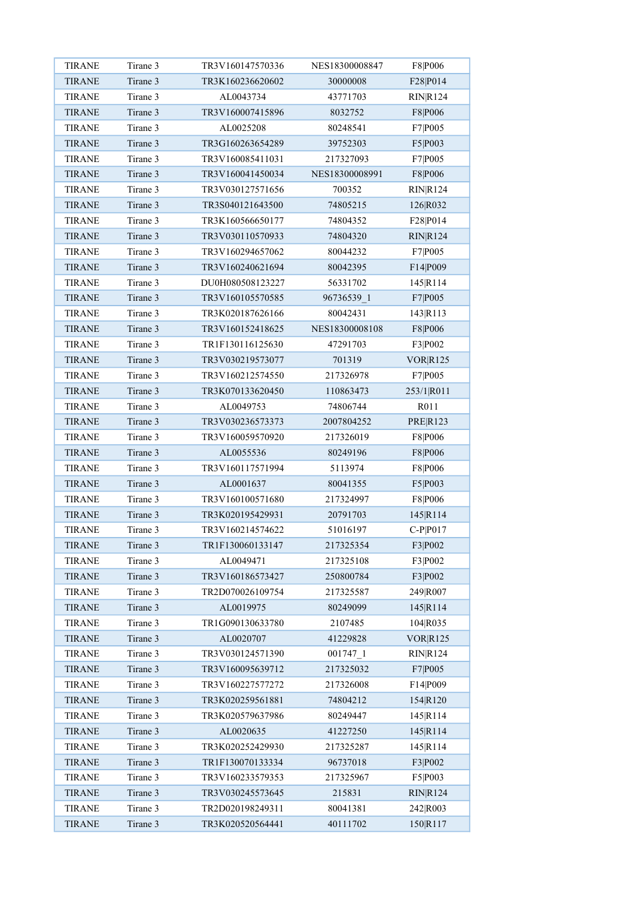| TIRANE | Tirane 3 | TR3V160147570336 | NES18300008847 | F8|P006 |
|---|---|---|---|---|
| TIRANE | Tirane 3 | TR3K160236620602 | 30000008 | F28|P014 |
| TIRANE | Tirane 3 | AL0043734 | 43771703 | RIN|R124 |
| TIRANE | Tirane 3 | TR3V160007415896 | 8032752 | F8|P006 |
| TIRANE | Tirane 3 | AL0025208 | 80248541 | F7|P005 |
| TIRANE | Tirane 3 | TR3G160263654289 | 39752303 | F5|P003 |
| TIRANE | Tirane 3 | TR3V160085411031 | 217327093 | F7|P005 |
| TIRANE | Tirane 3 | TR3V160041450034 | NES18300008991 | F8|P006 |
| TIRANE | Tirane 3 | TR3V030127571656 | 700352 | RIN|R124 |
| TIRANE | Tirane 3 | TR3S040121643500 | 74805215 | 126|R032 |
| TIRANE | Tirane 3 | TR3K160566650177 | 74804352 | F28|P014 |
| TIRANE | Tirane 3 | TR3V030110570933 | 74804320 | RIN|R124 |
| TIRANE | Tirane 3 | TR3V160294657062 | 80044232 | F7|P005 |
| TIRANE | Tirane 3 | TR3V160240621694 | 80042395 | F14|P009 |
| TIRANE | Tirane 3 | DU0H080508123227 | 56331702 | 145|R114 |
| TIRANE | Tirane 3 | TR3V160105570585 | 96736539_1 | F7|P005 |
| TIRANE | Tirane 3 | TR3K020187626166 | 80042431 | 143|R113 |
| TIRANE | Tirane 3 | TR3V160152418625 | NES18300008108 | F8|P006 |
| TIRANE | Tirane 3 | TR1F130116125630 | 47291703 | F3|P002 |
| TIRANE | Tirane 3 | TR3V030219573077 | 701319 | VOR|R125 |
| TIRANE | Tirane 3 | TR3V160212574550 | 217326978 | F7|P005 |
| TIRANE | Tirane 3 | TR3K070133620450 | 110863473 | 253/1|R011 |
| TIRANE | Tirane 3 | AL0049753 | 74806744 | R011 |
| TIRANE | Tirane 3 | TR3V030236573373 | 2007804252 | PRE|R123 |
| TIRANE | Tirane 3 | TR3V160059570920 | 217326019 | F8|P006 |
| TIRANE | Tirane 3 | AL0055536 | 80249196 | F8|P006 |
| TIRANE | Tirane 3 | TR3V160117571994 | 5113974 | F8|P006 |
| TIRANE | Tirane 3 | AL0001637 | 80041355 | F5|P003 |
| TIRANE | Tirane 3 | TR3V160100571680 | 217324997 | F8|P006 |
| TIRANE | Tirane 3 | TR3K020195429931 | 20791703 | 145|R114 |
| TIRANE | Tirane 3 | TR3V160214574622 | 51016197 | C-P|P017 |
| TIRANE | Tirane 3 | TR1F130060133147 | 217325354 | F3|P002 |
| TIRANE | Tirane 3 | AL0049471 | 217325108 | F3|P002 |
| TIRANE | Tirane 3 | TR3V160186573427 | 250800784 | F3|P002 |
| TIRANE | Tirane 3 | TR2D070026109754 | 217325587 | 249|R007 |
| TIRANE | Tirane 3 | AL0019975 | 80249099 | 145|R114 |
| TIRANE | Tirane 3 | TR1G090130633780 | 2107485 | 104|R035 |
| TIRANE | Tirane 3 | AL0020707 | 41229828 | VOR|R125 |
| TIRANE | Tirane 3 | TR3V030124571390 | 001747_1 | RIN|R124 |
| TIRANE | Tirane 3 | TR3V160095639712 | 217325032 | F7|P005 |
| TIRANE | Tirane 3 | TR3V160227577272 | 217326008 | F14|P009 |
| TIRANE | Tirane 3 | TR3K020259561881 | 74804212 | 154|R120 |
| TIRANE | Tirane 3 | TR3K020579637986 | 80249447 | 145|R114 |
| TIRANE | Tirane 3 | AL0020635 | 41227250 | 145|R114 |
| TIRANE | Tirane 3 | TR3K020252429930 | 217325287 | 145|R114 |
| TIRANE | Tirane 3 | TR1F130070133334 | 96737018 | F3|P002 |
| TIRANE | Tirane 3 | TR3V160233579353 | 217325967 | F5|P003 |
| TIRANE | Tirane 3 | TR3V030245573645 | 215831 | RIN|R124 |
| TIRANE | Tirane 3 | TR2D020198249311 | 80041381 | 242|R003 |
| TIRANE | Tirane 3 | TR3K020520564441 | 40111702 | 150|R117 |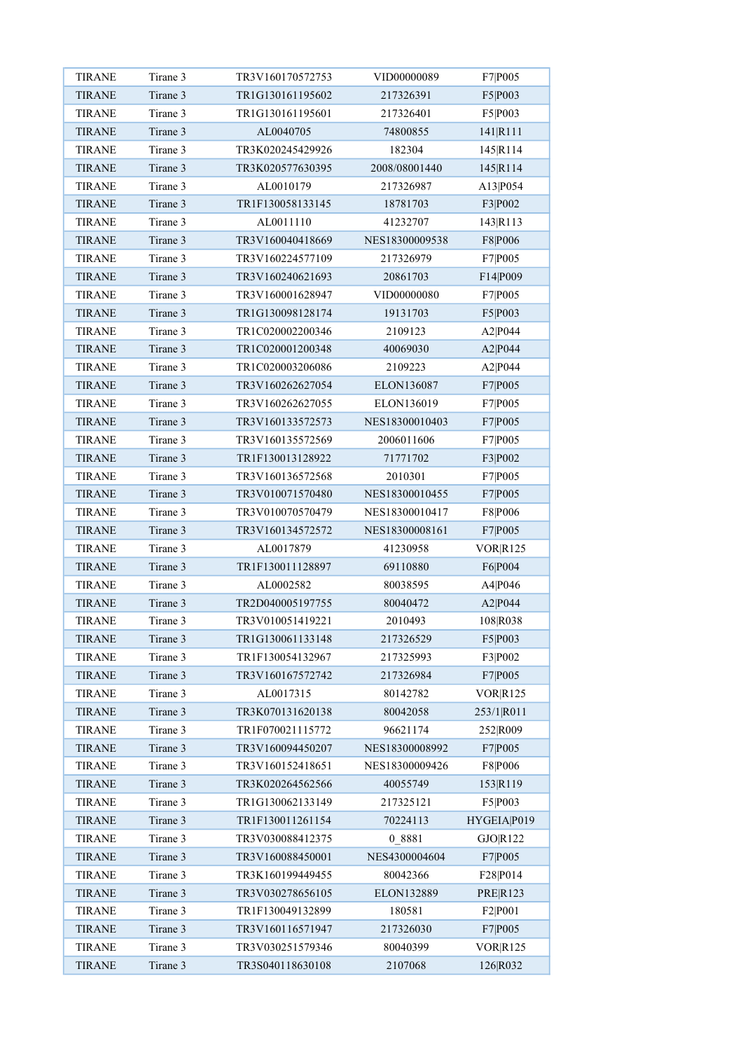| | | | | |
|---|---|---|---|---|
| TIRANE | Tirane 3 | TR3V160170572753 | VID00000089 | F7\|P005 |
| TIRANE | Tirane 3 | TR1G130161195602 | 217326391 | F5\|P003 |
| TIRANE | Tirane 3 | TR1G130161195601 | 217326401 | F5\|P003 |
| TIRANE | Tirane 3 | AL0040705 | 74800855 | 141\|R111 |
| TIRANE | Tirane 3 | TR3K020245429926 | 182304 | 145\|R114 |
| TIRANE | Tirane 3 | TR3K020577630395 | 2008/08001440 | 145\|R114 |
| TIRANE | Tirane 3 | AL0010179 | 217326987 | A13\|P054 |
| TIRANE | Tirane 3 | TR1F130058133145 | 18781703 | F3\|P002 |
| TIRANE | Tirane 3 | AL0011110 | 41232707 | 143\|R113 |
| TIRANE | Tirane 3 | TR3V160040418669 | NES18300009538 | F8\|P006 |
| TIRANE | Tirane 3 | TR3V160224577109 | 217326979 | F7\|P005 |
| TIRANE | Tirane 3 | TR3V160240621693 | 20861703 | F14\|P009 |
| TIRANE | Tirane 3 | TR3V160001628947 | VID00000080 | F7\|P005 |
| TIRANE | Tirane 3 | TR1G130098128174 | 19131703 | F5\|P003 |
| TIRANE | Tirane 3 | TR1C020002200346 | 2109123 | A2\|P044 |
| TIRANE | Tirane 3 | TR1C020001200348 | 40069030 | A2\|P044 |
| TIRANE | Tirane 3 | TR1C020003206086 | 2109223 | A2\|P044 |
| TIRANE | Tirane 3 | TR3V160262627054 | ELON136087 | F7\|P005 |
| TIRANE | Tirane 3 | TR3V160262627055 | ELON136019 | F7\|P005 |
| TIRANE | Tirane 3 | TR3V160133572573 | NES18300010403 | F7\|P005 |
| TIRANE | Tirane 3 | TR3V160135572569 | 2006011606 | F7\|P005 |
| TIRANE | Tirane 3 | TR1F130013128922 | 71771702 | F3\|P002 |
| TIRANE | Tirane 3 | TR3V160136572568 | 2010301 | F7\|P005 |
| TIRANE | Tirane 3 | TR3V010071570480 | NES18300010455 | F7\|P005 |
| TIRANE | Tirane 3 | TR3V010070570479 | NES18300010417 | F8\|P006 |
| TIRANE | Tirane 3 | TR3V160134572572 | NES18300008161 | F7\|P005 |
| TIRANE | Tirane 3 | AL0017879 | 41230958 | VOR\|R125 |
| TIRANE | Tirane 3 | TR1F130011128897 | 69110880 | F6\|P004 |
| TIRANE | Tirane 3 | AL0002582 | 80038595 | A4\|P046 |
| TIRANE | Tirane 3 | TR2D040005197755 | 80040472 | A2\|P044 |
| TIRANE | Tirane 3 | TR3V010051419221 | 2010493 | 108\|R038 |
| TIRANE | Tirane 3 | TR1G130061133148 | 217326529 | F5\|P003 |
| TIRANE | Tirane 3 | TR1F130054132967 | 217325993 | F3\|P002 |
| TIRANE | Tirane 3 | TR3V160167572742 | 217326984 | F7\|P005 |
| TIRANE | Tirane 3 | AL0017315 | 80142782 | VOR\|R125 |
| TIRANE | Tirane 3 | TR3K070131620138 | 80042058 | 253/1\|R011 |
| TIRANE | Tirane 3 | TR1F070021115772 | 96621174 | 252\|R009 |
| TIRANE | Tirane 3 | TR3V160094450207 | NES18300008992 | F7\|P005 |
| TIRANE | Tirane 3 | TR3V160152418651 | NES18300009426 | F8\|P006 |
| TIRANE | Tirane 3 | TR3K020264562566 | 40055749 | 153\|R119 |
| TIRANE | Tirane 3 | TR1G130062133149 | 217325121 | F5\|P003 |
| TIRANE | Tirane 3 | TR1F130011261154 | 70224113 | HYGEIA\|P019 |
| TIRANE | Tirane 3 | TR3V030088412375 | 0_8881 | GJO\|R122 |
| TIRANE | Tirane 3 | TR3V160088450001 | NES4300004604 | F7\|P005 |
| TIRANE | Tirane 3 | TR3K160199449455 | 80042366 | F28\|P014 |
| TIRANE | Tirane 3 | TR3V030278656105 | ELON132889 | PRE\|R123 |
| TIRANE | Tirane 3 | TR1F130049132899 | 180581 | F2\|P001 |
| TIRANE | Tirane 3 | TR3V160116571947 | 217326030 | F7\|P005 |
| TIRANE | Tirane 3 | TR3V030251579346 | 80040399 | VOR\|R125 |
| TIRANE | Tirane 3 | TR3S040118630108 | 2107068 | 126\|R032 |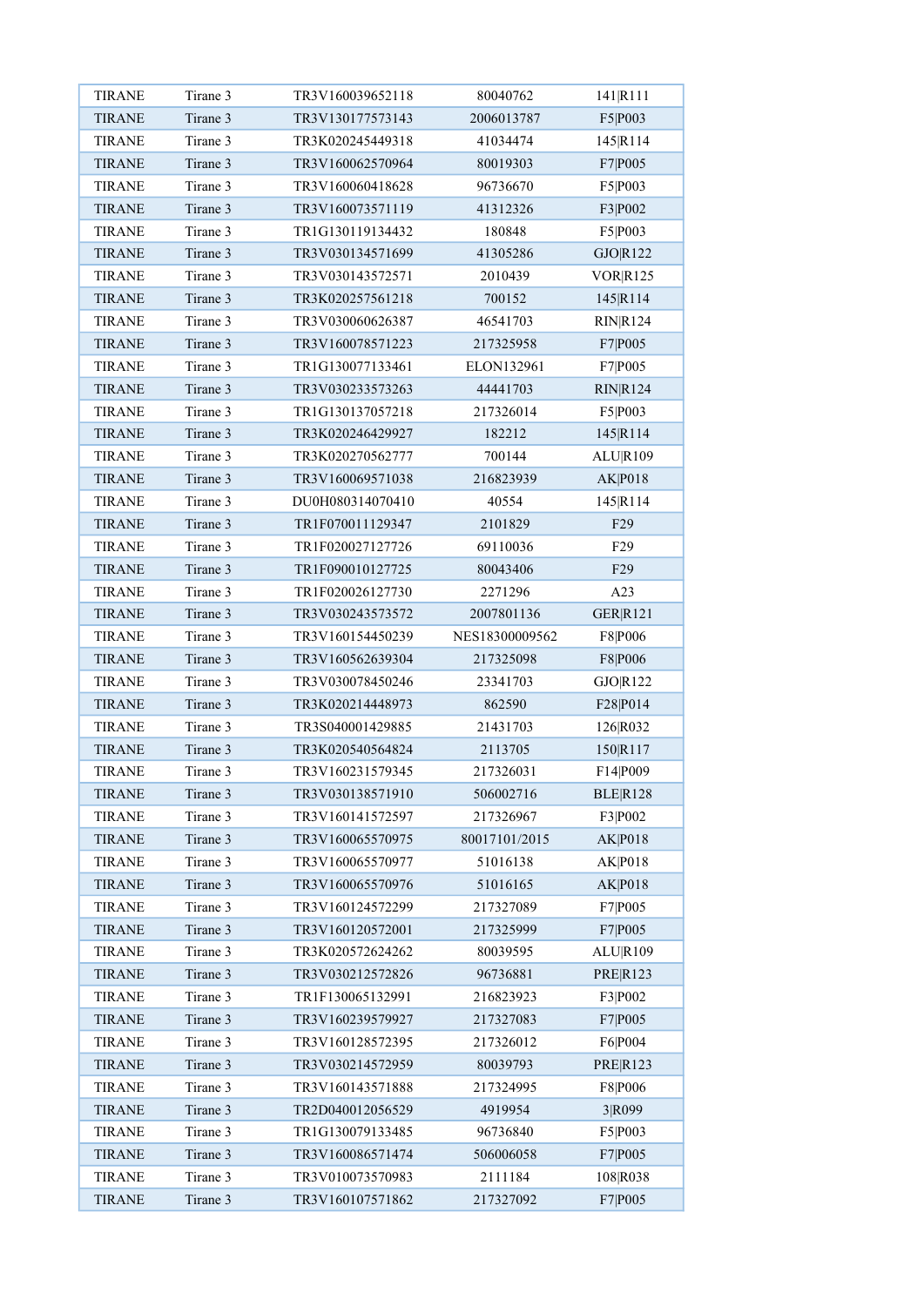| TIRANE | Tirane 3 | TR3V160039652118 | 80040762 | 141\|R111 |
|---|---|---|---|---|
| TIRANE | Tirane 3 | TR3V130177573143 | 2006013787 | F5\|P003 |
| TIRANE | Tirane 3 | TR3K020245449318 | 41034474 | 145\|R114 |
| TIRANE | Tirane 3 | TR3V160062570964 | 80019303 | F7\|P005 |
| TIRANE | Tirane 3 | TR3V160060418628 | 96736670 | F5\|P003 |
| TIRANE | Tirane 3 | TR3V160073571119 | 41312326 | F3\|P002 |
| TIRANE | Tirane 3 | TR1G130119134432 | 180848 | F5\|P003 |
| TIRANE | Tirane 3 | TR3V030134571699 | 41305286 | GJO\|R122 |
| TIRANE | Tirane 3 | TR3V030143572571 | 2010439 | VOR\|R125 |
| TIRANE | Tirane 3 | TR3K020257561218 | 700152 | 145\|R114 |
| TIRANE | Tirane 3 | TR3V030060626387 | 46541703 | RIN\|R124 |
| TIRANE | Tirane 3 | TR3V160078571223 | 217325958 | F7\|P005 |
| TIRANE | Tirane 3 | TR1G130077133461 | ELON132961 | F7\|P005 |
| TIRANE | Tirane 3 | TR3V030233573263 | 44441703 | RIN\|R124 |
| TIRANE | Tirane 3 | TR1G130137057218 | 217326014 | F5\|P003 |
| TIRANE | Tirane 3 | TR3K020246429927 | 182212 | 145\|R114 |
| TIRANE | Tirane 3 | TR3K020270562777 | 700144 | ALU\|R109 |
| TIRANE | Tirane 3 | TR3V160069571038 | 216823939 | AK\|P018 |
| TIRANE | Tirane 3 | DU0H080314070410 | 40554 | 145\|R114 |
| TIRANE | Tirane 3 | TR1F070011129347 | 2101829 | F29 |
| TIRANE | Tirane 3 | TR1F020027127726 | 69110036 | F29 |
| TIRANE | Tirane 3 | TR1F090010127725 | 80043406 | F29 |
| TIRANE | Tirane 3 | TR1F020026127730 | 2271296 | A23 |
| TIRANE | Tirane 3 | TR3V030243573572 | 2007801136 | GER\|R121 |
| TIRANE | Tirane 3 | TR3V160154450239 | NES18300009562 | F8\|P006 |
| TIRANE | Tirane 3 | TR3V160562639304 | 217325098 | F8\|P006 |
| TIRANE | Tirane 3 | TR3V030078450246 | 23341703 | GJO\|R122 |
| TIRANE | Tirane 3 | TR3K020214448973 | 862590 | F28\|P014 |
| TIRANE | Tirane 3 | TR3S040001429885 | 21431703 | 126\|R032 |
| TIRANE | Tirane 3 | TR3K020540564824 | 2113705 | 150\|R117 |
| TIRANE | Tirane 3 | TR3V160231579345 | 217326031 | F14\|P009 |
| TIRANE | Tirane 3 | TR3V030138571910 | 506002716 | BLE\|R128 |
| TIRANE | Tirane 3 | TR3V160141572597 | 217326967 | F3\|P002 |
| TIRANE | Tirane 3 | TR3V160065570975 | 80017101/2015 | AK\|P018 |
| TIRANE | Tirane 3 | TR3V160065570977 | 51016138 | AK\|P018 |
| TIRANE | Tirane 3 | TR3V160065570976 | 51016165 | AK\|P018 |
| TIRANE | Tirane 3 | TR3V160124572299 | 217327089 | F7\|P005 |
| TIRANE | Tirane 3 | TR3V160120572001 | 217325999 | F7\|P005 |
| TIRANE | Tirane 3 | TR3K020572624262 | 80039595 | ALU\|R109 |
| TIRANE | Tirane 3 | TR3V030212572826 | 96736881 | PRE\|R123 |
| TIRANE | Tirane 3 | TR1F130065132991 | 216823923 | F3\|P002 |
| TIRANE | Tirane 3 | TR3V160239579927 | 217327083 | F7\|P005 |
| TIRANE | Tirane 3 | TR3V160128572395 | 217326012 | F6\|P004 |
| TIRANE | Tirane 3 | TR3V030214572959 | 80039793 | PRE\|R123 |
| TIRANE | Tirane 3 | TR3V160143571888 | 217324995 | F8\|P006 |
| TIRANE | Tirane 3 | TR2D040012056529 | 4919954 | 3\|R099 |
| TIRANE | Tirane 3 | TR1G130079133485 | 96736840 | F5\|P003 |
| TIRANE | Tirane 3 | TR3V160086571474 | 506006058 | F7\|P005 |
| TIRANE | Tirane 3 | TR3V010073570983 | 2111184 | 108\|R038 |
| TIRANE | Tirane 3 | TR3V160107571862 | 217327092 | F7\|P005 |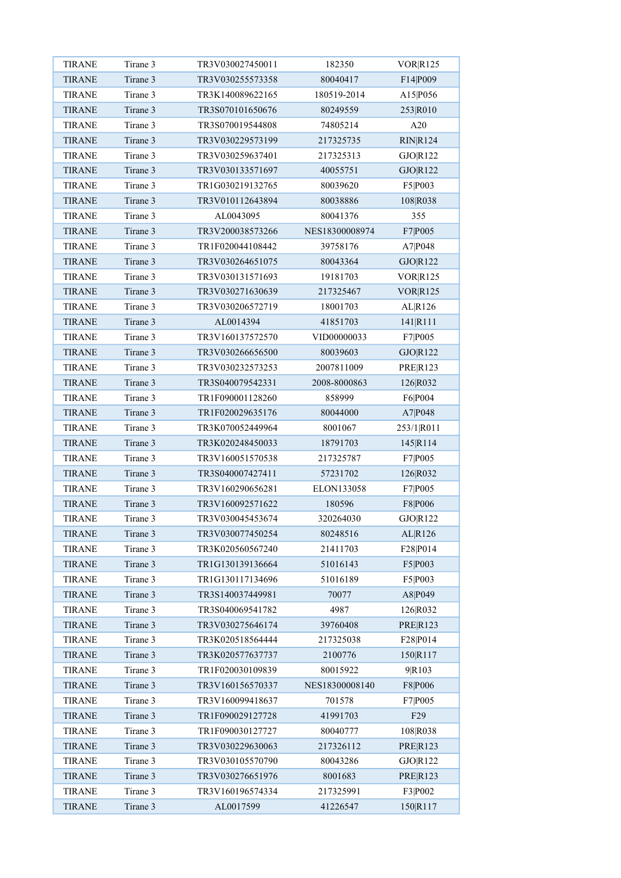| TIRANE | Tirane 3 | TR3V030027450011 | 182350 | VOR\|R125 |
| --- | --- | --- | --- | --- |
| TIRANE | Tirane 3 | TR3V030255573358 | 80040417 | F14\|P009 |
| TIRANE | Tirane 3 | TR3K140089622165 | 180519-2014 | A15\|P056 |
| TIRANE | Tirane 3 | TR3S070101650676 | 80249559 | 253\|R010 |
| TIRANE | Tirane 3 | TR3S070019544808 | 74805214 | A20 |
| TIRANE | Tirane 3 | TR3V030229573199 | 217325735 | RIN\|R124 |
| TIRANE | Tirane 3 | TR3V030259637401 | 217325313 | GJO\|R122 |
| TIRANE | Tirane 3 | TR3V030133571697 | 40055751 | GJO\|R122 |
| TIRANE | Tirane 3 | TR1G030219132765 | 80039620 | F5\|P003 |
| TIRANE | Tirane 3 | TR3V010112643894 | 80038886 | 108\|R038 |
| TIRANE | Tirane 3 | AL0043095 | 80041376 | 355 |
| TIRANE | Tirane 3 | TR3V200038573266 | NES18300008974 | F7\|P005 |
| TIRANE | Tirane 3 | TR1F020044108442 | 39758176 | A7\|P048 |
| TIRANE | Tirane 3 | TR3V030264651075 | 80043364 | GJO\|R122 |
| TIRANE | Tirane 3 | TR3V030131571693 | 19181703 | VOR\|R125 |
| TIRANE | Tirane 3 | TR3V030271630639 | 217325467 | VOR\|R125 |
| TIRANE | Tirane 3 | TR3V030206572719 | 18001703 | AL\|R126 |
| TIRANE | Tirane 3 | AL0014394 | 41851703 | 141\|R111 |
| TIRANE | Tirane 3 | TR3V160137572570 | VID00000033 | F7\|P005 |
| TIRANE | Tirane 3 | TR3V030266656500 | 80039603 | GJO\|R122 |
| TIRANE | Tirane 3 | TR3V030232573253 | 2007811009 | PRE\|R123 |
| TIRANE | Tirane 3 | TR3S040079542331 | 2008-8000863 | 126\|R032 |
| TIRANE | Tirane 3 | TR1F090001128260 | 858999 | F6\|P004 |
| TIRANE | Tirane 3 | TR1F020029635176 | 80044000 | A7\|P048 |
| TIRANE | Tirane 3 | TR3K070052449964 | 8001067 | 253/1\|R011 |
| TIRANE | Tirane 3 | TR3K020248450033 | 18791703 | 145\|R114 |
| TIRANE | Tirane 3 | TR3V160051570538 | 217325787 | F7\|P005 |
| TIRANE | Tirane 3 | TR3S040007427411 | 57231702 | 126\|R032 |
| TIRANE | Tirane 3 | TR3V160290656281 | ELON133058 | F7\|P005 |
| TIRANE | Tirane 3 | TR3V160092571622 | 180596 | F8\|P006 |
| TIRANE | Tirane 3 | TR3V030045453674 | 320264030 | GJO\|R122 |
| TIRANE | Tirane 3 | TR3V030077450254 | 80248516 | AL\|R126 |
| TIRANE | Tirane 3 | TR3K020560567240 | 21411703 | F28\|P014 |
| TIRANE | Tirane 3 | TR1G130139136664 | 51016143 | F5\|P003 |
| TIRANE | Tirane 3 | TR1G130117134696 | 51016189 | F5\|P003 |
| TIRANE | Tirane 3 | TR3S140037449981 | 70077 | A8\|P049 |
| TIRANE | Tirane 3 | TR3S040069541782 | 4987 | 126\|R032 |
| TIRANE | Tirane 3 | TR3V030275646174 | 39760408 | PRE\|R123 |
| TIRANE | Tirane 3 | TR3K020518564444 | 217325038 | F28\|P014 |
| TIRANE | Tirane 3 | TR3K020577637737 | 2100776 | 150\|R117 |
| TIRANE | Tirane 3 | TR1F020030109839 | 80015922 | 9\|R103 |
| TIRANE | Tirane 3 | TR3V160156570337 | NES18300008140 | F8\|P006 |
| TIRANE | Tirane 3 | TR3V160099418637 | 701578 | F7\|P005 |
| TIRANE | Tirane 3 | TR1F090029127728 | 41991703 | F29 |
| TIRANE | Tirane 3 | TR1F090030127727 | 80040777 | 108\|R038 |
| TIRANE | Tirane 3 | TR3V030229630063 | 217326112 | PRE\|R123 |
| TIRANE | Tirane 3 | TR3V030105570790 | 80043286 | GJO\|R122 |
| TIRANE | Tirane 3 | TR3V030276651976 | 8001683 | PRE\|R123 |
| TIRANE | Tirane 3 | TR3V160196574334 | 217325991 | F3\|P002 |
| TIRANE | Tirane 3 | AL0017599 | 41226547 | 150\|R117 |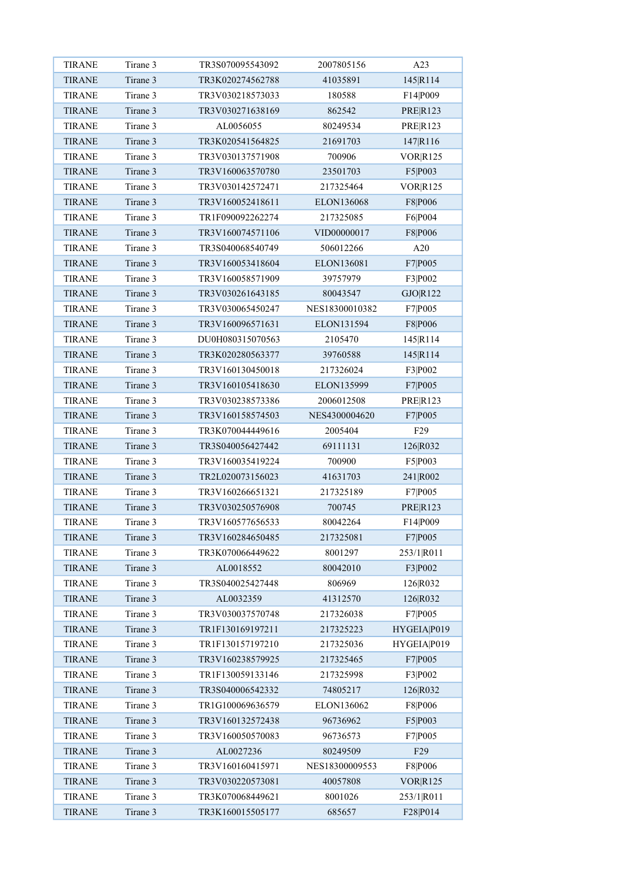| TIRANE | Tirane 3 | TR3S070095543092 | 2007805156 | A23 |
|---|---|---|---|---|
| TIRANE | Tirane 3 | TR3K020274562788 | 41035891 | 145|R114 |
| TIRANE | Tirane 3 | TR3V030218573033 | 180588 | F14|P009 |
| TIRANE | Tirane 3 | TR3V030271638169 | 862542 | PRE|R123 |
| TIRANE | Tirane 3 | AL0056055 | 80249534 | PRE|R123 |
| TIRANE | Tirane 3 | TR3K020541564825 | 21691703 | 147|R116 |
| TIRANE | Tirane 3 | TR3V030137571908 | 700906 | VOR|R125 |
| TIRANE | Tirane 3 | TR3V160063570780 | 23501703 | F5|P003 |
| TIRANE | Tirane 3 | TR3V030142572471 | 217325464 | VOR|R125 |
| TIRANE | Tirane 3 | TR3V160052418611 | ELON136068 | F8|P006 |
| TIRANE | Tirane 3 | TR1F090092262274 | 217325085 | F6|P004 |
| TIRANE | Tirane 3 | TR3V160074571106 | VID00000017 | F8|P006 |
| TIRANE | Tirane 3 | TR3S040068540749 | 506012266 | A20 |
| TIRANE | Tirane 3 | TR3V160053418604 | ELON136081 | F7|P005 |
| TIRANE | Tirane 3 | TR3V160058571909 | 39757979 | F3|P002 |
| TIRANE | Tirane 3 | TR3V030261643185 | 80043547 | GJO|R122 |
| TIRANE | Tirane 3 | TR3V030065450247 | NES18300010382 | F7|P005 |
| TIRANE | Tirane 3 | TR3V160096571631 | ELON131594 | F8|P006 |
| TIRANE | Tirane 3 | DU0H080315070563 | 2105470 | 145|R114 |
| TIRANE | Tirane 3 | TR3K020280563377 | 39760588 | 145|R114 |
| TIRANE | Tirane 3 | TR3V160130450018 | 217326024 | F3|P002 |
| TIRANE | Tirane 3 | TR3V160105418630 | ELON135999 | F7|P005 |
| TIRANE | Tirane 3 | TR3V030238573386 | 2006012508 | PRE|R123 |
| TIRANE | Tirane 3 | TR3V160158574503 | NES4300004620 | F7|P005 |
| TIRANE | Tirane 3 | TR3K070044449616 | 2005404 | F29 |
| TIRANE | Tirane 3 | TR3S040056427442 | 69111131 | 126|R032 |
| TIRANE | Tirane 3 | TR3V160035419224 | 700900 | F5|P003 |
| TIRANE | Tirane 3 | TR2L020073156023 | 41631703 | 241|R002 |
| TIRANE | Tirane 3 | TR3V160266651321 | 217325189 | F7|P005 |
| TIRANE | Tirane 3 | TR3V030250576908 | 700745 | PRE|R123 |
| TIRANE | Tirane 3 | TR3V160577656533 | 80042264 | F14|P009 |
| TIRANE | Tirane 3 | TR3V160284650485 | 217325081 | F7|P005 |
| TIRANE | Tirane 3 | TR3K070066449622 | 8001297 | 253/1|R011 |
| TIRANE | Tirane 3 | AL0018552 | 80042010 | F3|P002 |
| TIRANE | Tirane 3 | TR3S040025427448 | 806969 | 126|R032 |
| TIRANE | Tirane 3 | AL0032359 | 41312570 | 126|R032 |
| TIRANE | Tirane 3 | TR3V030037570748 | 217326038 | F7|P005 |
| TIRANE | Tirane 3 | TR1F130169197211 | 217325223 | HYGEIA|P019 |
| TIRANE | Tirane 3 | TR1F130157197210 | 217325036 | HYGEIA|P019 |
| TIRANE | Tirane 3 | TR3V160238579925 | 217325465 | F7|P005 |
| TIRANE | Tirane 3 | TR1F130059133146 | 217325998 | F3|P002 |
| TIRANE | Tirane 3 | TR3S040006542332 | 74805217 | 126|R032 |
| TIRANE | Tirane 3 | TR1G100069636579 | ELON136062 | F8|P006 |
| TIRANE | Tirane 3 | TR3V160132572438 | 96736962 | F5|P003 |
| TIRANE | Tirane 3 | TR3V160050570083 | 96736573 | F7|P005 |
| TIRANE | Tirane 3 | AL0027236 | 80249509 | F29 |
| TIRANE | Tirane 3 | TR3V160160415971 | NES18300009553 | F8|P006 |
| TIRANE | Tirane 3 | TR3V030220573081 | 40057808 | VOR|R125 |
| TIRANE | Tirane 3 | TR3K070068449621 | 8001026 | 253/1|R011 |
| TIRANE | Tirane 3 | TR3K160015505177 | 685657 | F28|P014 |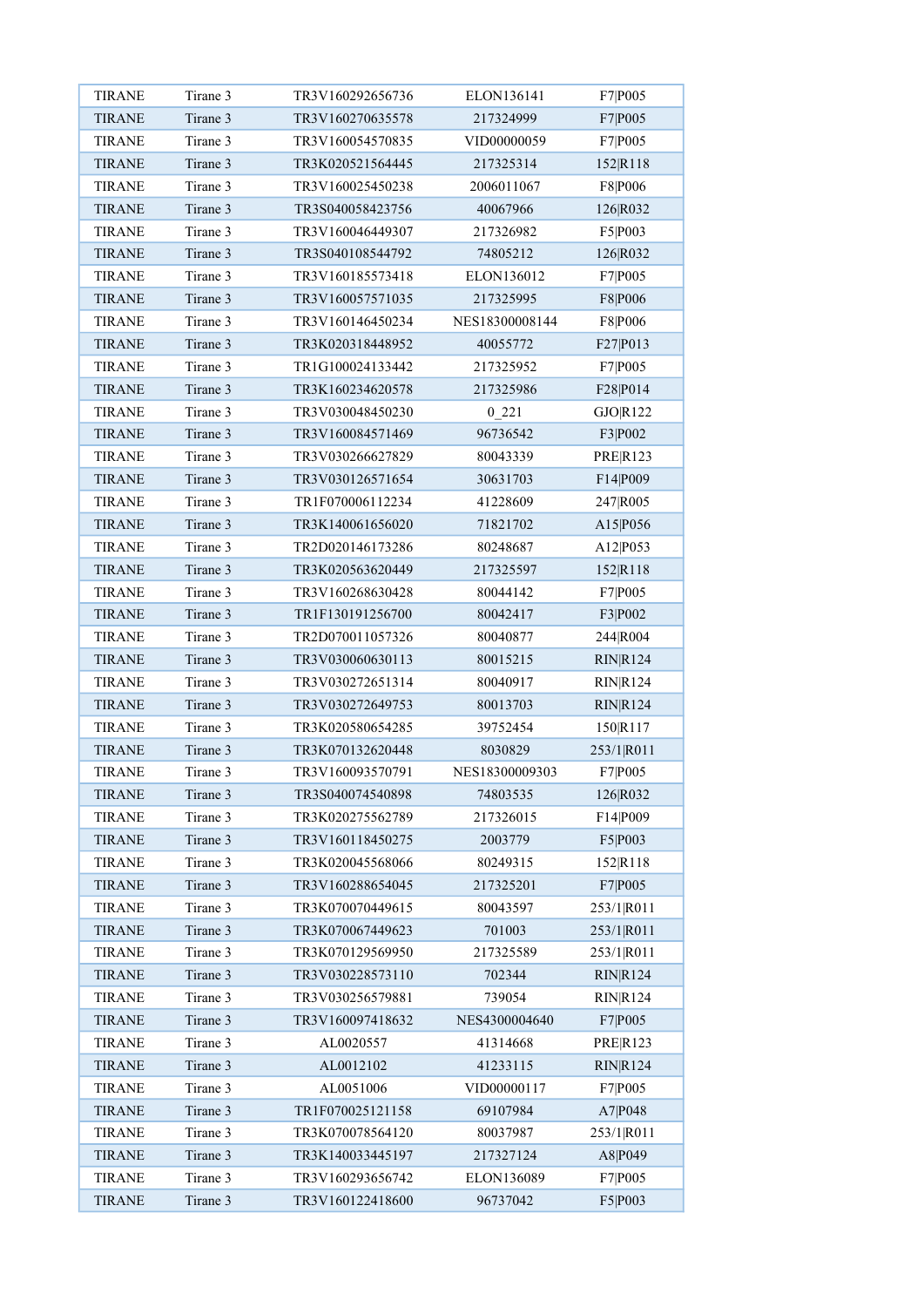| | | | | |
|---|---|---|---|---|
| TIRANE | Tirane 3 | TR3V160292656736 | ELON136141 | F7\|P005 |
| TIRANE | Tirane 3 | TR3V160270635578 | 217324999 | F7\|P005 |
| TIRANE | Tirane 3 | TR3V160054570835 | VID00000059 | F7\|P005 |
| TIRANE | Tirane 3 | TR3K020521564445 | 217325314 | 152\|R118 |
| TIRANE | Tirane 3 | TR3V160025450238 | 2006011067 | F8\|P006 |
| TIRANE | Tirane 3 | TR3S040058423756 | 40067966 | 126\|R032 |
| TIRANE | Tirane 3 | TR3V160046449307 | 217326982 | F5\|P003 |
| TIRANE | Tirane 3 | TR3S040108544792 | 74805212 | 126\|R032 |
| TIRANE | Tirane 3 | TR3V160185573418 | ELON136012 | F7\|P005 |
| TIRANE | Tirane 3 | TR3V160057571035 | 217325995 | F8\|P006 |
| TIRANE | Tirane 3 | TR3V160146450234 | NES18300008144 | F8\|P006 |
| TIRANE | Tirane 3 | TR3K020318448952 | 40055772 | F27\|P013 |
| TIRANE | Tirane 3 | TR1G100024133442 | 217325952 | F7\|P005 |
| TIRANE | Tirane 3 | TR3K160234620578 | 217325986 | F28\|P014 |
| TIRANE | Tirane 3 | TR3V030048450230 | 0_221 | GJO\|R122 |
| TIRANE | Tirane 3 | TR3V160084571469 | 96736542 | F3\|P002 |
| TIRANE | Tirane 3 | TR3V030266627829 | 80043339 | PRE\|R123 |
| TIRANE | Tirane 3 | TR3V030126571654 | 30631703 | F14\|P009 |
| TIRANE | Tirane 3 | TR1F070006112234 | 41228609 | 247\|R005 |
| TIRANE | Tirane 3 | TR3K140061656020 | 71821702 | A15\|P056 |
| TIRANE | Tirane 3 | TR2D020146173286 | 80248687 | A12\|P053 |
| TIRANE | Tirane 3 | TR3K020563620449 | 217325597 | 152\|R118 |
| TIRANE | Tirane 3 | TR3V160268630428 | 80044142 | F7\|P005 |
| TIRANE | Tirane 3 | TR1F130191256700 | 80042417 | F3\|P002 |
| TIRANE | Tirane 3 | TR2D070011057326 | 80040877 | 244\|R004 |
| TIRANE | Tirane 3 | TR3V030060630113 | 80015215 | RIN\|R124 |
| TIRANE | Tirane 3 | TR3V030272651314 | 80040917 | RIN\|R124 |
| TIRANE | Tirane 3 | TR3V030272649753 | 80013703 | RIN\|R124 |
| TIRANE | Tirane 3 | TR3K020580654285 | 39752454 | 150\|R117 |
| TIRANE | Tirane 3 | TR3K070132620448 | 8030829 | 253/1\|R011 |
| TIRANE | Tirane 3 | TR3V160093570791 | NES18300009303 | F7\|P005 |
| TIRANE | Tirane 3 | TR3S040074540898 | 74803535 | 126\|R032 |
| TIRANE | Tirane 3 | TR3K020275562789 | 217326015 | F14\|P009 |
| TIRANE | Tirane 3 | TR3V160118450275 | 2003779 | F5\|P003 |
| TIRANE | Tirane 3 | TR3K020045568066 | 80249315 | 152\|R118 |
| TIRANE | Tirane 3 | TR3V160288654045 | 217325201 | F7\|P005 |
| TIRANE | Tirane 3 | TR3K070070449615 | 80043597 | 253/1\|R011 |
| TIRANE | Tirane 3 | TR3K070067449623 | 701003 | 253/1\|R011 |
| TIRANE | Tirane 3 | TR3K070129569950 | 217325589 | 253/1\|R011 |
| TIRANE | Tirane 3 | TR3V030228573110 | 702344 | RIN\|R124 |
| TIRANE | Tirane 3 | TR3V030256579881 | 739054 | RIN\|R124 |
| TIRANE | Tirane 3 | TR3V160097418632 | NES4300004640 | F7\|P005 |
| TIRANE | Tirane 3 | AL0020557 | 41314668 | PRE\|R123 |
| TIRANE | Tirane 3 | AL0012102 | 41233115 | RIN\|R124 |
| TIRANE | Tirane 3 | AL0051006 | VID00000117 | F7\|P005 |
| TIRANE | Tirane 3 | TR1F070025121158 | 69107984 | A7\|P048 |
| TIRANE | Tirane 3 | TR3K070078564120 | 80037987 | 253/1\|R011 |
| TIRANE | Tirane 3 | TR3K140033445197 | 217327124 | A8\|P049 |
| TIRANE | Tirane 3 | TR3V160293656742 | ELON136089 | F7\|P005 |
| TIRANE | Tirane 3 | TR3V160122418600 | 96737042 | F5\|P003 |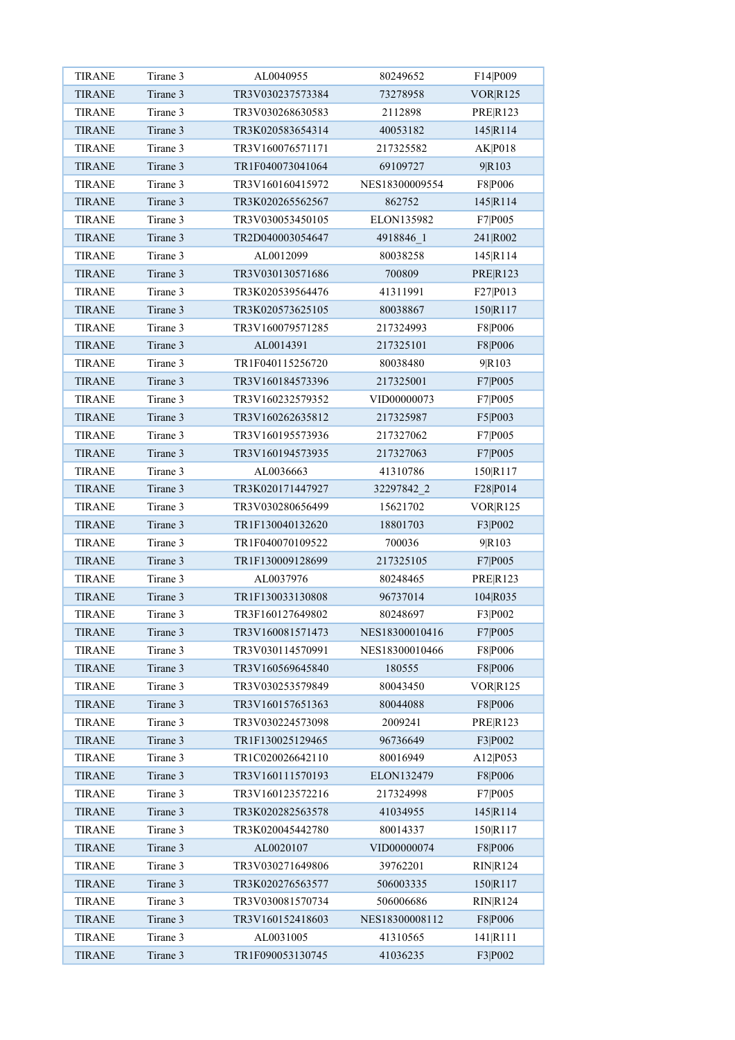| TIRANE | Tirane 3 | AL0040955 | 80249652 | F14|P009 |
|---|---|---|---|---|
| TIRANE | Tirane 3 | TR3V030237573384 | 73278958 | VOR|R125 |
| TIRANE | Tirane 3 | TR3V030268630583 | 2112898 | PRE|R123 |
| TIRANE | Tirane 3 | TR3K020583654314 | 40053182 | 145|R114 |
| TIRANE | Tirane 3 | TR3V160076571171 | 217325582 | AK|P018 |
| TIRANE | Tirane 3 | TR1F040073041064 | 69109727 | 9|R103 |
| TIRANE | Tirane 3 | TR3V160160415972 | NES18300009554 | F8|P006 |
| TIRANE | Tirane 3 | TR3K020265562567 | 862752 | 145|R114 |
| TIRANE | Tirane 3 | TR3V030053450105 | ELON135982 | F7|P005 |
| TIRANE | Tirane 3 | TR2D040003054647 | 4918846_1 | 241|R002 |
| TIRANE | Tirane 3 | AL0012099 | 80038258 | 145|R114 |
| TIRANE | Tirane 3 | TR3V030130571686 | 700809 | PRE|R123 |
| TIRANE | Tirane 3 | TR3K020539564476 | 41311991 | F27|P013 |
| TIRANE | Tirane 3 | TR3K020573625105 | 80038867 | 150|R117 |
| TIRANE | Tirane 3 | TR3V160079571285 | 217324993 | F8|P006 |
| TIRANE | Tirane 3 | AL0014391 | 217325101 | F8|P006 |
| TIRANE | Tirane 3 | TR1F040115256720 | 80038480 | 9|R103 |
| TIRANE | Tirane 3 | TR3V160184573396 | 217325001 | F7|P005 |
| TIRANE | Tirane 3 | TR3V160232579352 | VID00000073 | F7|P005 |
| TIRANE | Tirane 3 | TR3V160262635812 | 217325987 | F5|P003 |
| TIRANE | Tirane 3 | TR3V160195573936 | 217327062 | F7|P005 |
| TIRANE | Tirane 3 | TR3V160194573935 | 217327063 | F7|P005 |
| TIRANE | Tirane 3 | AL0036663 | 41310786 | 150|R117 |
| TIRANE | Tirane 3 | TR3K020171447927 | 32297842_2 | F28|P014 |
| TIRANE | Tirane 3 | TR3V030280656499 | 15621702 | VOR|R125 |
| TIRANE | Tirane 3 | TR1F130040132620 | 18801703 | F3|P002 |
| TIRANE | Tirane 3 | TR1F040070109522 | 700036 | 9|R103 |
| TIRANE | Tirane 3 | TR1F130009128699 | 217325105 | F7|P005 |
| TIRANE | Tirane 3 | AL0037976 | 80248465 | PRE|R123 |
| TIRANE | Tirane 3 | TR1F130033130808 | 96737014 | 104|R035 |
| TIRANE | Tirane 3 | TR3F160127649802 | 80248697 | F3|P002 |
| TIRANE | Tirane 3 | TR3V160081571473 | NES18300010416 | F7|P005 |
| TIRANE | Tirane 3 | TR3V030114570991 | NES18300010466 | F8|P006 |
| TIRANE | Tirane 3 | TR3V160569645840 | 180555 | F8|P006 |
| TIRANE | Tirane 3 | TR3V030253579849 | 80043450 | VOR|R125 |
| TIRANE | Tirane 3 | TR3V160157651363 | 80044088 | F8|P006 |
| TIRANE | Tirane 3 | TR3V030224573098 | 2009241 | PRE|R123 |
| TIRANE | Tirane 3 | TR1F130025129465 | 96736649 | F3|P002 |
| TIRANE | Tirane 3 | TR1C020026642110 | 80016949 | A12|P053 |
| TIRANE | Tirane 3 | TR3V160111570193 | ELON132479 | F8|P006 |
| TIRANE | Tirane 3 | TR3V160123572216 | 217324998 | F7|P005 |
| TIRANE | Tirane 3 | TR3K020282563578 | 41034955 | 145|R114 |
| TIRANE | Tirane 3 | TR3K020045442780 | 80014337 | 150|R117 |
| TIRANE | Tirane 3 | AL0020107 | VID00000074 | F8|P006 |
| TIRANE | Tirane 3 | TR3V030271649806 | 39762201 | RIN|R124 |
| TIRANE | Tirane 3 | TR3K020276563577 | 506003335 | 150|R117 |
| TIRANE | Tirane 3 | TR3V030081570734 | 506006686 | RIN|R124 |
| TIRANE | Tirane 3 | TR3V160152418603 | NES18300008112 | F8|P006 |
| TIRANE | Tirane 3 | AL0031005 | 41310565 | 141|R111 |
| TIRANE | Tirane 3 | TR1F090053130745 | 41036235 | F3|P002 |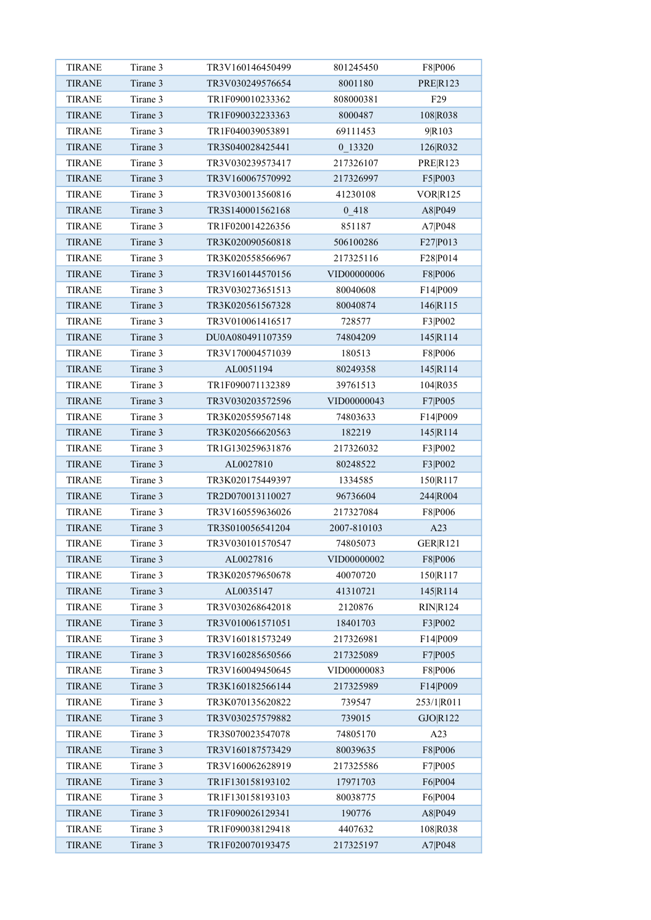| TIRANE | Tirane 3 | TR3V160146450499 | 801245450 | F8|P006 |
|---|---|---|---|---|
| TIRANE | Tirane 3 | TR3V030249576654 | 8001180 | PRE|R123 |
| TIRANE | Tirane 3 | TR1F090010233362 | 808000381 | F29 |
| TIRANE | Tirane 3 | TR1F090032233363 | 8000487 | 108|R038 |
| TIRANE | Tirane 3 | TR1F040039053891 | 69111453 | 9|R103 |
| TIRANE | Tirane 3 | TR3S040028425441 | 0_13320 | 126|R032 |
| TIRANE | Tirane 3 | TR3V030239573417 | 217326107 | PRE|R123 |
| TIRANE | Tirane 3 | TR3V160067570992 | 217326997 | F5|P003 |
| TIRANE | Tirane 3 | TR3V030013560816 | 41230108 | VOR|R125 |
| TIRANE | Tirane 3 | TR3S140001562168 | 0_418 | A8|P049 |
| TIRANE | Tirane 3 | TR1F020014226356 | 851187 | A7|P048 |
| TIRANE | Tirane 3 | TR3K020090560818 | 506100286 | F27|P013 |
| TIRANE | Tirane 3 | TR3K020558566967 | 217325116 | F28|P014 |
| TIRANE | Tirane 3 | TR3V160144570156 | VID00000006 | F8|P006 |
| TIRANE | Tirane 3 | TR3V030273651513 | 80040608 | F14|P009 |
| TIRANE | Tirane 3 | TR3K020561567328 | 80040874 | 146|R115 |
| TIRANE | Tirane 3 | TR3V010061416517 | 728577 | F3|P002 |
| TIRANE | Tirane 3 | DU0A080491107359 | 74804209 | 145|R114 |
| TIRANE | Tirane 3 | TR3V170004571039 | 180513 | F8|P006 |
| TIRANE | Tirane 3 | AL0051194 | 80249358 | 145|R114 |
| TIRANE | Tirane 3 | TR1F090071132389 | 39761513 | 104|R035 |
| TIRANE | Tirane 3 | TR3V030203572596 | VID00000043 | F7|P005 |
| TIRANE | Tirane 3 | TR3K020559567148 | 74803633 | F14|P009 |
| TIRANE | Tirane 3 | TR3K020566620563 | 182219 | 145|R114 |
| TIRANE | Tirane 3 | TR1G130259631876 | 217326032 | F3|P002 |
| TIRANE | Tirane 3 | AL0027810 | 80248522 | F3|P002 |
| TIRANE | Tirane 3 | TR3K020175449397 | 1334585 | 150|R117 |
| TIRANE | Tirane 3 | TR2D070013110027 | 96736604 | 244|R004 |
| TIRANE | Tirane 3 | TR3V160559636026 | 217327084 | F8|P006 |
| TIRANE | Tirane 3 | TR3S010056541204 | 2007-810103 | A23 |
| TIRANE | Tirane 3 | TR3V030101570547 | 74805073 | GER|R121 |
| TIRANE | Tirane 3 | AL0027816 | VID00000002 | F8|P006 |
| TIRANE | Tirane 3 | TR3K020579650678 | 40070720 | 150|R117 |
| TIRANE | Tirane 3 | AL0035147 | 41310721 | 145|R114 |
| TIRANE | Tirane 3 | TR3V030268642018 | 2120876 | RIN|R124 |
| TIRANE | Tirane 3 | TR3V010061571051 | 18401703 | F3|P002 |
| TIRANE | Tirane 3 | TR3V160181573249 | 217326981 | F14|P009 |
| TIRANE | Tirane 3 | TR3V160285650566 | 217325089 | F7|P005 |
| TIRANE | Tirane 3 | TR3V160049450645 | VID00000083 | F8|P006 |
| TIRANE | Tirane 3 | TR3K160182566144 | 217325989 | F14|P009 |
| TIRANE | Tirane 3 | TR3K070135620822 | 739547 | 253/1|R011 |
| TIRANE | Tirane 3 | TR3V030257579882 | 739015 | GJO|R122 |
| TIRANE | Tirane 3 | TR3S070023547078 | 74805170 | A23 |
| TIRANE | Tirane 3 | TR3V160187573429 | 80039635 | F8|P006 |
| TIRANE | Tirane 3 | TR3V160062628919 | 217325586 | F7|P005 |
| TIRANE | Tirane 3 | TR1F130158193102 | 17971703 | F6|P004 |
| TIRANE | Tirane 3 | TR1F130158193103 | 80038775 | F6|P004 |
| TIRANE | Tirane 3 | TR1F090026129341 | 190776 | A8|P049 |
| TIRANE | Tirane 3 | TR1F090038129418 | 4407632 | 108|R038 |
| TIRANE | Tirane 3 | TR1F020070193475 | 217325197 | A7|P048 |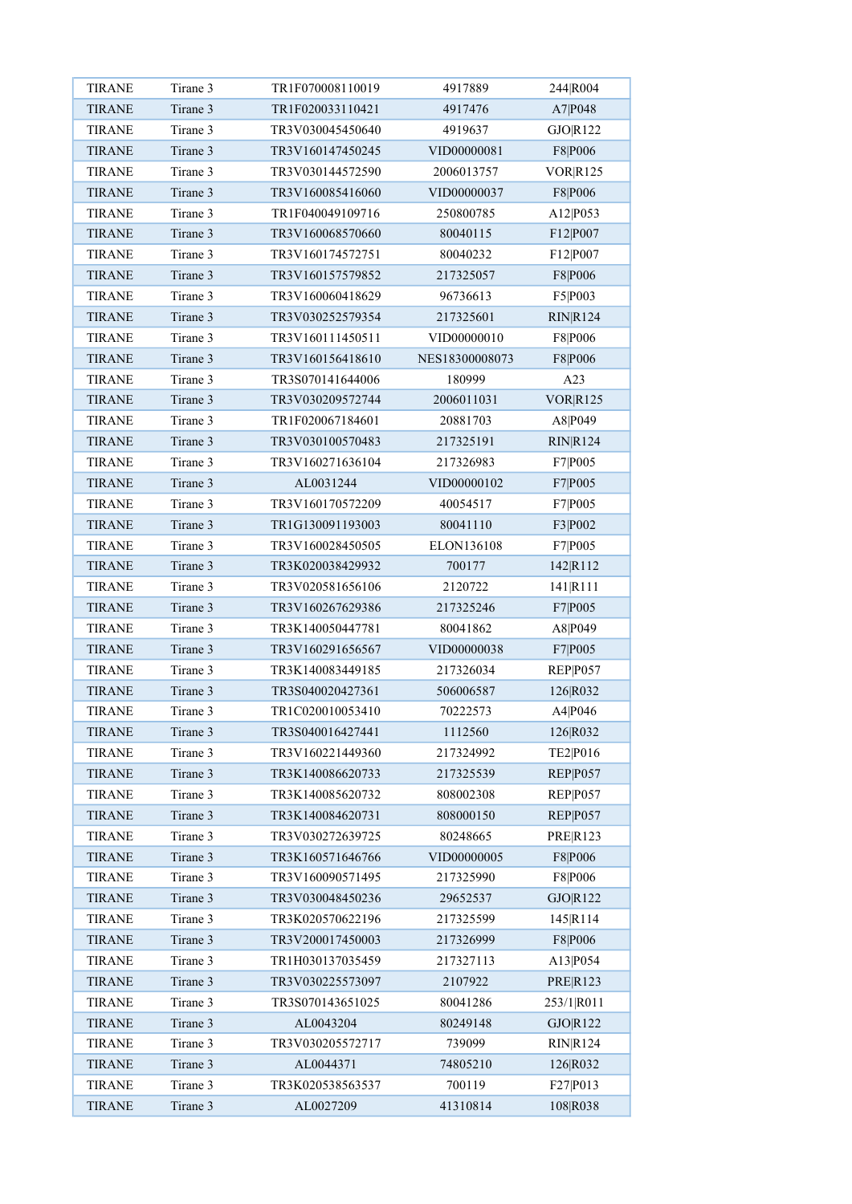| TIRANE | Tirane 3 | TR1F070008110019 | 4917889 | 244|R004 |
|---|---|---|---|---|
| TIRANE | Tirane 3 | TR1F020033110421 | 4917476 | A7|P048 |
| TIRANE | Tirane 3 | TR3V030045450640 | 4919637 | GJO|R122 |
| TIRANE | Tirane 3 | TR3V160147450245 | VID00000081 | F8|P006 |
| TIRANE | Tirane 3 | TR3V030144572590 | 2006013757 | VOR|R125 |
| TIRANE | Tirane 3 | TR3V160085416060 | VID00000037 | F8|P006 |
| TIRANE | Tirane 3 | TR1F040049109716 | 250800785 | A12|P053 |
| TIRANE | Tirane 3 | TR3V160068570660 | 80040115 | F12|P007 |
| TIRANE | Tirane 3 | TR3V160174572751 | 80040232 | F12|P007 |
| TIRANE | Tirane 3 | TR3V160157579852 | 217325057 | F8|P006 |
| TIRANE | Tirane 3 | TR3V160060418629 | 96736613 | F5|P003 |
| TIRANE | Tirane 3 | TR3V030252579354 | 217325601 | RIN|R124 |
| TIRANE | Tirane 3 | TR3V160111450511 | VID00000010 | F8|P006 |
| TIRANE | Tirane 3 | TR3V160156418610 | NES18300008073 | F8|P006 |
| TIRANE | Tirane 3 | TR3S070141644006 | 180999 | A23 |
| TIRANE | Tirane 3 | TR3V030209572744 | 2006011031 | VOR|R125 |
| TIRANE | Tirane 3 | TR1F020067184601 | 20881703 | A8|P049 |
| TIRANE | Tirane 3 | TR3V030100570483 | 217325191 | RIN|R124 |
| TIRANE | Tirane 3 | TR3V160271636104 | 217326983 | F7|P005 |
| TIRANE | Tirane 3 | AL0031244 | VID00000102 | F7|P005 |
| TIRANE | Tirane 3 | TR3V160170572209 | 40054517 | F7|P005 |
| TIRANE | Tirane 3 | TR1G130091193003 | 80041110 | F3|P002 |
| TIRANE | Tirane 3 | TR3V160028450505 | ELON136108 | F7|P005 |
| TIRANE | Tirane 3 | TR3K020038429932 | 700177 | 142|R112 |
| TIRANE | Tirane 3 | TR3V020581656106 | 2120722 | 141|R111 |
| TIRANE | Tirane 3 | TR3V160267629386 | 217325246 | F7|P005 |
| TIRANE | Tirane 3 | TR3K140050447781 | 80041862 | A8|P049 |
| TIRANE | Tirane 3 | TR3V160291656567 | VID00000038 | F7|P005 |
| TIRANE | Tirane 3 | TR3K140083449185 | 217326034 | REP|P057 |
| TIRANE | Tirane 3 | TR3S040020427361 | 506006587 | 126|R032 |
| TIRANE | Tirane 3 | TR1C020010053410 | 70222573 | A4|P046 |
| TIRANE | Tirane 3 | TR3S040016427441 | 1112560 | 126|R032 |
| TIRANE | Tirane 3 | TR3V160221449360 | 217324992 | TE2|P016 |
| TIRANE | Tirane 3 | TR3K140086620733 | 217325539 | REP|P057 |
| TIRANE | Tirane 3 | TR3K140085620732 | 808002308 | REP|P057 |
| TIRANE | Tirane 3 | TR3K140084620731 | 808000150 | REP|P057 |
| TIRANE | Tirane 3 | TR3V030272639725 | 80248665 | PRE|R123 |
| TIRANE | Tirane 3 | TR3K160571646766 | VID00000005 | F8|P006 |
| TIRANE | Tirane 3 | TR3V160090571495 | 217325990 | F8|P006 |
| TIRANE | Tirane 3 | TR3V030048450236 | 29652537 | GJO|R122 |
| TIRANE | Tirane 3 | TR3K020570622196 | 217325599 | 145|R114 |
| TIRANE | Tirane 3 | TR3V200017450003 | 217326999 | F8|P006 |
| TIRANE | Tirane 3 | TR1H030137035459 | 217327113 | A13|P054 |
| TIRANE | Tirane 3 | TR3V030225573097 | 2107922 | PRE|R123 |
| TIRANE | Tirane 3 | TR3S070143651025 | 80041286 | 253/1|R011 |
| TIRANE | Tirane 3 | AL0043204 | 80249148 | GJO|R122 |
| TIRANE | Tirane 3 | TR3V030205572717 | 739099 | RIN|R124 |
| TIRANE | Tirane 3 | AL0044371 | 74805210 | 126|R032 |
| TIRANE | Tirane 3 | TR3K020538563537 | 700119 | F27|P013 |
| TIRANE | Tirane 3 | AL0027209 | 41310814 | 108|R038 |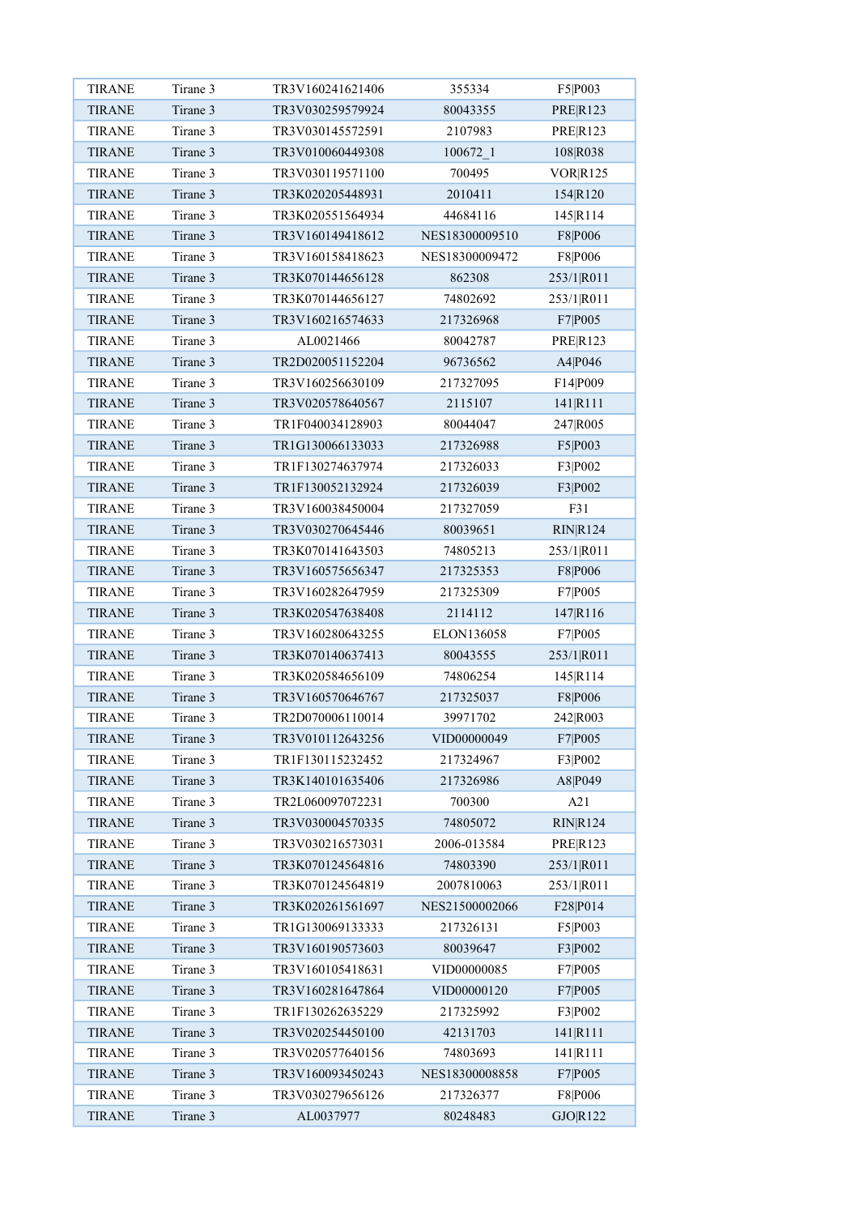| TIRANE | Tirane 3 | TR3V160241621406 | 355334 | F5|P003 |
|---|---|---|---|---|
| TIRANE | Tirane 3 | TR3V030259579924 | 80043355 | PRE|R123 |
| TIRANE | Tirane 3 | TR3V030145572591 | 2107983 | PRE|R123 |
| TIRANE | Tirane 3 | TR3V010060449308 | 100672_1 | 108|R038 |
| TIRANE | Tirane 3 | TR3V030119571100 | 700495 | VOR|R125 |
| TIRANE | Tirane 3 | TR3K020205448931 | 2010411 | 154|R120 |
| TIRANE | Tirane 3 | TR3K020551564934 | 44684116 | 145|R114 |
| TIRANE | Tirane 3 | TR3V160149418612 | NES18300009510 | F8|P006 |
| TIRANE | Tirane 3 | TR3V160158418623 | NES18300009472 | F8|P006 |
| TIRANE | Tirane 3 | TR3K070144656128 | 862308 | 253/1|R011 |
| TIRANE | Tirane 3 | TR3K070144656127 | 74802692 | 253/1|R011 |
| TIRANE | Tirane 3 | TR3V160216574633 | 217326968 | F7|P005 |
| TIRANE | Tirane 3 | AL0021466 | 80042787 | PRE|R123 |
| TIRANE | Tirane 3 | TR2D020051152204 | 96736562 | A4|P046 |
| TIRANE | Tirane 3 | TR3V160256630109 | 217327095 | F14|P009 |
| TIRANE | Tirane 3 | TR3V020578640567 | 2115107 | 141|R111 |
| TIRANE | Tirane 3 | TR1F040034128903 | 80044047 | 247|R005 |
| TIRANE | Tirane 3 | TR1G130066133033 | 217326988 | F5|P003 |
| TIRANE | Tirane 3 | TR1F130274637974 | 217326033 | F3|P002 |
| TIRANE | Tirane 3 | TR1F130052132924 | 217326039 | F3|P002 |
| TIRANE | Tirane 3 | TR3V160038450004 | 217327059 | F31 |
| TIRANE | Tirane 3 | TR3V030270645446 | 80039651 | RIN|R124 |
| TIRANE | Tirane 3 | TR3K070141643503 | 74805213 | 253/1|R011 |
| TIRANE | Tirane 3 | TR3V160575656347 | 217325353 | F8|P006 |
| TIRANE | Tirane 3 | TR3V160282647959 | 217325309 | F7|P005 |
| TIRANE | Tirane 3 | TR3K020547638408 | 2114112 | 147|R116 |
| TIRANE | Tirane 3 | TR3V160280643255 | ELON136058 | F7|P005 |
| TIRANE | Tirane 3 | TR3K070140637413 | 80043555 | 253/1|R011 |
| TIRANE | Tirane 3 | TR3K020584656109 | 74806254 | 145|R114 |
| TIRANE | Tirane 3 | TR3V160570646767 | 217325037 | F8|P006 |
| TIRANE | Tirane 3 | TR2D070006110014 | 39971702 | 242|R003 |
| TIRANE | Tirane 3 | TR3V010112643256 | VID00000049 | F7|P005 |
| TIRANE | Tirane 3 | TR1F130115232452 | 217324967 | F3|P002 |
| TIRANE | Tirane 3 | TR3K140101635406 | 217326986 | A8|P049 |
| TIRANE | Tirane 3 | TR2L060097072231 | 700300 | A21 |
| TIRANE | Tirane 3 | TR3V030004570335 | 74805072 | RIN|R124 |
| TIRANE | Tirane 3 | TR3V030216573031 | 2006-013584 | PRE|R123 |
| TIRANE | Tirane 3 | TR3K070124564816 | 74803390 | 253/1|R011 |
| TIRANE | Tirane 3 | TR3K070124564819 | 2007810063 | 253/1|R011 |
| TIRANE | Tirane 3 | TR3K020261561697 | NES21500002066 | F28|P014 |
| TIRANE | Tirane 3 | TR1G130069133333 | 217326131 | F5|P003 |
| TIRANE | Tirane 3 | TR3V160190573603 | 80039647 | F3|P002 |
| TIRANE | Tirane 3 | TR3V160105418631 | VID00000085 | F7|P005 |
| TIRANE | Tirane 3 | TR3V160281647864 | VID00000120 | F7|P005 |
| TIRANE | Tirane 3 | TR1F130262635229 | 217325992 | F3|P002 |
| TIRANE | Tirane 3 | TR3V020254450100 | 42131703 | 141|R111 |
| TIRANE | Tirane 3 | TR3V020577640156 | 74803693 | 141|R111 |
| TIRANE | Tirane 3 | TR3V160093450243 | NES18300008858 | F7|P005 |
| TIRANE | Tirane 3 | TR3V030279656126 | 217326377 | F8|P006 |
| TIRANE | Tirane 3 | AL0037977 | 80248483 | GJO|R122 |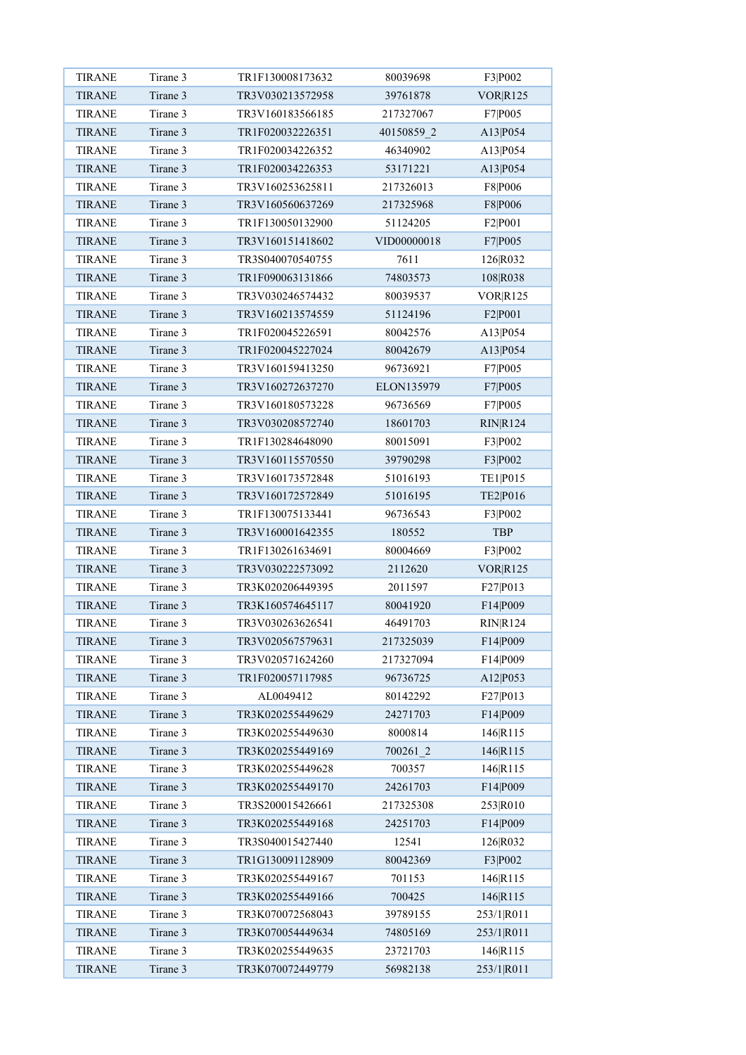| | | | | |
|---|---|---|---|---|
| TIRANE | Tirane 3 | TR1F130008173632 | 80039698 | F3\|P002 |
| TIRANE | Tirane 3 | TR3V030213572958 | 39761878 | VOR\|R125 |
| TIRANE | Tirane 3 | TR3V160183566185 | 217327067 | F7\|P005 |
| TIRANE | Tirane 3 | TR1F020032226351 | 40150859_2 | A13\|P054 |
| TIRANE | Tirane 3 | TR1F020034226352 | 46340902 | A13\|P054 |
| TIRANE | Tirane 3 | TR1F020034226353 | 53171221 | A13\|P054 |
| TIRANE | Tirane 3 | TR3V160253625811 | 217326013 | F8\|P006 |
| TIRANE | Tirane 3 | TR3V160560637269 | 217325968 | F8\|P006 |
| TIRANE | Tirane 3 | TR1F130050132900 | 51124205 | F2\|P001 |
| TIRANE | Tirane 3 | TR3V160151418602 | VID00000018 | F7\|P005 |
| TIRANE | Tirane 3 | TR3S040070540755 | 7611 | 126\|R032 |
| TIRANE | Tirane 3 | TR1F090063131866 | 74803573 | 108\|R038 |
| TIRANE | Tirane 3 | TR3V030246574432 | 80039537 | VOR\|R125 |
| TIRANE | Tirane 3 | TR3V160213574559 | 51124196 | F2\|P001 |
| TIRANE | Tirane 3 | TR1F020045226591 | 80042576 | A13\|P054 |
| TIRANE | Tirane 3 | TR1F020045227024 | 80042679 | A13\|P054 |
| TIRANE | Tirane 3 | TR3V160159413250 | 96736921 | F7\|P005 |
| TIRANE | Tirane 3 | TR3V160272637270 | ELON135979 | F7\|P005 |
| TIRANE | Tirane 3 | TR3V160180573228 | 96736569 | F7\|P005 |
| TIRANE | Tirane 3 | TR3V030208572740 | 18601703 | RIN\|R124 |
| TIRANE | Tirane 3 | TR1F130284648090 | 80015091 | F3\|P002 |
| TIRANE | Tirane 3 | TR3V160115570550 | 39790298 | F3\|P002 |
| TIRANE | Tirane 3 | TR3V160173572848 | 51016193 | TE1\|P015 |
| TIRANE | Tirane 3 | TR3V160172572849 | 51016195 | TE2\|P016 |
| TIRANE | Tirane 3 | TR1F130075133441 | 96736543 | F3\|P002 |
| TIRANE | Tirane 3 | TR3V160001642355 | 180552 | TBP |
| TIRANE | Tirane 3 | TR1F130261634691 | 80004669 | F3\|P002 |
| TIRANE | Tirane 3 | TR3V030222573092 | 2112620 | VOR\|R125 |
| TIRANE | Tirane 3 | TR3K020206449395 | 2011597 | F27\|P013 |
| TIRANE | Tirane 3 | TR3K160574645117 | 80041920 | F14\|P009 |
| TIRANE | Tirane 3 | TR3V030263626541 | 46491703 | RIN\|R124 |
| TIRANE | Tirane 3 | TR3V020567579631 | 217325039 | F14\|P009 |
| TIRANE | Tirane 3 | TR3V020571624260 | 217327094 | F14\|P009 |
| TIRANE | Tirane 3 | TR1F020057117985 | 96736725 | A12\|P053 |
| TIRANE | Tirane 3 | AL0049412 | 80142292 | F27\|P013 |
| TIRANE | Tirane 3 | TR3K020255449629 | 24271703 | F14\|P009 |
| TIRANE | Tirane 3 | TR3K020255449630 | 8000814 | 146\|R115 |
| TIRANE | Tirane 3 | TR3K020255449169 | 700261_2 | 146\|R115 |
| TIRANE | Tirane 3 | TR3K020255449628 | 700357 | 146\|R115 |
| TIRANE | Tirane 3 | TR3K020255449170 | 24261703 | F14\|P009 |
| TIRANE | Tirane 3 | TR3S200015426661 | 217325308 | 253\|R010 |
| TIRANE | Tirane 3 | TR3K020255449168 | 24251703 | F14\|P009 |
| TIRANE | Tirane 3 | TR3S040015427440 | 12541 | 126\|R032 |
| TIRANE | Tirane 3 | TR1G130091128909 | 80042369 | F3\|P002 |
| TIRANE | Tirane 3 | TR3K020255449167 | 701153 | 146\|R115 |
| TIRANE | Tirane 3 | TR3K020255449166 | 700425 | 146\|R115 |
| TIRANE | Tirane 3 | TR3K070072568043 | 39789155 | 253/1\|R011 |
| TIRANE | Tirane 3 | TR3K070054449634 | 74805169 | 253/1\|R011 |
| TIRANE | Tirane 3 | TR3K020255449635 | 23721703 | 146\|R115 |
| TIRANE | Tirane 3 | TR3K070072449779 | 56982138 | 253/1\|R011 |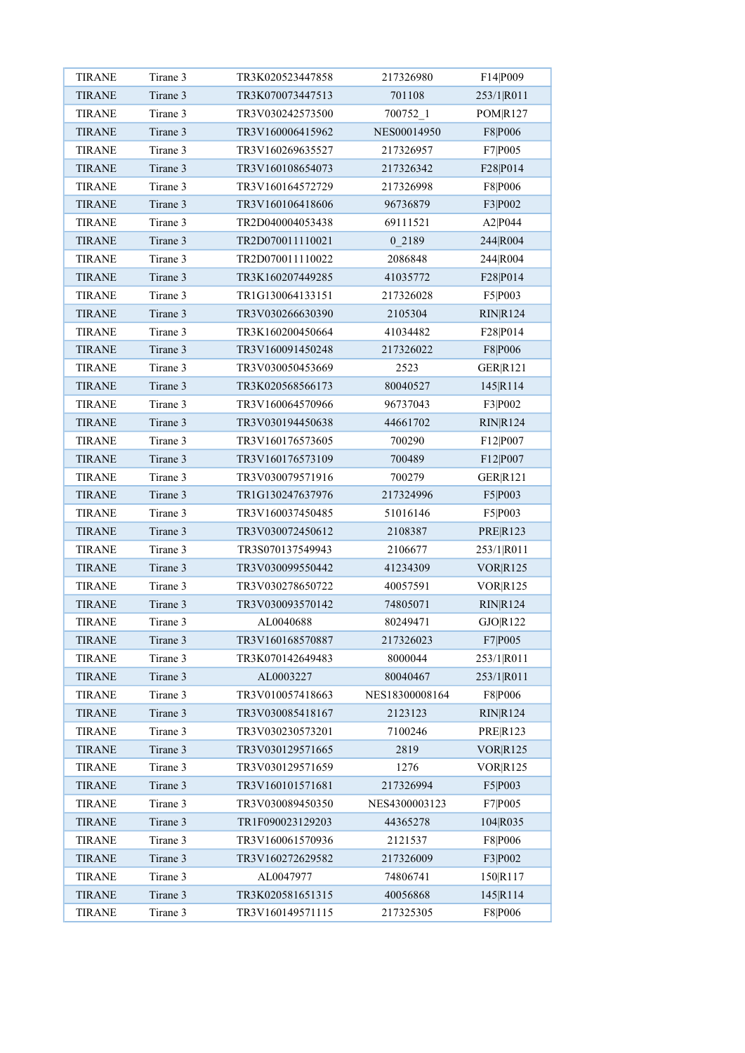| | | | | |
|---|---|---|---|---|
| TIRANE | Tirane 3 | TR3K020523447858 | 217326980 | F14\|P009 |
| TIRANE | Tirane 3 | TR3K070073447513 | 701108 | 253/1\|R011 |
| TIRANE | Tirane 3 | TR3V030242573500 | 700752_1 | POM\|R127 |
| TIRANE | Tirane 3 | TR3V160006415962 | NES00014950 | F8\|P006 |
| TIRANE | Tirane 3 | TR3V160269635527 | 217326957 | F7\|P005 |
| TIRANE | Tirane 3 | TR3V160108654073 | 217326342 | F28\|P014 |
| TIRANE | Tirane 3 | TR3V160164572729 | 217326998 | F8\|P006 |
| TIRANE | Tirane 3 | TR3V160106418606 | 96736879 | F3\|P002 |
| TIRANE | Tirane 3 | TR2D040004053438 | 69111521 | A2\|P044 |
| TIRANE | Tirane 3 | TR2D070011110021 | 0_2189 | 244\|R004 |
| TIRANE | Tirane 3 | TR2D070011110022 | 2086848 | 244\|R004 |
| TIRANE | Tirane 3 | TR3K160207449285 | 41035772 | F28\|P014 |
| TIRANE | Tirane 3 | TR1G130064133151 | 217326028 | F5\|P003 |
| TIRANE | Tirane 3 | TR3V030266630390 | 2105304 | RIN\|R124 |
| TIRANE | Tirane 3 | TR3K160200450664 | 41034482 | F28\|P014 |
| TIRANE | Tirane 3 | TR3V160091450248 | 217326022 | F8\|P006 |
| TIRANE | Tirane 3 | TR3V030050453669 | 2523 | GER\|R121 |
| TIRANE | Tirane 3 | TR3K020568566173 | 80040527 | 145\|R114 |
| TIRANE | Tirane 3 | TR3V160064570966 | 96737043 | F3\|P002 |
| TIRANE | Tirane 3 | TR3V030194450638 | 44661702 | RIN\|R124 |
| TIRANE | Tirane 3 | TR3V160176573605 | 700290 | F12\|P007 |
| TIRANE | Tirane 3 | TR3V160176573109 | 700489 | F12\|P007 |
| TIRANE | Tirane 3 | TR3V030079571916 | 700279 | GER\|R121 |
| TIRANE | Tirane 3 | TR1G130247637976 | 217324996 | F5\|P003 |
| TIRANE | Tirane 3 | TR3V160037450485 | 51016146 | F5\|P003 |
| TIRANE | Tirane 3 | TR3V030072450612 | 2108387 | PRE\|R123 |
| TIRANE | Tirane 3 | TR3S070137549943 | 2106677 | 253/1\|R011 |
| TIRANE | Tirane 3 | TR3V030099550442 | 41234309 | VOR\|R125 |
| TIRANE | Tirane 3 | TR3V030278650722 | 40057591 | VOR\|R125 |
| TIRANE | Tirane 3 | TR3V030093570142 | 74805071 | RIN\|R124 |
| TIRANE | Tirane 3 | AL0040688 | 80249471 | GJO\|R122 |
| TIRANE | Tirane 3 | TR3V160168570887 | 217326023 | F7\|P005 |
| TIRANE | Tirane 3 | TR3K070142649483 | 8000044 | 253/1\|R011 |
| TIRANE | Tirane 3 | AL0003227 | 80040467 | 253/1\|R011 |
| TIRANE | Tirane 3 | TR3V010057418663 | NES18300008164 | F8\|P006 |
| TIRANE | Tirane 3 | TR3V030085418167 | 2123123 | RIN\|R124 |
| TIRANE | Tirane 3 | TR3V030230573201 | 7100246 | PRE\|R123 |
| TIRANE | Tirane 3 | TR3V030129571665 | 2819 | VOR\|R125 |
| TIRANE | Tirane 3 | TR3V030129571659 | 1276 | VOR\|R125 |
| TIRANE | Tirane 3 | TR3V160101571681 | 217326994 | F5\|P003 |
| TIRANE | Tirane 3 | TR3V030089450350 | NES4300003123 | F7\|P005 |
| TIRANE | Tirane 3 | TR1F090023129203 | 44365278 | 104\|R035 |
| TIRANE | Tirane 3 | TR3V160061570936 | 2121537 | F8\|P006 |
| TIRANE | Tirane 3 | TR3V160272629582 | 217326009 | F3\|P002 |
| TIRANE | Tirane 3 | AL0047977 | 74806741 | 150\|R117 |
| TIRANE | Tirane 3 | TR3K020581651315 | 40056868 | 145\|R114 |
| TIRANE | Tirane 3 | TR3V160149571115 | 217325305 | F8\|P006 |